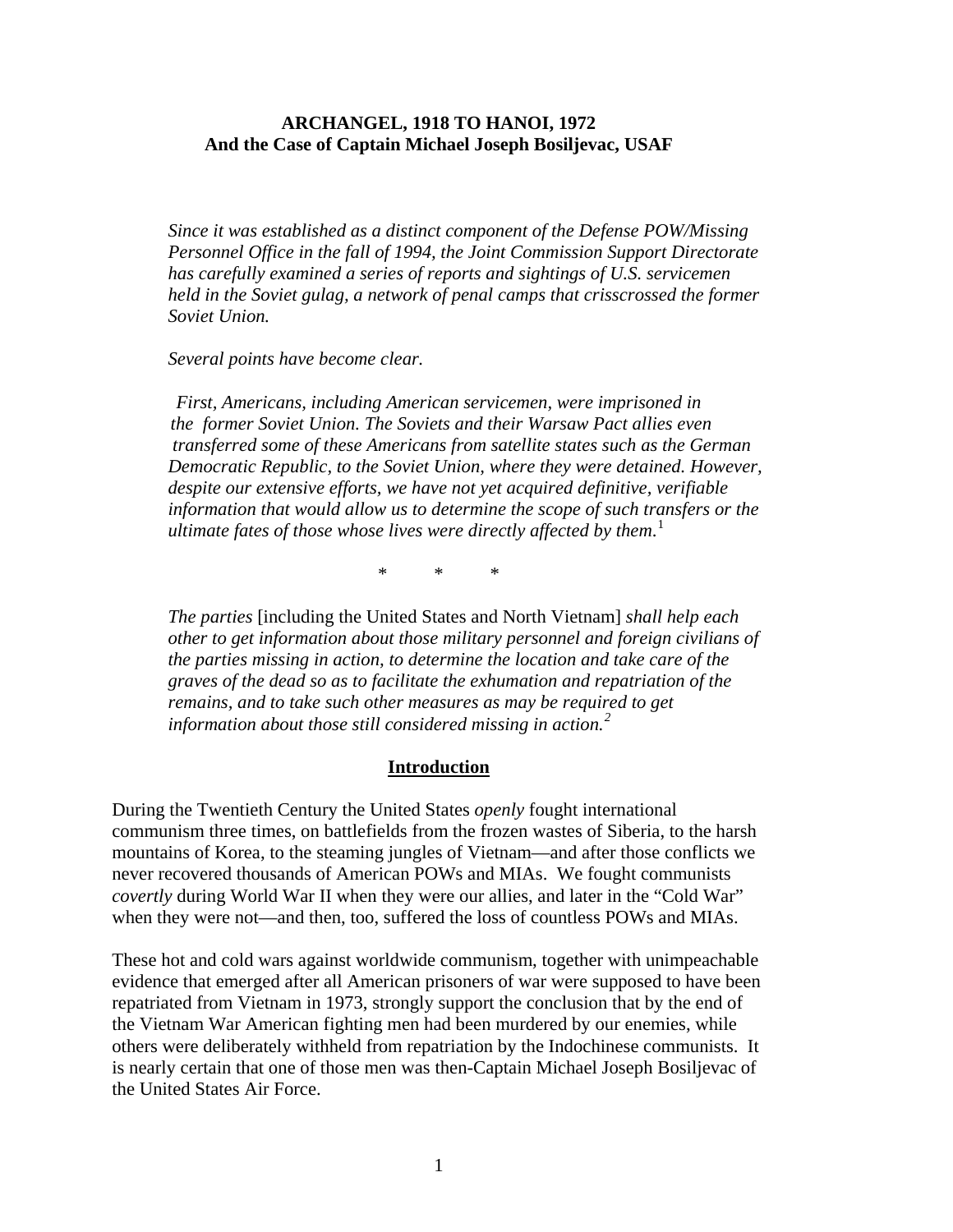# ARCHANGEL, 1918 TO HANOI, 1972
## And the Case of Captain Michael Joseph Bosiljevac, USAF

> *Since it was established as a distinct component of the Defense POW/Missing Personnel Office in the fall of 1994, the Joint Commission Support Directorate has carefully examined a series of reports and sightings of U.S. servicemen held in the Soviet gulag, a network of penal camps that crisscrossed the former Soviet Union.*
>
> *Several points have become clear.*
>
> *First, Americans, including American servicemen, were imprisoned in the former Soviet Union. The Soviets and their Warsaw Pact allies even transferred some of these Americans from satellite states such as the German Democratic Republic, to the Soviet Union, where they were detained. However, despite our extensive efforts, we have not yet acquired definitive, verifiable information that would allow us to determine the scope of such transfers or the ultimate fates of those whose lives were directly affected by them.*[1]
>
> \* \* \*
>
> *The parties* [including the United States and North Vietnam] *shall help each other to get information about those military personnel and foreign civilians of the parties missing in action, to determine the location and take care of the graves of the dead so as to facilitate the exhumation and repatriation of the remains, and to take such other measures as may be required to get information about those still considered missing in action.*[2]

## Introduction

During the Twentieth Century the United States *openly* fought international communism three times, on battlefields from the frozen wastes of Siberia, to the harsh mountains of Korea, to the steaming jungles of Vietnam—and after those conflicts we never recovered thousands of American POWs and MIAs. We fought communists *covertly* during World War II when they were our allies, and later in the "Cold War" when they were not—and then, too, suffered the loss of countless POWs and MIAs.

These hot and cold wars against worldwide communism, together with unimpeachable evidence that emerged after all American prisoners of war were supposed to have been repatriated from Vietnam in 1973, strongly support the conclusion that by the end of the Vietnam War American fighting men had been murdered by our enemies, while others were deliberately withheld from repatriation by the Indochinese communists. It is nearly certain that one of those men was then-Captain Michael Joseph Bosiljevac of the United States Air Force.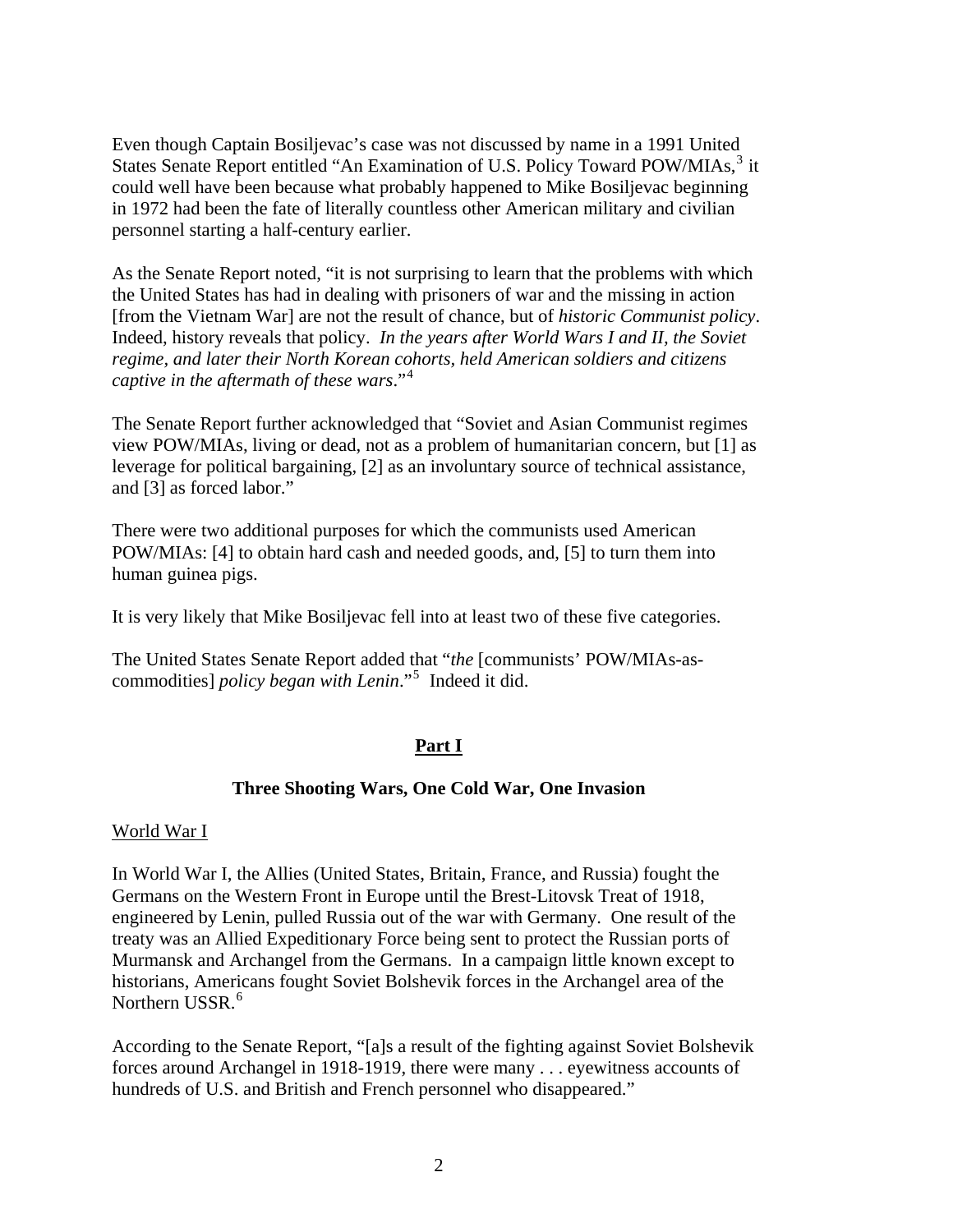Even though Captain Bosiljevac's case was not discussed by name in a 1991 United States Senate Report entitled "An Examination of U.S. Policy Toward POW/MIAs,[3] it could well have been because what probably happened to Mike Bosiljevac beginning in 1972 had been the fate of literally countless other American military and civilian personnel starting a half-century earlier.

As the Senate Report noted, "it is not surprising to learn that the problems with which the United States has had in dealing with prisoners of war and the missing in action [from the Vietnam War] are not the result of chance, but of *historic Communist policy*. Indeed, history reveals that policy. *In the years after World Wars I and II, the Soviet regime, and later their North Korean cohorts, held American soldiers and citizens captive in the aftermath of these wars*."[4]

The Senate Report further acknowledged that "Soviet and Asian Communist regimes view POW/MIAs, living or dead, not as a problem of humanitarian concern, but [1] as leverage for political bargaining, [2] as an involuntary source of technical assistance, and [3] as forced labor."

There were two additional purposes for which the communists used American POW/MIAs: [4] to obtain hard cash and needed goods, and, [5] to turn them into human guinea pigs.

It is very likely that Mike Bosiljevac fell into at least two of these five categories.

The United States Senate Report added that "*the* [communists' POW/MIAs-as-commodities] *policy began with Lenin*."[5] Indeed it did.

## Part I

### Three Shooting Wars, One Cold War, One Invasion

World War I

In World War I, the Allies (United States, Britain, France, and Russia) fought the Germans on the Western Front in Europe until the Brest-Litovsk Treat of 1918, engineered by Lenin, pulled Russia out of the war with Germany. One result of the treaty was an Allied Expeditionary Force being sent to protect the Russian ports of Murmansk and Archangel from the Germans. In a campaign little known except to historians, Americans fought Soviet Bolshevik forces in the Archangel area of the Northern USSR.[6]

According to the Senate Report, "[a]s a result of the fighting against Soviet Bolshevik forces around Archangel in 1918-1919, there were many . . . eyewitness accounts of hundreds of U.S. and British and French personnel who disappeared."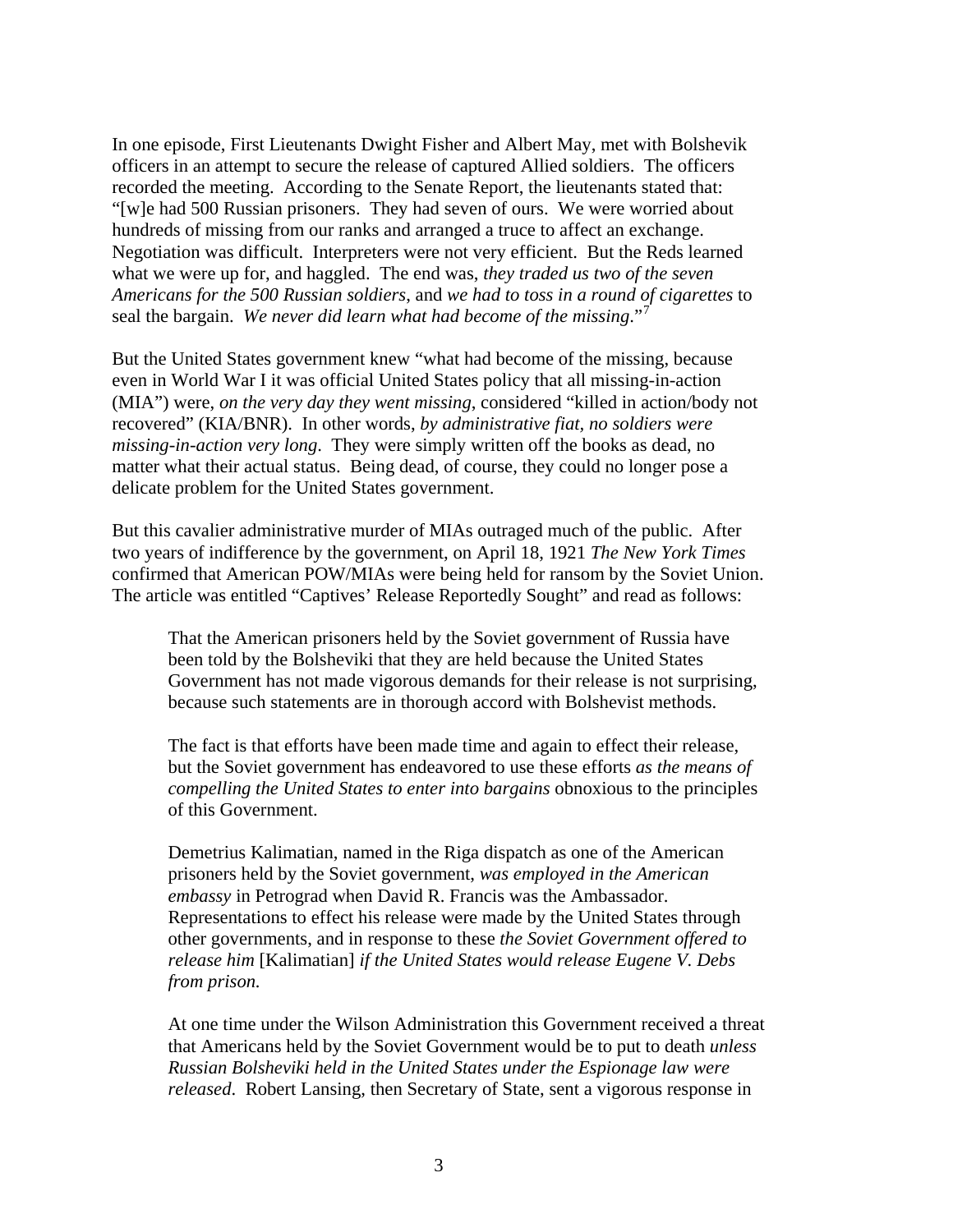In one episode, First Lieutenants Dwight Fisher and Albert May, met with Bolshevik officers in an attempt to secure the release of captured Allied soldiers. The officers recorded the meeting. According to the Senate Report, the lieutenants stated that: "[w]e had 500 Russian prisoners. They had seven of ours. We were worried about hundreds of missing from our ranks and arranged a truce to affect an exchange. Negotiation was difficult. Interpreters were not very efficient. But the Reds learned what we were up for, and haggled. The end was, *they traded us two of the seven Americans for the 500 Russian soldiers*, and *we had to toss in a round of cigarettes* to seal the bargain. *We never did learn what had become of the missing*."[7]

But the United States government knew "what had become of the missing, because even in World War I it was official United States policy that all missing-in-action (MIA") were, *on the very day they went missing*, considered "killed in action/body not recovered" (KIA/BNR). In other words, *by administrative fiat, no soldiers were missing-in-action very long*. They were simply written off the books as dead, no matter what their actual status. Being dead, of course, they could no longer pose a delicate problem for the United States government.

But this cavalier administrative murder of MIAs outraged much of the public. After two years of indifference by the government, on April 18, 1921 *The New York Times* confirmed that American POW/MIAs were being held for ransom by the Soviet Union. The article was entitled "Captives' Release Reportedly Sought" and read as follows:

> That the American prisoners held by the Soviet government of Russia have been told by the Bolsheviki that they are held because the United States Government has not made vigorous demands for their release is not surprising, because such statements are in thorough accord with Bolshevist methods.
>
> The fact is that efforts have been made time and again to effect their release, but the Soviet government has endeavored to use these efforts *as the means of compelling the United States to enter into bargains* obnoxious to the principles of this Government.
>
> Demetrius Kalimatian, named in the Riga dispatch as one of the American prisoners held by the Soviet government, *was employed in the American embassy* in Petrograd when David R. Francis was the Ambassador. Representations to effect his release were made by the United States through other governments, and in response to these *the Soviet Government offered to release him* [Kalimatian] *if the United States would release Eugene V. Debs from prison.*
>
> At one time under the Wilson Administration this Government received a threat that Americans held by the Soviet Government would be to put to death *unless Russian Bolsheviki held in the United States under the Espionage law were released*. Robert Lansing, then Secretary of State, sent a vigorous response in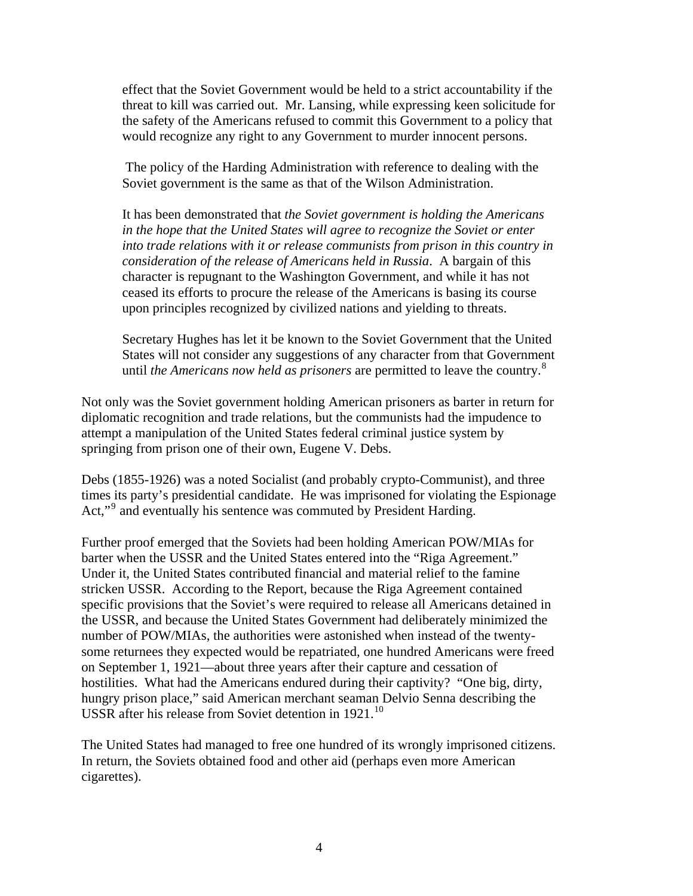> effect that the Soviet Government would be held to a strict accountability if the threat to kill was carried out. Mr. Lansing, while expressing keen solicitude for the safety of the Americans refused to commit this Government to a policy that would recognize any right to any Government to murder innocent persons.
>
> The policy of the Harding Administration with reference to dealing with the Soviet government is the same as that of the Wilson Administration.
>
> It has been demonstrated that *the Soviet government is holding the Americans in the hope that the United States will agree to recognize the Soviet or enter into trade relations with it or release communists from prison in this country in consideration of the release of Americans held in Russia*. A bargain of this character is repugnant to the Washington Government, and while it has not ceased its efforts to procure the release of the Americans is basing its course upon principles recognized by civilized nations and yielding to threats.
>
> Secretary Hughes has let it be known to the Soviet Government that the United States will not consider any suggestions of any character from that Government until *the Americans now held as prisoners* are permitted to leave the country.[8]

Not only was the Soviet government holding American prisoners as barter in return for diplomatic recognition and trade relations, but the communists had the impudence to attempt a manipulation of the United States federal criminal justice system by springing from prison one of their own, Eugene V. Debs.

Debs (1855-1926) was a noted Socialist (and probably crypto-Communist), and three times its party's presidential candidate. He was imprisoned for violating the Espionage Act,"[9] and eventually his sentence was commuted by President Harding.

Further proof emerged that the Soviets had been holding American POW/MIAs for barter when the USSR and the United States entered into the "Riga Agreement." Under it, the United States contributed financial and material relief to the famine stricken USSR. According to the Report, because the Riga Agreement contained specific provisions that the Soviet's were required to release all Americans detained in the USSR, and because the United States Government had deliberately minimized the number of POW/MIAs, the authorities were astonished when instead of the twenty-some returnees they expected would be repatriated, one hundred Americans were freed on September 1, 1921—about three years after their capture and cessation of hostilities. What had the Americans endured during their captivity? "One big, dirty, hungry prison place," said American merchant seaman Delvio Senna describing the USSR after his release from Soviet detention in 1921.[10]

The United States had managed to free one hundred of its wrongly imprisoned citizens. In return, the Soviets obtained food and other aid (perhaps even more American cigarettes).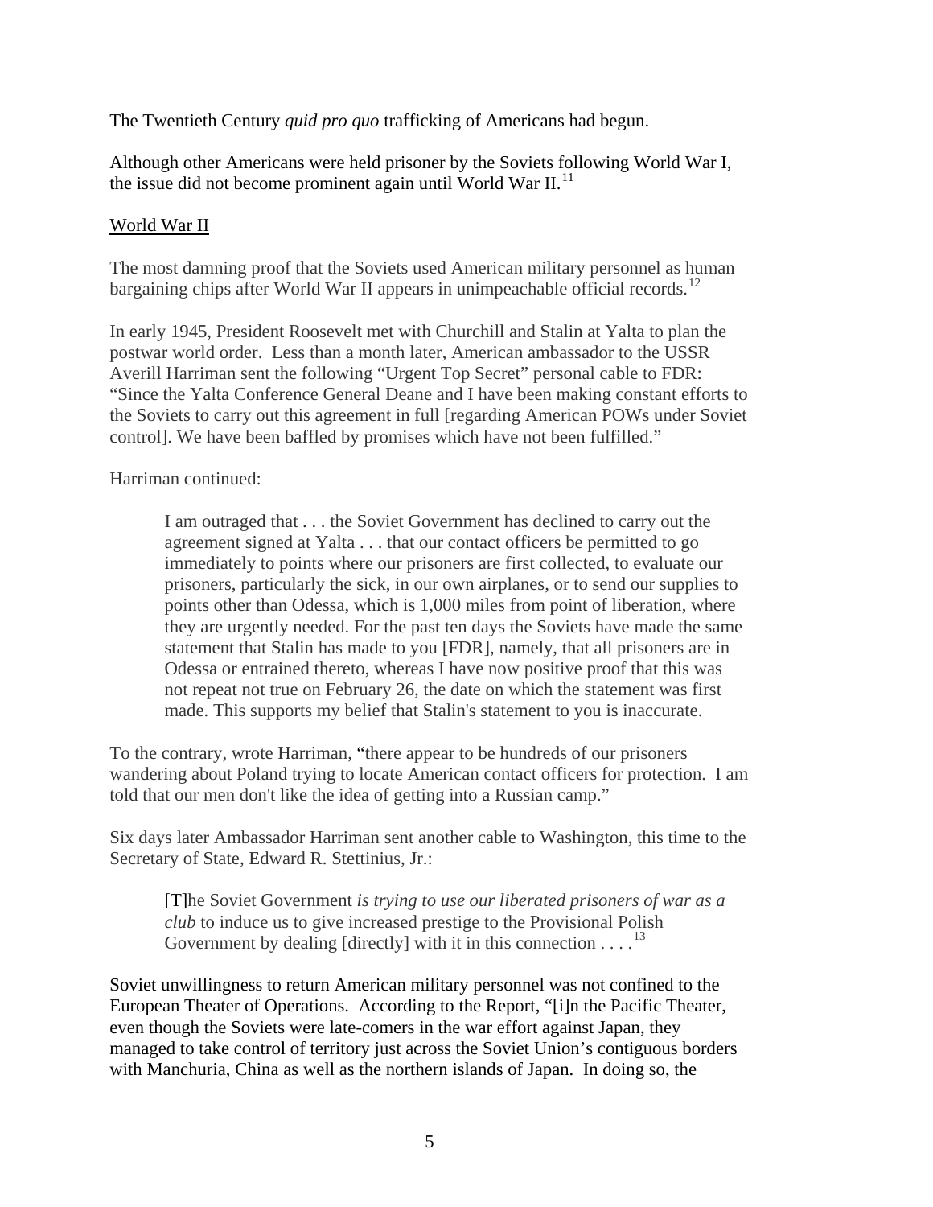The Twentieth Century *quid pro quo* trafficking of Americans had begun.

Although other Americans were held prisoner by the Soviets following World War I, the issue did not become prominent again until World War II.[11]

World War II

The most damning proof that the Soviets used American military personnel as human bargaining chips after World War II appears in unimpeachable official records.[12]

In early 1945, President Roosevelt met with Churchill and Stalin at Yalta to plan the postwar world order. Less than a month later, American ambassador to the USSR Averill Harriman sent the following "Urgent Top Secret" personal cable to FDR: "Since the Yalta Conference General Deane and I have been making constant efforts to the Soviets to carry out this agreement in full [regarding American POWs under Soviet control]. We have been baffled by promises which have not been fulfilled."

Harriman continued:

> I am outraged that . . . the Soviet Government has declined to carry out the agreement signed at Yalta . . . that our contact officers be permitted to go immediately to points where our prisoners are first collected, to evaluate our prisoners, particularly the sick, in our own airplanes, or to send our supplies to points other than Odessa, which is 1,000 miles from point of liberation, where they are urgently needed. For the past ten days the Soviets have made the same statement that Stalin has made to you [FDR], namely, that all prisoners are in Odessa or entrained thereto, whereas I have now positive proof that this was not repeat not true on February 26, the date on which the statement was first made. This supports my belief that Stalin's statement to you is inaccurate.

To the contrary, wrote Harriman, "there appear to be hundreds of our prisoners wandering about Poland trying to locate American contact officers for protection. I am told that our men don't like the idea of getting into a Russian camp."

Six days later Ambassador Harriman sent another cable to Washington, this time to the Secretary of State, Edward R. Stettinius, Jr.:

> [T]he Soviet Government *is trying to use our liberated prisoners of war as a club* to induce us to give increased prestige to the Provisional Polish Government by dealing [directly] with it in this connection . . . .[13]

Soviet unwillingness to return American military personnel was not confined to the European Theater of Operations. According to the Report, "[i]n the Pacific Theater, even though the Soviets were late-comers in the war effort against Japan, they managed to take control of territory just across the Soviet Union's contiguous borders with Manchuria, China as well as the northern islands of Japan. In doing so, the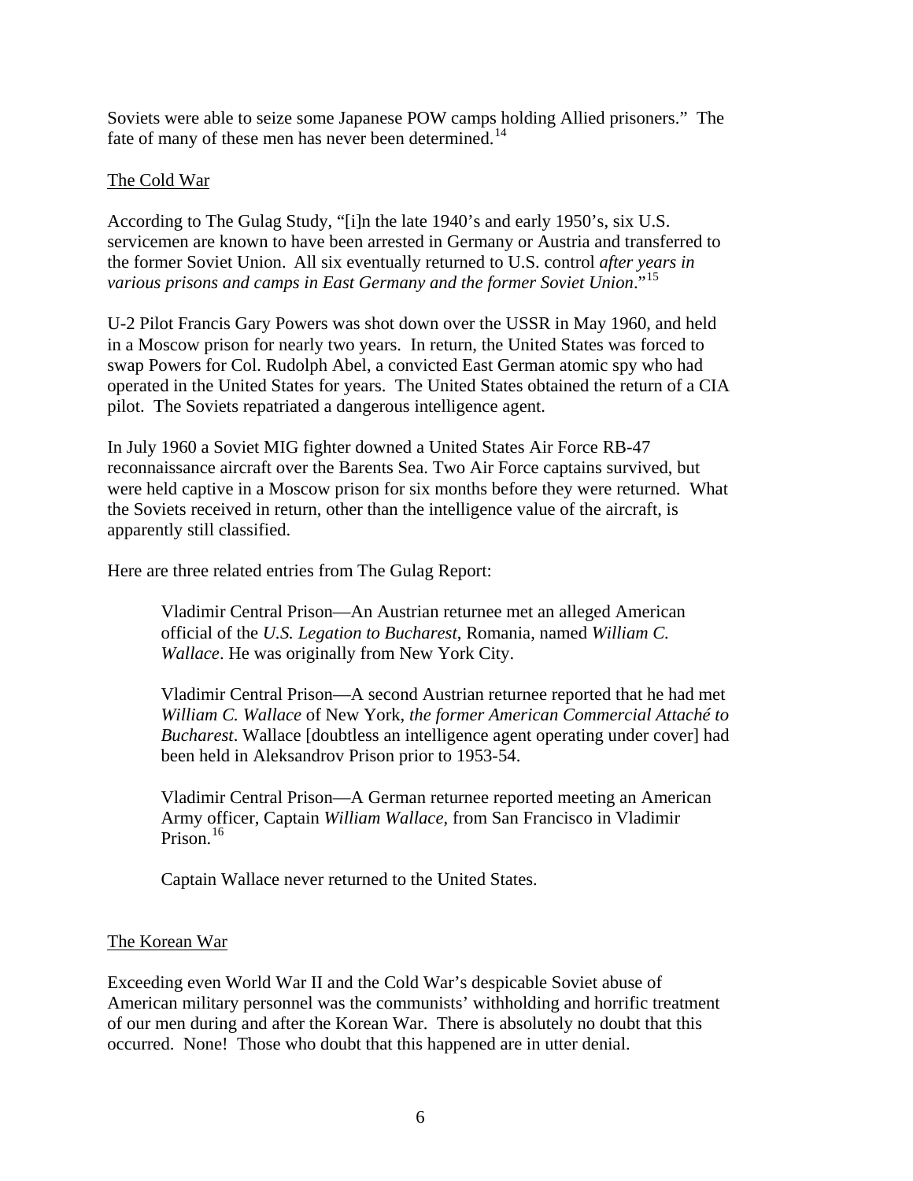Soviets were able to seize some Japanese POW camps holding Allied prisoners." The fate of many of these men has never been determined.[14]

## The Cold War

According to The Gulag Study, "[i]n the late 1940's and early 1950's, six U.S. servicemen are known to have been arrested in Germany or Austria and transferred to the former Soviet Union. All six eventually returned to U.S. control *after years in various prisons and camps in East Germany and the former Soviet Union*."[15]

U-2 Pilot Francis Gary Powers was shot down over the USSR in May 1960, and held in a Moscow prison for nearly two years. In return, the United States was forced to swap Powers for Col. Rudolph Abel, a convicted East German atomic spy who had operated in the United States for years. The United States obtained the return of a CIA pilot. The Soviets repatriated a dangerous intelligence agent.

In July 1960 a Soviet MIG fighter downed a United States Air Force RB-47 reconnaissance aircraft over the Barents Sea. Two Air Force captains survived, but were held captive in a Moscow prison for six months before they were returned. What the Soviets received in return, other than the intelligence value of the aircraft, is apparently still classified.

Here are three related entries from The Gulag Report:

> Vladimir Central Prison—An Austrian returnee met an alleged American official of the *U.S. Legation to Bucharest*, Romania, named *William C. Wallace*. He was originally from New York City.
>
> Vladimir Central Prison—A second Austrian returnee reported that he had met *William C. Wallace* of New York, *the former American Commercial Attaché to Bucharest*. Wallace [doubtless an intelligence agent operating under cover] had been held in Aleksandrov Prison prior to 1953-54.
>
> Vladimir Central Prison—A German returnee reported meeting an American Army officer, Captain *William Wallace*, from San Francisco in Vladimir Prison.[16]
>
> Captain Wallace never returned to the United States.

## The Korean War

Exceeding even World War II and the Cold War's despicable Soviet abuse of American military personnel was the communists' withholding and horrific treatment of our men during and after the Korean War. There is absolutely no doubt that this occurred. None! Those who doubt that this happened are in utter denial.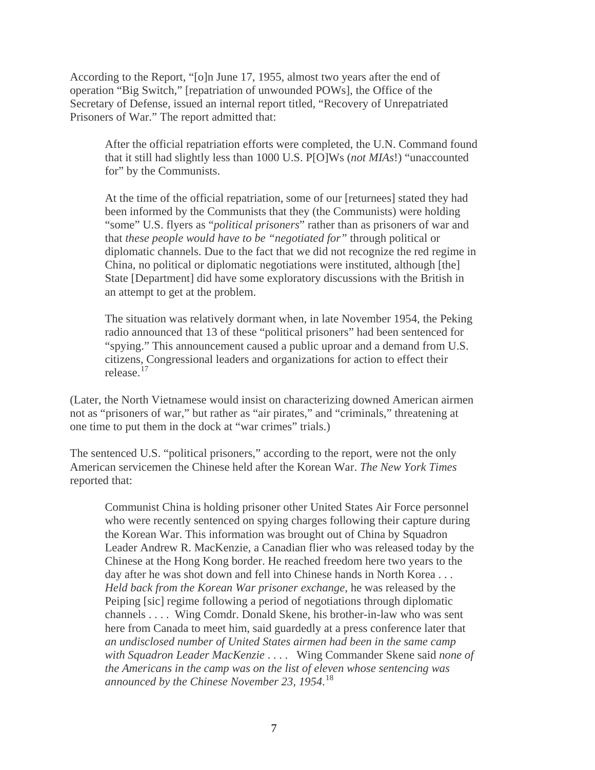According to the Report, "[o]n June 17, 1955, almost two years after the end of operation "Big Switch," [repatriation of unwounded POWs], the Office of the Secretary of Defense, issued an internal report titled, "Recovery of Unrepatriated Prisoners of War." The report admitted that:

> After the official repatriation efforts were completed, the U.N. Command found that it still had slightly less than 1000 U.S. P[O]Ws (*not MIAs*!) "unaccounted for" by the Communists.
>
> At the time of the official repatriation, some of our [returnees] stated they had been informed by the Communists that they (the Communists) were holding "some" U.S. flyers as "*political prisoners*" rather than as prisoners of war and that *these people would have to be "negotiated for"* through political or diplomatic channels. Due to the fact that we did not recognize the red regime in China, no political or diplomatic negotiations were instituted, although [the] State [Department] did have some exploratory discussions with the British in an attempt to get at the problem.
>
> The situation was relatively dormant when, in late November 1954, the Peking radio announced that 13 of these "political prisoners" had been sentenced for "spying." This announcement caused a public uproar and a demand from U.S. citizens, Congressional leaders and organizations for action to effect their release.[17]

(Later, the North Vietnamese would insist on characterizing downed American airmen not as "prisoners of war," but rather as "air pirates," and "criminals," threatening at one time to put them in the dock at "war crimes" trials.)

The sentenced U.S. "political prisoners," according to the report, were not the only American servicemen the Chinese held after the Korean War. *The New York Times* reported that:

> Communist China is holding prisoner other United States Air Force personnel who were recently sentenced on spying charges following their capture during the Korean War. This information was brought out of China by Squadron Leader Andrew R. MacKenzie, a Canadian flier who was released today by the Chinese at the Hong Kong border. He reached freedom here two years to the day after he was shot down and fell into Chinese hands in North Korea . . . *Held back from the Korean War prisoner exchange*, he was released by the Peiping [sic] regime following a period of negotiations through diplomatic channels . . . . Wing Comdr. Donald Skene, his brother-in-law who was sent here from Canada to meet him, said guardedly at a press conference later that *an undisclosed number of United States airmen had been in the same camp with Squadron Leader MacKenzie* . . . . Wing Commander Skene said *none of the Americans in the camp was on the list of eleven whose sentencing was announced by the Chinese November 23, 1954*.[18]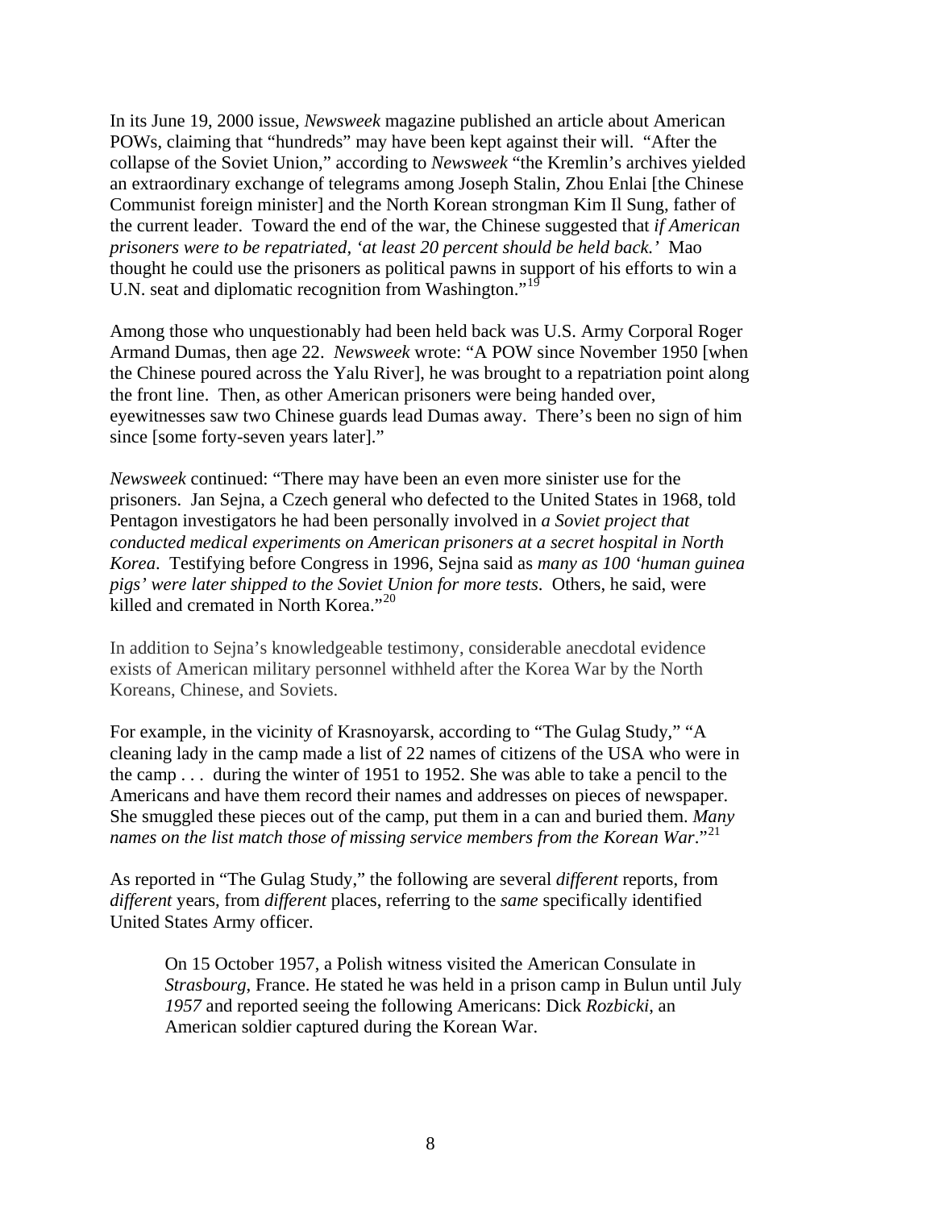In its June 19, 2000 issue, *Newsweek* magazine published an article about American POWs, claiming that "hundreds" may have been kept against their will. "After the collapse of the Soviet Union," according to *Newsweek* "the Kremlin's archives yielded an extraordinary exchange of telegrams among Joseph Stalin, Zhou Enlai [the Chinese Communist foreign minister] and the North Korean strongman Kim Il Sung, father of the current leader. Toward the end of the war, the Chinese suggested that *if American prisoners were to be repatriated, 'at least 20 percent should be held back.'* Mao thought he could use the prisoners as political pawns in support of his efforts to win a U.N. seat and diplomatic recognition from Washington."[19]

Among those who unquestionably had been held back was U.S. Army Corporal Roger Armand Dumas, then age 22. *Newsweek* wrote: "A POW since November 1950 [when the Chinese poured across the Yalu River], he was brought to a repatriation point along the front line. Then, as other American prisoners were being handed over, eyewitnesses saw two Chinese guards lead Dumas away. There's been no sign of him since [some forty-seven years later]."

*Newsweek* continued: "There may have been an even more sinister use for the prisoners. Jan Sejna, a Czech general who defected to the United States in 1968, told Pentagon investigators he had been personally involved in *a Soviet project that conducted medical experiments on American prisoners at a secret hospital in North Korea*. Testifying before Congress in 1996, Sejna said as *many as 100 'human guinea pigs' were later shipped to the Soviet Union for more tests*. Others, he said, were killed and cremated in North Korea."[20]

In addition to Sejna's knowledgeable testimony, considerable anecdotal evidence exists of American military personnel withheld after the Korea War by the North Koreans, Chinese, and Soviets.

For example, in the vicinity of Krasnoyarsk, according to "The Gulag Study," "A cleaning lady in the camp made a list of 22 names of citizens of the USA who were in the camp . . . during the winter of 1951 to 1952. She was able to take a pencil to the Americans and have them record their names and addresses on pieces of newspaper. She smuggled these pieces out of the camp, put them in a can and buried them. *Many names on the list match those of missing service members from the Korean War*."[21]

As reported in "The Gulag Study," the following are several *different* reports, from *different* years, from *different* places, referring to the *same* specifically identified United States Army officer.

> On 15 October 1957, a Polish witness visited the American Consulate in *Strasbourg*, France. He stated he was held in a prison camp in Bulun until July *1957* and reported seeing the following Americans: Dick *Rozbicki*, an American soldier captured during the Korean War.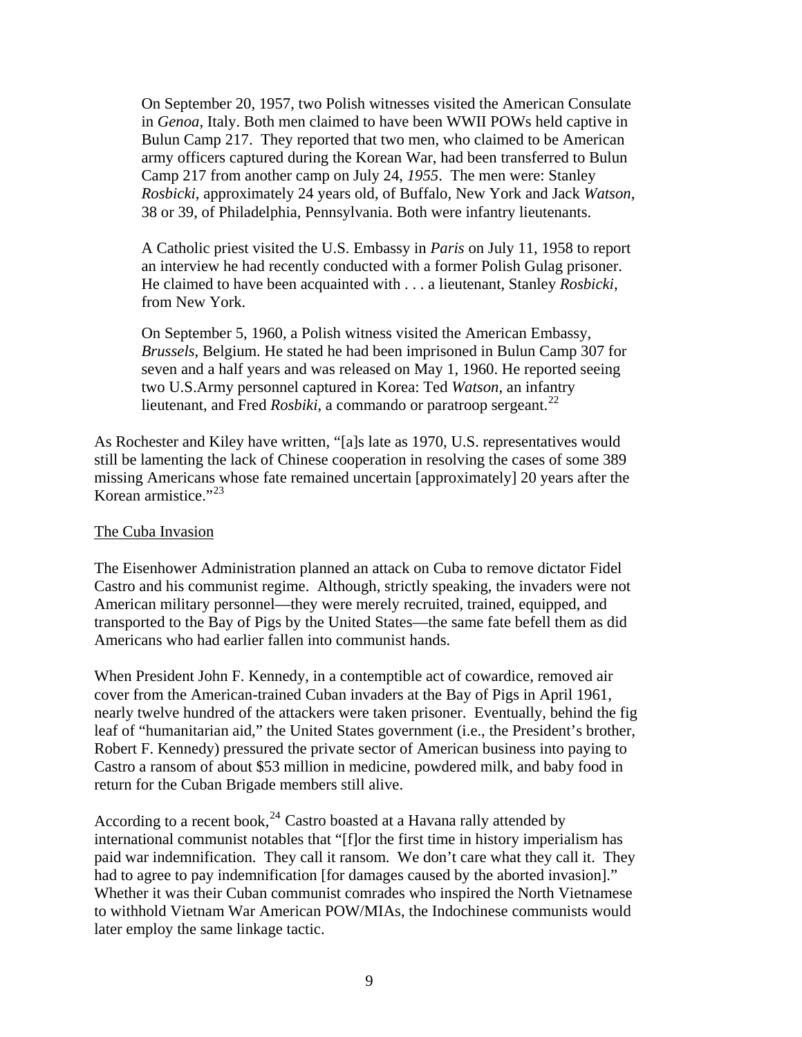> On September 20, 1957, two Polish witnesses visited the American Consulate in *Genoa*, Italy. Both men claimed to have been WWII POWs held captive in Bulun Camp 217. They reported that two men, who claimed to be American army officers captured during the Korean War, had been transferred to Bulun Camp 217 from another camp on July 24, *1955*. The men were: Stanley *Rosbicki*, approximately 24 years old, of Buffalo, New York and Jack *Watson*, 38 or 39, of Philadelphia, Pennsylvania. Both were infantry lieutenants.
>
> A Catholic priest visited the U.S. Embassy in *Paris* on July 11, 1958 to report an interview he had recently conducted with a former Polish Gulag prisoner. He claimed to have been acquainted with . . . a lieutenant, Stanley *Rosbicki*, from New York.
>
> On September 5, 1960, a Polish witness visited the American Embassy, *Brussels*, Belgium. He stated he had been imprisoned in Bulun Camp 307 for seven and a half years and was released on May 1, 1960. He reported seeing two U.S.Army personnel captured in Korea: Ted *Watson*, an infantry lieutenant, and Fred *Rosbiki*, a commando or paratroop sergeant.[22]

As Rochester and Kiley have written, "[a]s late as 1970, U.S. representatives would still be lamenting the lack of Chinese cooperation in resolving the cases of some 389 missing Americans whose fate remained uncertain [approximately] 20 years after the Korean armistice."[23]

<u>The Cuba Invasion</u>

The Eisenhower Administration planned an attack on Cuba to remove dictator Fidel Castro and his communist regime. Although, strictly speaking, the invaders were not American military personnel—they were merely recruited, trained, equipped, and transported to the Bay of Pigs by the United States—the same fate befell them as did Americans who had earlier fallen into communist hands.

When President John F. Kennedy, in a contemptible act of cowardice, removed air cover from the American-trained Cuban invaders at the Bay of Pigs in April 1961, nearly twelve hundred of the attackers were taken prisoner. Eventually, behind the fig leaf of "humanitarian aid," the United States government (i.e., the President's brother, Robert F. Kennedy) pressured the private sector of American business into paying to Castro a ransom of about $53 million in medicine, powdered milk, and baby food in return for the Cuban Brigade members still alive.

According to a recent book,[24] Castro boasted at a Havana rally attended by international communist notables that "[f]or the first time in history imperialism has paid war indemnification. They call it ransom. We don't care what they call it. They had to agree to pay indemnification [for damages caused by the aborted invasion]." Whether it was their Cuban communist comrades who inspired the North Vietnamese to withhold Vietnam War American POW/MIAs, the Indochinese communists would later employ the same linkage tactic.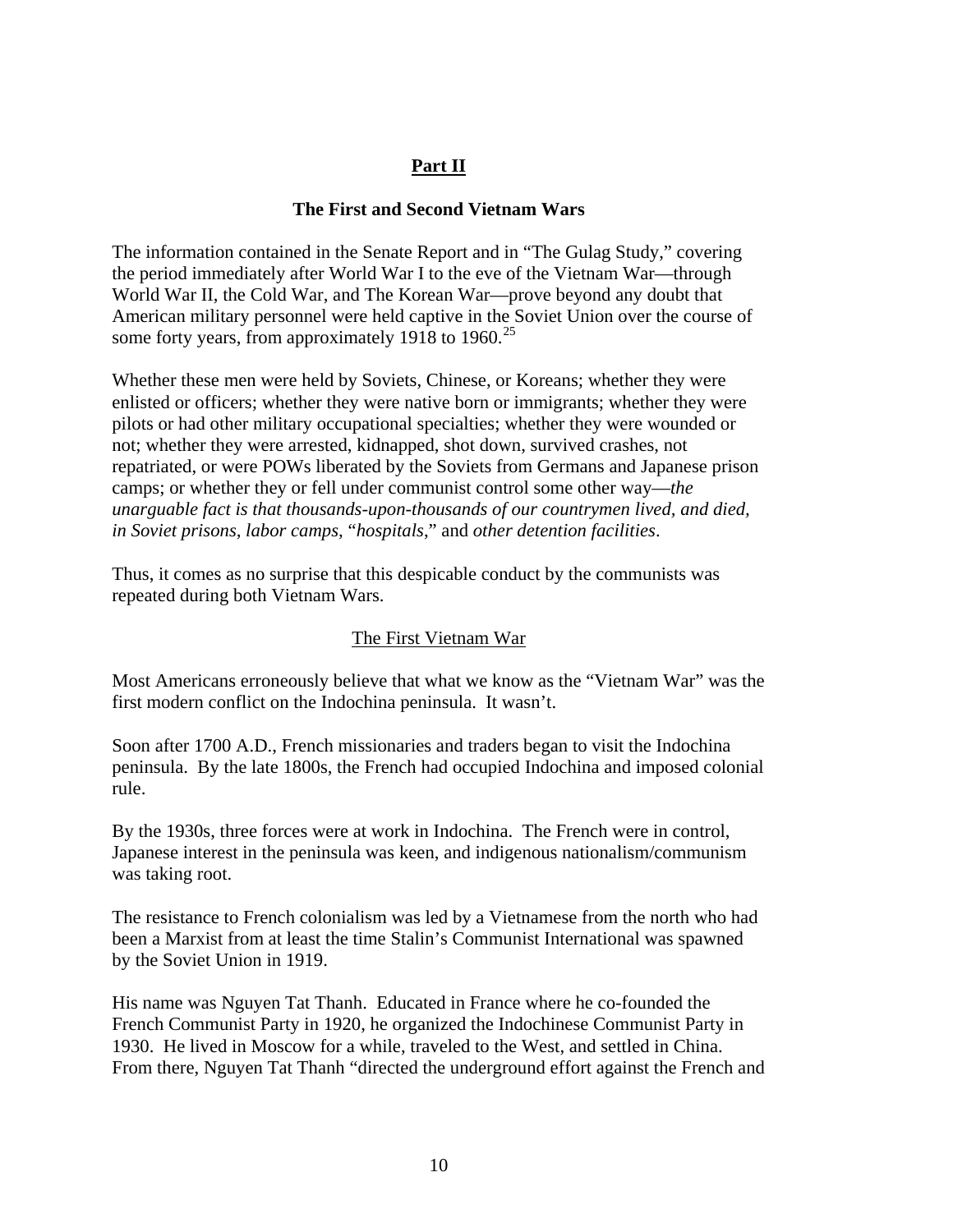## **Part II**

### **The First and Second Vietnam Wars**

The information contained in the Senate Report and in "The Gulag Study," covering the period immediately after World War I to the eve of the Vietnam War—through World War II, the Cold War, and The Korean War—prove beyond any doubt that American military personnel were held captive in the Soviet Union over the course of some forty years, from approximately 1918 to 1960.[25]

Whether these men were held by Soviets, Chinese, or Koreans; whether they were enlisted or officers; whether they were native born or immigrants; whether they were pilots or had other military occupational specialties; whether they were wounded or not; whether they were arrested, kidnapped, shot down, survived crashes, not repatriated, or were POWs liberated by the Soviets from Germans and Japanese prison camps; or whether they or fell under communist control some other way—*the unarguable fact is that thousands-upon-thousands of our countrymen lived, and died, in Soviet prisons, labor camps,* "*hospitals*," and *other detention facilities*.

Thus, it comes as no surprise that this despicable conduct by the communists was repeated during both Vietnam Wars.

<u>The First Vietnam War</u>

Most Americans erroneously believe that what we know as the "Vietnam War" was the first modern conflict on the Indochina peninsula. It wasn't.

Soon after 1700 A.D., French missionaries and traders began to visit the Indochina peninsula. By the late 1800s, the French had occupied Indochina and imposed colonial rule.

By the 1930s, three forces were at work in Indochina. The French were in control, Japanese interest in the peninsula was keen, and indigenous nationalism/communism was taking root.

The resistance to French colonialism was led by a Vietnamese from the north who had been a Marxist from at least the time Stalin's Communist International was spawned by the Soviet Union in 1919.

His name was Nguyen Tat Thanh. Educated in France where he co-founded the French Communist Party in 1920, he organized the Indochinese Communist Party in 1930. He lived in Moscow for a while, traveled to the West, and settled in China. From there, Nguyen Tat Thanh "directed the underground effort against the French and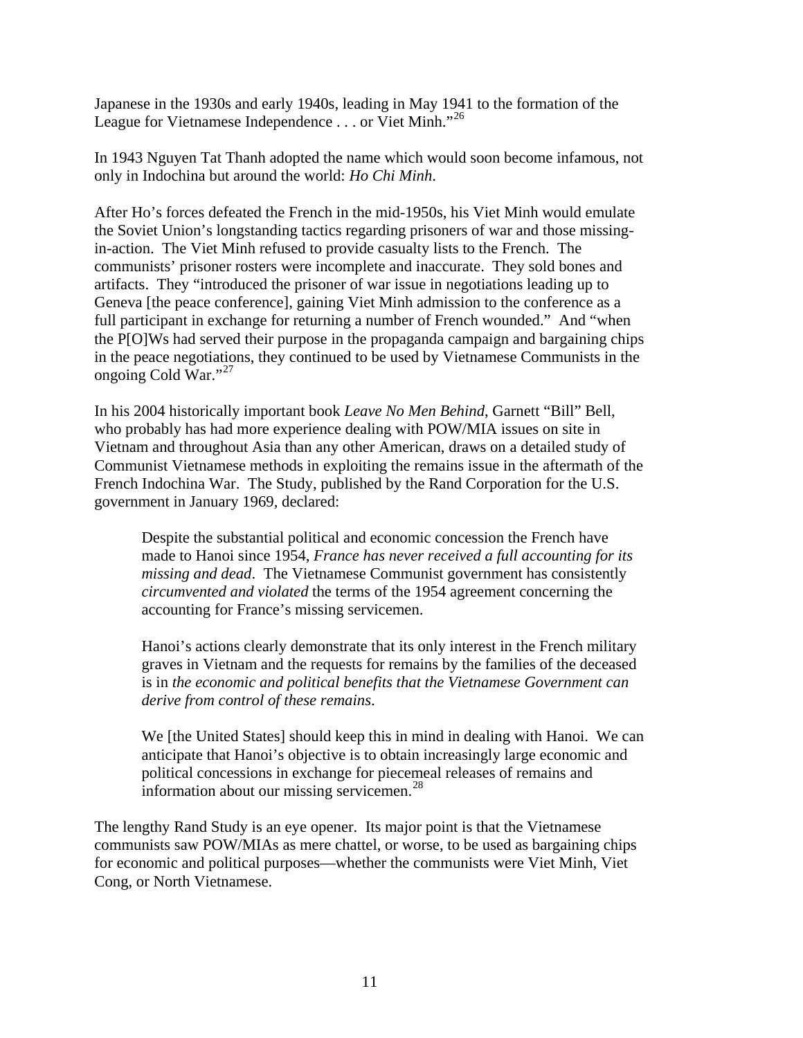Japanese in the 1930s and early 1940s, leading in May 1941 to the formation of the League for Vietnamese Independence . . . or Viet Minh."[26]

In 1943 Nguyen Tat Thanh adopted the name which would soon become infamous, not only in Indochina but around the world: *Ho Chi Minh*.

After Ho's forces defeated the French in the mid-1950s, his Viet Minh would emulate the Soviet Union's longstanding tactics regarding prisoners of war and those missing-in-action. The Viet Minh refused to provide casualty lists to the French. The communists' prisoner rosters were incomplete and inaccurate. They sold bones and artifacts. They "introduced the prisoner of war issue in negotiations leading up to Geneva [the peace conference], gaining Viet Minh admission to the conference as a full participant in exchange for returning a number of French wounded." And "when the P[O]Ws had served their purpose in the propaganda campaign and bargaining chips in the peace negotiations, they continued to be used by Vietnamese Communists in the ongoing Cold War."[27]

In his 2004 historically important book *Leave No Men Behind*, Garnett "Bill" Bell, who probably has had more experience dealing with POW/MIA issues on site in Vietnam and throughout Asia than any other American, draws on a detailed study of Communist Vietnamese methods in exploiting the remains issue in the aftermath of the French Indochina War. The Study, published by the Rand Corporation for the U.S. government in January 1969, declared:

> Despite the substantial political and economic concession the French have made to Hanoi since 1954, *France has never received a full accounting for its missing and dead*. The Vietnamese Communist government has consistently *circumvented and violated* the terms of the 1954 agreement concerning the accounting for France's missing servicemen.
>
> Hanoi's actions clearly demonstrate that its only interest in the French military graves in Vietnam and the requests for remains by the families of the deceased is in *the economic and political benefits that the Vietnamese Government can derive from control of these remains*.
>
> We [the United States] should keep this in mind in dealing with Hanoi. We can anticipate that Hanoi's objective is to obtain increasingly large economic and political concessions in exchange for piecemeal releases of remains and information about our missing servicemen.[28]

The lengthy Rand Study is an eye opener. Its major point is that the Vietnamese communists saw POW/MIAs as mere chattel, or worse, to be used as bargaining chips for economic and political purposes—whether the communists were Viet Minh, Viet Cong, or North Vietnamese.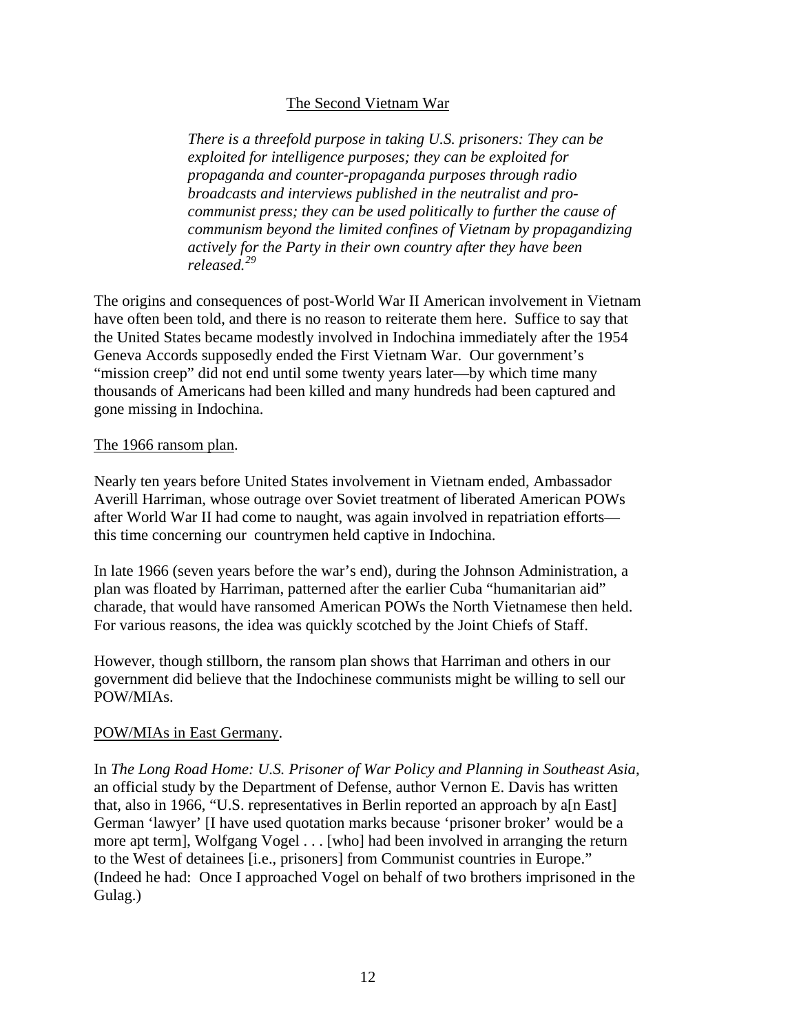## The Second Vietnam War

> *There is a threefold purpose in taking U.S. prisoners: They can be exploited for intelligence purposes; they can be exploited for propaganda and counter-propaganda purposes through radio broadcasts and interviews published in the neutralist and pro-communist press; they can be used politically to further the cause of communism beyond the limited confines of Vietnam by propagandizing actively for the Party in their own country after they have been released.*[29]

The origins and consequences of post-World War II American involvement in Vietnam have often been told, and there is no reason to reiterate them here. Suffice to say that the United States became modestly involved in Indochina immediately after the 1954 Geneva Accords supposedly ended the First Vietnam War. Our government's "mission creep" did not end until some twenty years later—by which time many thousands of Americans had been killed and many hundreds had been captured and gone missing in Indochina.

### The 1966 ransom plan.

Nearly ten years before United States involvement in Vietnam ended, Ambassador Averill Harriman, whose outrage over Soviet treatment of liberated American POWs after World War II had come to naught, was again involved in repatriation efforts—this time concerning our countrymen held captive in Indochina.

In late 1966 (seven years before the war's end), during the Johnson Administration, a plan was floated by Harriman, patterned after the earlier Cuba "humanitarian aid" charade, that would have ransomed American POWs the North Vietnamese then held. For various reasons, the idea was quickly scotched by the Joint Chiefs of Staff.

However, though stillborn, the ransom plan shows that Harriman and others in our government did believe that the Indochinese communists might be willing to sell our POW/MIAs.

### POW/MIAs in East Germany.

In *The Long Road Home: U.S. Prisoner of War Policy and Planning in Southeast Asia*, an official study by the Department of Defense, author Vernon E. Davis has written that, also in 1966, "U.S. representatives in Berlin reported an approach by a[n East] German 'lawyer' [I have used quotation marks because 'prisoner broker' would be a more apt term], Wolfgang Vogel . . . [who] had been involved in arranging the return to the West of detainees [i.e., prisoners] from Communist countries in Europe." (Indeed he had: Once I approached Vogel on behalf of two brothers imprisoned in the Gulag.)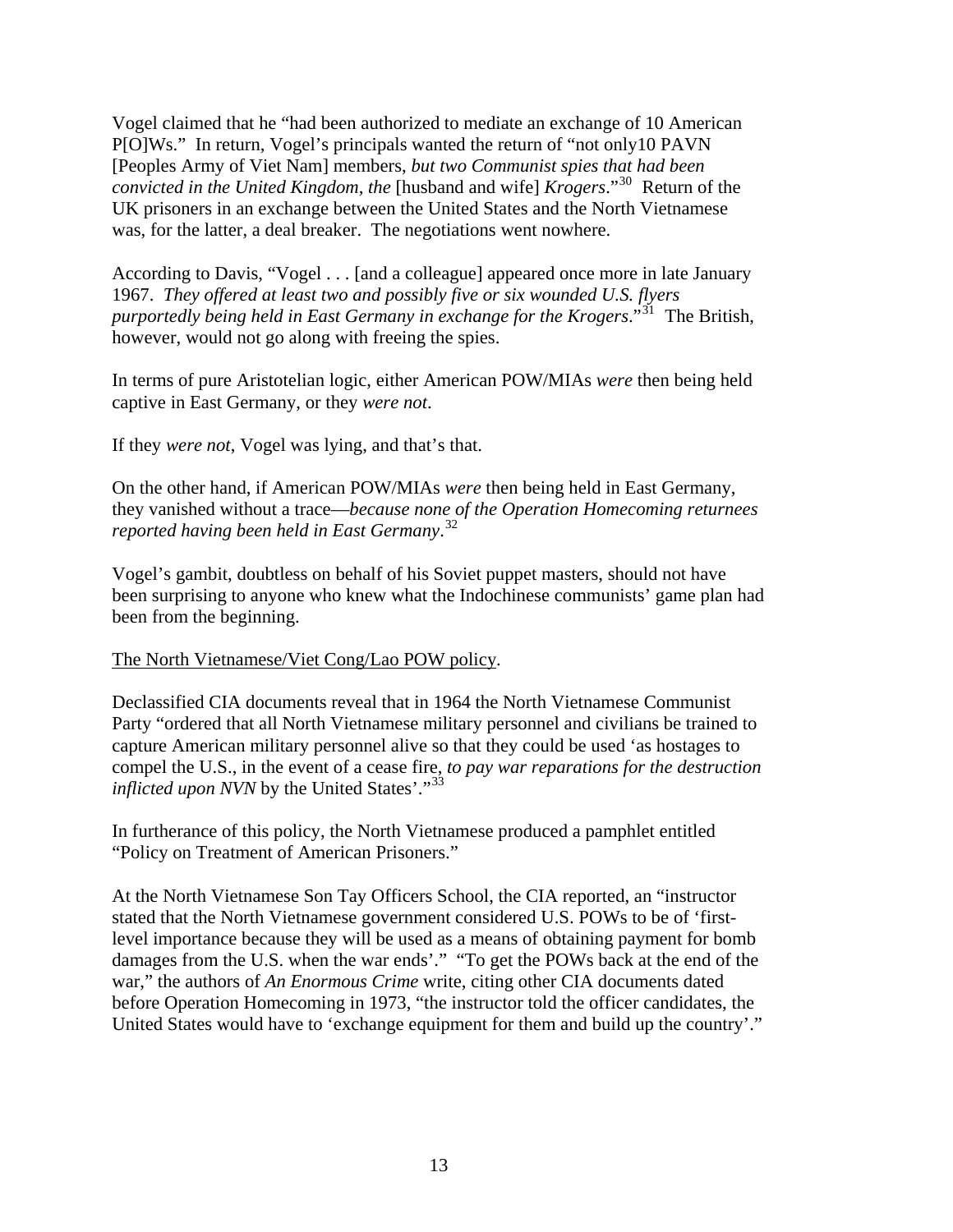Vogel claimed that he "had been authorized to mediate an exchange of 10 American P[O]Ws." In return, Vogel's principals wanted the return of "not only10 PAVN [Peoples Army of Viet Nam] members, *but two Communist spies that had been convicted in the United Kingdom, the* [husband and wife] *Krogers*."[30] Return of the UK prisoners in an exchange between the United States and the North Vietnamese was, for the latter, a deal breaker. The negotiations went nowhere.

According to Davis, "Vogel . . . [and a colleague] appeared once more in late January 1967. *They offered at least two and possibly five or six wounded U.S. flyers purportedly being held in East Germany in exchange for the Krogers*."[31] The British, however, would not go along with freeing the spies.

In terms of pure Aristotelian logic, either American POW/MIAs *were* then being held captive in East Germany, or they *were not*.

If they *were not*, Vogel was lying, and that's that.

On the other hand, if American POW/MIAs *were* then being held in East Germany, they vanished without a trace—*because none of the Operation Homecoming returnees reported having been held in East Germany*.[32]

Vogel's gambit, doubtless on behalf of his Soviet puppet masters, should not have been surprising to anyone who knew what the Indochinese communists' game plan had been from the beginning.

<u>The North Vietnamese/Viet Cong/Lao POW policy</u>.

Declassified CIA documents reveal that in 1964 the North Vietnamese Communist Party "ordered that all North Vietnamese military personnel and civilians be trained to capture American military personnel alive so that they could be used 'as hostages to compel the U.S., in the event of a cease fire, *to pay war reparations for the destruction inflicted upon NVN* by the United States'."[33]

In furtherance of this policy, the North Vietnamese produced a pamphlet entitled "Policy on Treatment of American Prisoners."

At the North Vietnamese Son Tay Officers School, the CIA reported, an "instructor stated that the North Vietnamese government considered U.S. POWs to be of 'first-level importance because they will be used as a means of obtaining payment for bomb damages from the U.S. when the war ends'." "To get the POWs back at the end of the war," the authors of *An Enormous Crime* write, citing other CIA documents dated before Operation Homecoming in 1973, "the instructor told the officer candidates, the United States would have to 'exchange equipment for them and build up the country'."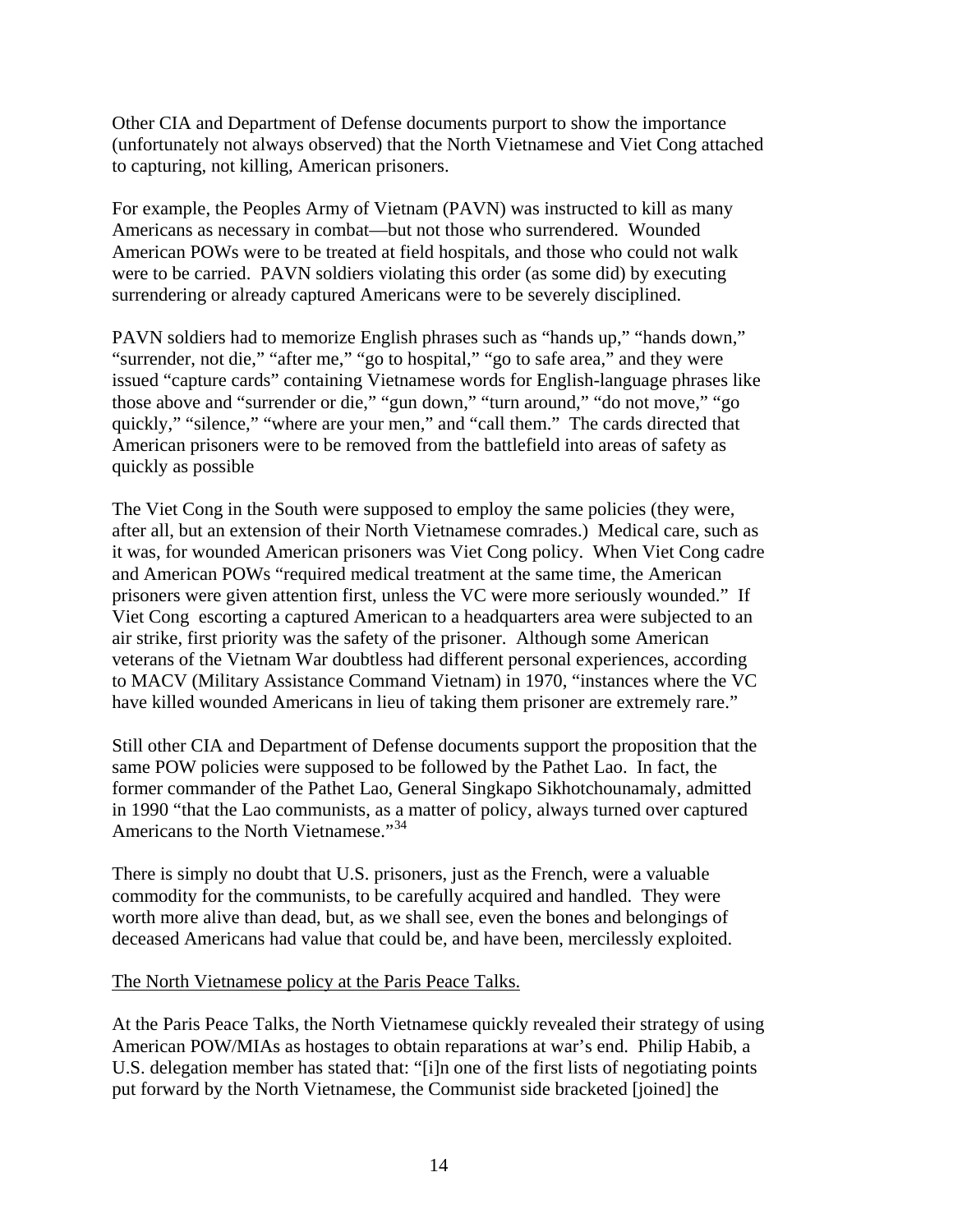Other CIA and Department of Defense documents purport to show the importance (unfortunately not always observed) that the North Vietnamese and Viet Cong attached to capturing, not killing, American prisoners.

For example, the Peoples Army of Vietnam (PAVN) was instructed to kill as many Americans as necessary in combat—but not those who surrendered. Wounded American POWs were to be treated at field hospitals, and those who could not walk were to be carried. PAVN soldiers violating this order (as some did) by executing surrendering or already captured Americans were to be severely disciplined.

PAVN soldiers had to memorize English phrases such as "hands up," "hands down," "surrender, not die," "after me," "go to hospital," "go to safe area," and they were issued "capture cards" containing Vietnamese words for English-language phrases like those above and "surrender or die," "gun down," "turn around," "do not move," "go quickly," "silence," "where are your men," and "call them." The cards directed that American prisoners were to be removed from the battlefield into areas of safety as quickly as possible

The Viet Cong in the South were supposed to employ the same policies (they were, after all, but an extension of their North Vietnamese comrades.) Medical care, such as it was, for wounded American prisoners was Viet Cong policy. When Viet Cong cadre and American POWs "required medical treatment at the same time, the American prisoners were given attention first, unless the VC were more seriously wounded." If Viet Cong escorting a captured American to a headquarters area were subjected to an air strike, first priority was the safety of the prisoner. Although some American veterans of the Vietnam War doubtless had different personal experiences, according to MACV (Military Assistance Command Vietnam) in 1970, "instances where the VC have killed wounded Americans in lieu of taking them prisoner are extremely rare."

Still other CIA and Department of Defense documents support the proposition that the same POW policies were supposed to be followed by the Pathet Lao. In fact, the former commander of the Pathet Lao, General Singkapo Sikhotchounamaly, admitted in 1990 "that the Lao communists, as a matter of policy, always turned over captured Americans to the North Vietnamese."[34]

There is simply no doubt that U.S. prisoners, just as the French, were a valuable commodity for the communists, to be carefully acquired and handled. They were worth more alive than dead, but, as we shall see, even the bones and belongings of deceased Americans had value that could be, and have been, mercilessly exploited.

<u>The North Vietnamese policy at the Paris Peace Talks.</u>

At the Paris Peace Talks, the North Vietnamese quickly revealed their strategy of using American POW/MIAs as hostages to obtain reparations at war's end. Philip Habib, a U.S. delegation member has stated that: "[i]n one of the first lists of negotiating points put forward by the North Vietnamese, the Communist side bracketed [joined] the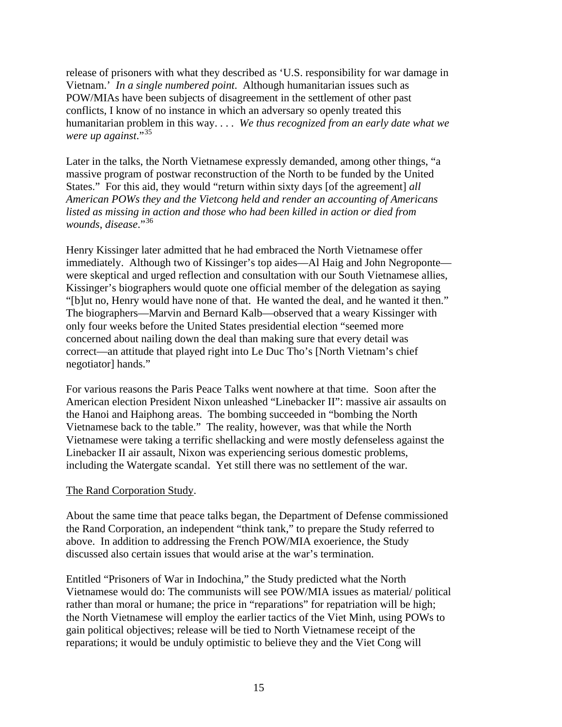release of prisoners with what they described as 'U.S. responsibility for war damage in Vietnam.' *In a single numbered point*. Although humanitarian issues such as POW/MIAs have been subjects of disagreement in the settlement of other past conflicts, I know of no instance in which an adversary so openly treated this humanitarian problem in this way. . . . *We thus recognized from an early date what we were up against*."[35]

Later in the talks, the North Vietnamese expressly demanded, among other things, "a massive program of postwar reconstruction of the North to be funded by the United States." For this aid, they would "return within sixty days [of the agreement] *all American POWs they and the Vietcong held and render an accounting of Americans listed as missing in action and those who had been killed in action or died from wounds, disease*."[36]

Henry Kissinger later admitted that he had embraced the North Vietnamese offer immediately. Although two of Kissinger's top aides—Al Haig and John Negroponte—were skeptical and urged reflection and consultation with our South Vietnamese allies, Kissinger's biographers would quote one official member of the delegation as saying "[b]ut no, Henry would have none of that. He wanted the deal, and he wanted it then." The biographers—Marvin and Bernard Kalb—observed that a weary Kissinger with only four weeks before the United States presidential election "seemed more concerned about nailing down the deal than making sure that every detail was correct—an attitude that played right into Le Duc Tho's [North Vietnam's chief negotiator] hands."

For various reasons the Paris Peace Talks went nowhere at that time. Soon after the American election President Nixon unleashed "Linebacker II": massive air assaults on the Hanoi and Haiphong areas. The bombing succeeded in "bombing the North Vietnamese back to the table." The reality, however, was that while the North Vietnamese were taking a terrific shellacking and were mostly defenseless against the Linebacker II air assault, Nixon was experiencing serious domestic problems, including the Watergate scandal. Yet still there was no settlement of the war.

<u>The Rand Corporation Study</u>.

About the same time that peace talks began, the Department of Defense commissioned the Rand Corporation, an independent "think tank," to prepare the Study referred to above. In addition to addressing the French POW/MIA exoerience, the Study discussed also certain issues that would arise at the war's termination.

Entitled "Prisoners of War in Indochina," the Study predicted what the North Vietnamese would do: The communists will see POW/MIA issues as material/ political rather than moral or humane; the price in "reparations" for repatriation will be high; the North Vietnamese will employ the earlier tactics of the Viet Minh, using POWs to gain political objectives; release will be tied to North Vietnamese receipt of the reparations; it would be unduly optimistic to believe they and the Viet Cong will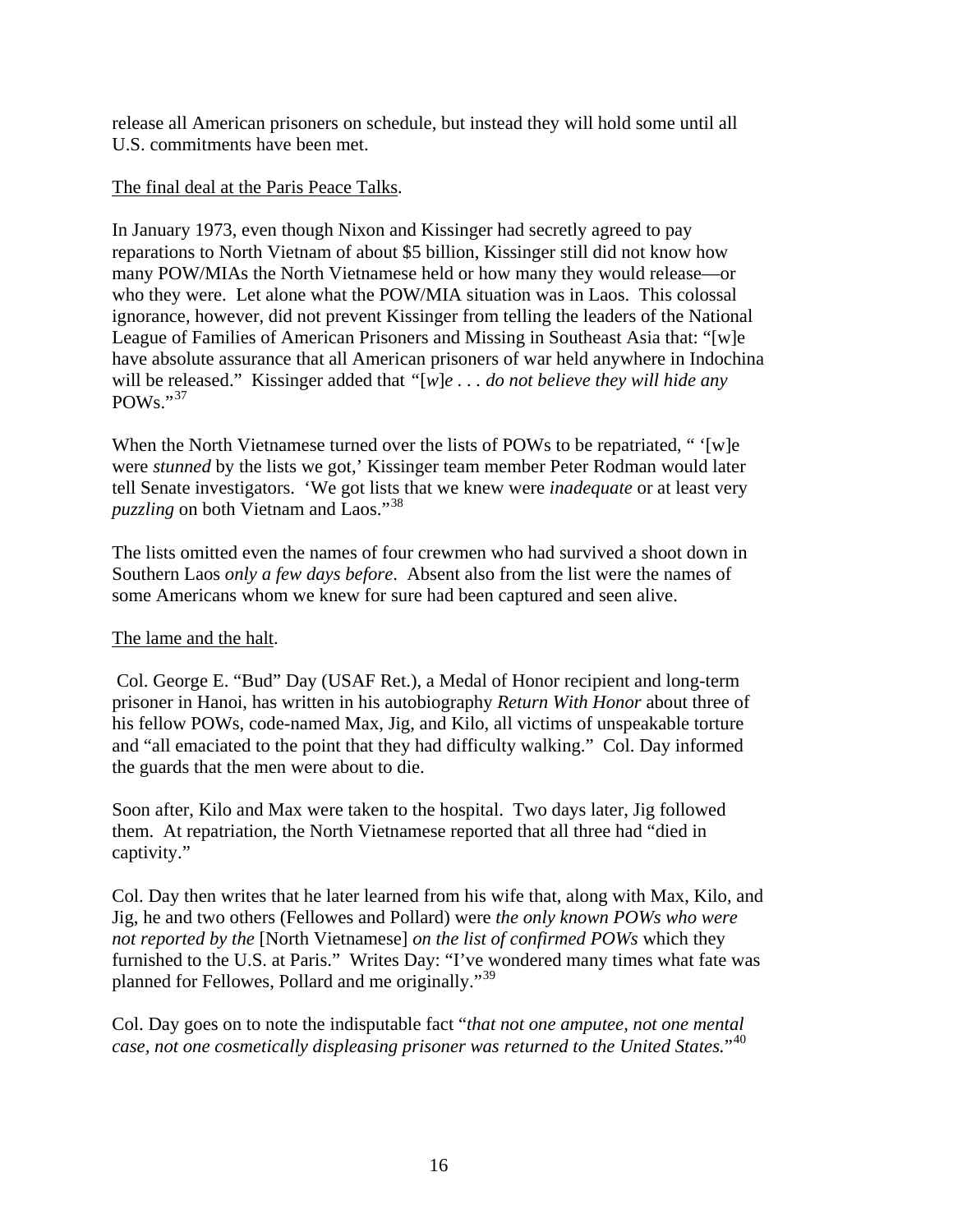release all American prisoners on schedule, but instead they will hold some until all U.S. commitments have been met.

The final deal at the Paris Peace Talks.

In January 1973, even though Nixon and Kissinger had secretly agreed to pay reparations to North Vietnam of about $5 billion, Kissinger still did not know how many POW/MIAs the North Vietnamese held or how many they would release—or who they were. Let alone what the POW/MIA situation was in Laos. This colossal ignorance, however, did not prevent Kissinger from telling the leaders of the National League of Families of American Prisoners and Missing in Southeast Asia that: "[w]e have absolute assurance that all American prisoners of war held anywhere in Indochina will be released." Kissinger added that *"[w]e . . . do not believe they will hide any* POWs."[37]

When the North Vietnamese turned over the lists of POWs to be repatriated, " '[w]e were *stunned* by the lists we got,' Kissinger team member Peter Rodman would later tell Senate investigators. 'We got lists that we knew were *inadequate* or at least very *puzzling* on both Vietnam and Laos."[38]

The lists omitted even the names of four crewmen who had survived a shoot down in Southern Laos *only a few days before*. Absent also from the list were the names of some Americans whom we knew for sure had been captured and seen alive.

The lame and the halt.

Col. George E. "Bud" Day (USAF Ret.), a Medal of Honor recipient and long-term prisoner in Hanoi, has written in his autobiography *Return With Honor* about three of his fellow POWs, code-named Max, Jig, and Kilo, all victims of unspeakable torture and "all emaciated to the point that they had difficulty walking." Col. Day informed the guards that the men were about to die.

Soon after, Kilo and Max were taken to the hospital. Two days later, Jig followed them. At repatriation, the North Vietnamese reported that all three had "died in captivity."

Col. Day then writes that he later learned from his wife that, along with Max, Kilo, and Jig, he and two others (Fellowes and Pollard) were *the only known POWs who were not reported by the* [North Vietnamese] *on the list of confirmed POWs* which they furnished to the U.S. at Paris." Writes Day: "I've wondered many times what fate was planned for Fellowes, Pollard and me originally."[39]

Col. Day goes on to note the indisputable fact "*that not one amputee, not one mental case, not one cosmetically displeasing prisoner was returned to the United States.*"[40]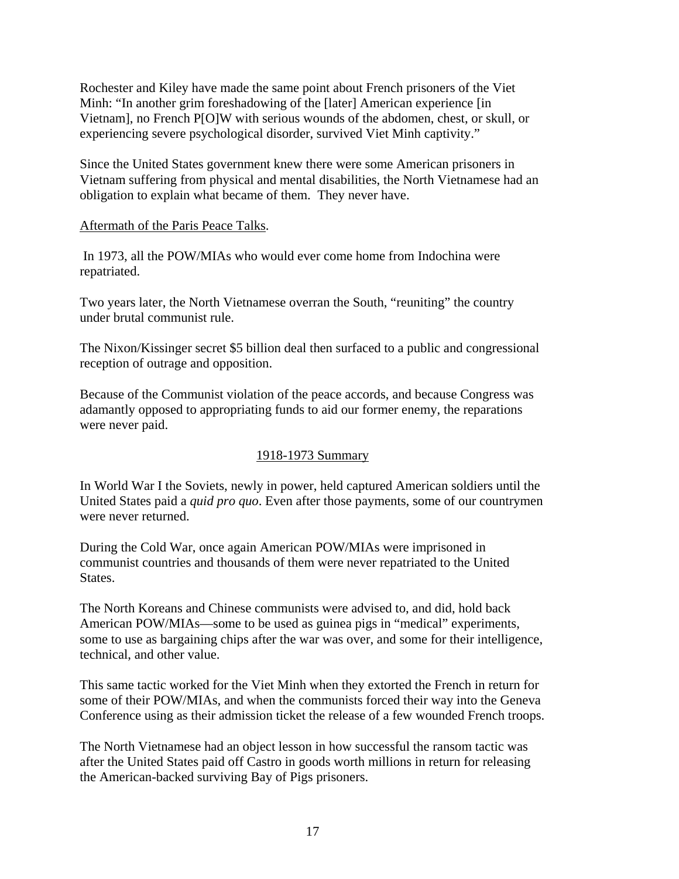Rochester and Kiley have made the same point about French prisoners of the Viet Minh: "In another grim foreshadowing of the [later] American experience [in Vietnam], no French P[O]W with serious wounds of the abdomen, chest, or skull, or experiencing severe psychological disorder, survived Viet Minh captivity."

Since the United States government knew there were some American prisoners in Vietnam suffering from physical and mental disabilities, the North Vietnamese had an obligation to explain what became of them. They never have.

<u>Aftermath of the Paris Peace Talks</u>.

In 1973, all the POW/MIAs who would ever come home from Indochina were repatriated.

Two years later, the North Vietnamese overran the South, "reuniting" the country under brutal communist rule.

The Nixon/Kissinger secret $5 billion deal then surfaced to a public and congressional reception of outrage and opposition.

Because of the Communist violation of the peace accords, and because Congress was adamantly opposed to appropriating funds to aid our former enemy, the reparations were never paid.

## <u>1918-1973 Summary</u>

In World War I the Soviets, newly in power, held captured American soldiers until the United States paid a *quid pro quo*. Even after those payments, some of our countrymen were never returned.

During the Cold War, once again American POW/MIAs were imprisoned in communist countries and thousands of them were never repatriated to the United States.

The North Koreans and Chinese communists were advised to, and did, hold back American POW/MIAs—some to be used as guinea pigs in "medical" experiments, some to use as bargaining chips after the war was over, and some for their intelligence, technical, and other value.

This same tactic worked for the Viet Minh when they extorted the French in return for some of their POW/MIAs, and when the communists forced their way into the Geneva Conference using as their admission ticket the release of a few wounded French troops.

The North Vietnamese had an object lesson in how successful the ransom tactic was after the United States paid off Castro in goods worth millions in return for releasing the American-backed surviving Bay of Pigs prisoners.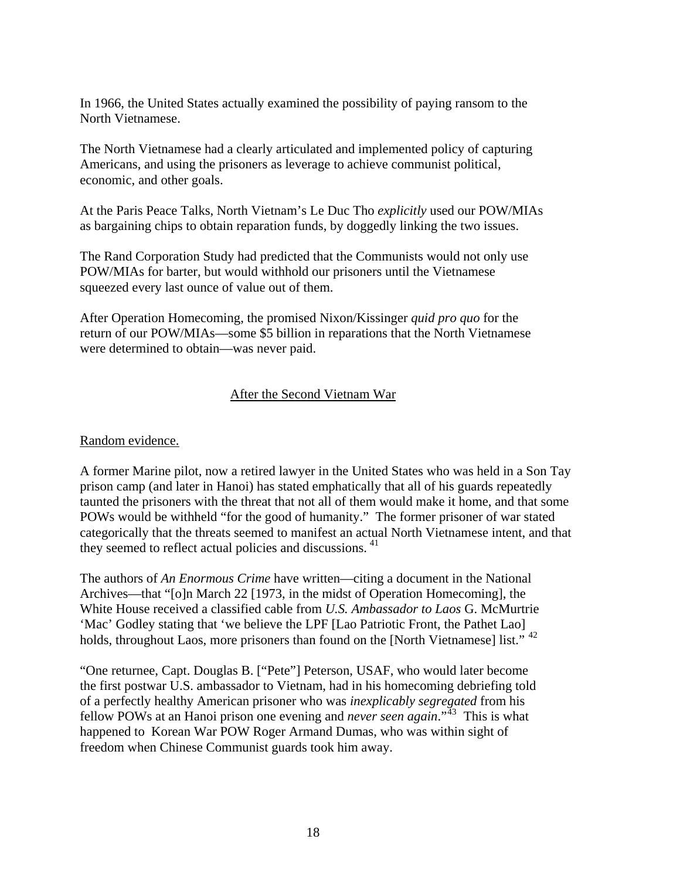In 1966, the United States actually examined the possibility of paying ransom to the North Vietnamese.

The North Vietnamese had a clearly articulated and implemented policy of capturing Americans, and using the prisoners as leverage to achieve communist political, economic, and other goals.

At the Paris Peace Talks, North Vietnam's Le Duc Tho *explicitly* used our POW/MIAs as bargaining chips to obtain reparation funds, by doggedly linking the two issues.

The Rand Corporation Study had predicted that the Communists would not only use POW/MIAs for barter, but would withhold our prisoners until the Vietnamese squeezed every last ounce of value out of them.

After Operation Homecoming, the promised Nixon/Kissinger *quid pro quo* for the return of our POW/MIAs—some $5 billion in reparations that the North Vietnamese were determined to obtain—was never paid.

## After the Second Vietnam War

### Random evidence.

A former Marine pilot, now a retired lawyer in the United States who was held in a Son Tay prison camp (and later in Hanoi) has stated emphatically that all of his guards repeatedly taunted the prisoners with the threat that not all of them would make it home, and that some POWs would be withheld "for the good of humanity." The former prisoner of war stated categorically that the threats seemed to manifest an actual North Vietnamese intent, and that they seemed to reflect actual policies and discussions. [41]

The authors of *An Enormous Crime* have written—citing a document in the National Archives—that "[o]n March 22 [1973, in the midst of Operation Homecoming], the White House received a classified cable from *U.S. Ambassador to Laos* G. McMurtrie 'Mac' Godley stating that 'we believe the LPF [Lao Patriotic Front, the Pathet Lao] holds, throughout Laos, more prisoners than found on the [North Vietnamese] list." [42]

"One returnee, Capt. Douglas B. ["Pete"] Peterson, USAF, who would later become the first postwar U.S. ambassador to Vietnam, had in his homecoming debriefing told of a perfectly healthy American prisoner who was *inexplicably segregated* from his fellow POWs at an Hanoi prison one evening and *never seen again*."[43] This is what happened to Korean War POW Roger Armand Dumas, who was within sight of freedom when Chinese Communist guards took him away.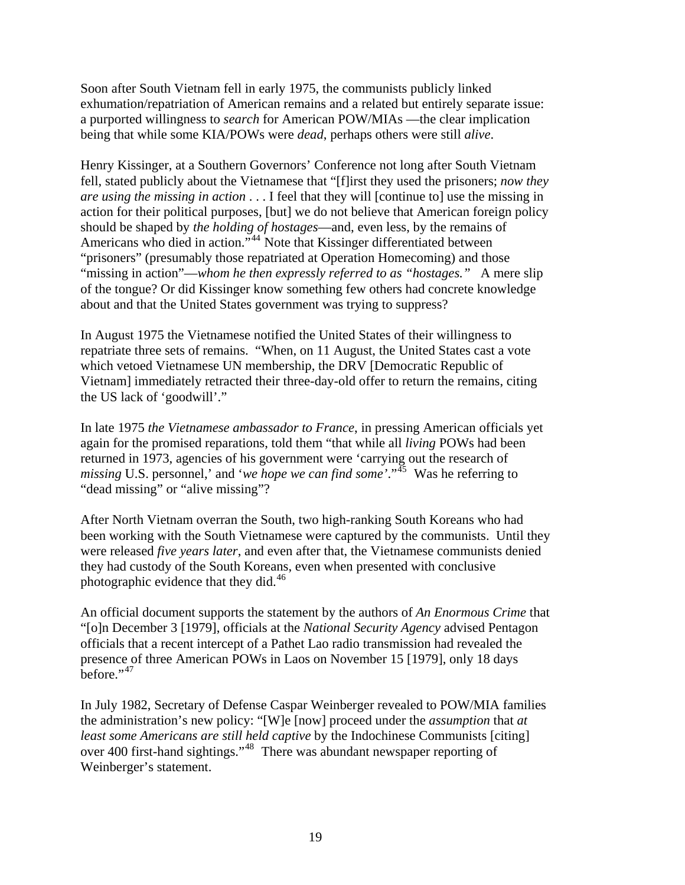Soon after South Vietnam fell in early 1975, the communists publicly linked exhumation/repatriation of American remains and a related but entirely separate issue: a purported willingness to *search* for American POW/MIAs —the clear implication being that while some KIA/POWs were *dead*, perhaps others were still *alive*.

Henry Kissinger, at a Southern Governors' Conference not long after South Vietnam fell, stated publicly about the Vietnamese that "[f]irst they used the prisoners; *now they are using the missing in action* . . . I feel that they will [continue to] use the missing in action for their political purposes, [but] we do not believe that American foreign policy should be shaped by *the holding of hostages*—and, even less, by the remains of Americans who died in action."[44] Note that Kissinger differentiated between "prisoners" (presumably those repatriated at Operation Homecoming) and those "missing in action"—*whom he then expressly referred to as "hostages."* A mere slip of the tongue? Or did Kissinger know something few others had concrete knowledge about and that the United States government was trying to suppress?

In August 1975 the Vietnamese notified the United States of their willingness to repatriate three sets of remains. "When, on 11 August, the United States cast a vote which vetoed Vietnamese UN membership, the DRV [Democratic Republic of Vietnam] immediately retracted their three-day-old offer to return the remains, citing the US lack of 'goodwill'."

In late 1975 *the Vietnamese ambassador to France*, in pressing American officials yet again for the promised reparations, told them "that while all *living* POWs had been returned in 1973, agencies of his government were 'carrying out the research of *missing* U.S. personnel,' and '*we hope we can find some*'."[45] Was he referring to "dead missing" or "alive missing"?

After North Vietnam overran the South, two high-ranking South Koreans who had been working with the South Vietnamese were captured by the communists. Until they were released *five years later*, and even after that, the Vietnamese communists denied they had custody of the South Koreans, even when presented with conclusive photographic evidence that they did.[46]

An official document supports the statement by the authors of *An Enormous Crime* that "[o]n December 3 [1979], officials at the *National Security Agency* advised Pentagon officials that a recent intercept of a Pathet Lao radio transmission had revealed the presence of three American POWs in Laos on November 15 [1979], only 18 days before."[47]

In July 1982, Secretary of Defense Caspar Weinberger revealed to POW/MIA families the administration's new policy: "[W]e [now] proceed under the *assumption* that *at least some Americans are still held captive* by the Indochinese Communists [citing] over 400 first-hand sightings."[48] There was abundant newspaper reporting of Weinberger's statement.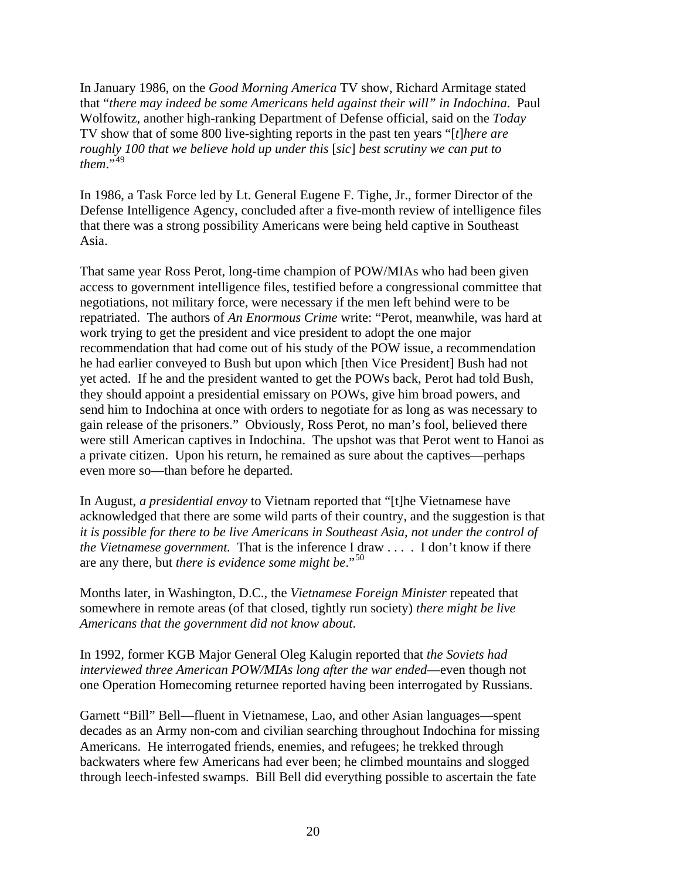In January 1986, on the *Good Morning America* TV show, Richard Armitage stated that "*there may indeed be some Americans held against their will" in Indochina*. Paul Wolfowitz, another high-ranking Department of Defense official, said on the *Today* TV show that of some 800 live-sighting reports in the past ten years "[*t*]*here are roughly 100 that we believe hold up under this* [*sic*] *best scrutiny we can put to them*."[49]

In 1986, a Task Force led by Lt. General Eugene F. Tighe, Jr., former Director of the Defense Intelligence Agency, concluded after a five-month review of intelligence files that there was a strong possibility Americans were being held captive in Southeast Asia.

That same year Ross Perot, long-time champion of POW/MIAs who had been given access to government intelligence files, testified before a congressional committee that negotiations, not military force, were necessary if the men left behind were to be repatriated. The authors of *An Enormous Crime* write: "Perot, meanwhile, was hard at work trying to get the president and vice president to adopt the one major recommendation that had come out of his study of the POW issue, a recommendation he had earlier conveyed to Bush but upon which [then Vice President] Bush had not yet acted. If he and the president wanted to get the POWs back, Perot had told Bush, they should appoint a presidential emissary on POWs, give him broad powers, and send him to Indochina at once with orders to negotiate for as long as was necessary to gain release of the prisoners." Obviously, Ross Perot, no man's fool, believed there were still American captives in Indochina. The upshot was that Perot went to Hanoi as a private citizen. Upon his return, he remained as sure about the captives—perhaps even more so—than before he departed.

In August, *a presidential envoy* to Vietnam reported that "[t]he Vietnamese have acknowledged that there are some wild parts of their country, and the suggestion is that *it is possible for there to be live Americans in Southeast Asia, not under the control of the Vietnamese government.* That is the inference I draw . . . . I don't know if there are any there, but *there is evidence some might be*."[50]

Months later, in Washington, D.C., the *Vietnamese Foreign Minister* repeated that somewhere in remote areas (of that closed, tightly run society) *there might be live Americans that the government did not know about*.

In 1992, former KGB Major General Oleg Kalugin reported that *the Soviets had interviewed three American POW/MIAs long after the war ended*—even though not one Operation Homecoming returnee reported having been interrogated by Russians.

Garnett "Bill" Bell—fluent in Vietnamese, Lao, and other Asian languages—spent decades as an Army non-com and civilian searching throughout Indochina for missing Americans. He interrogated friends, enemies, and refugees; he trekked through backwaters where few Americans had ever been; he climbed mountains and slogged through leech-infested swamps. Bill Bell did everything possible to ascertain the fate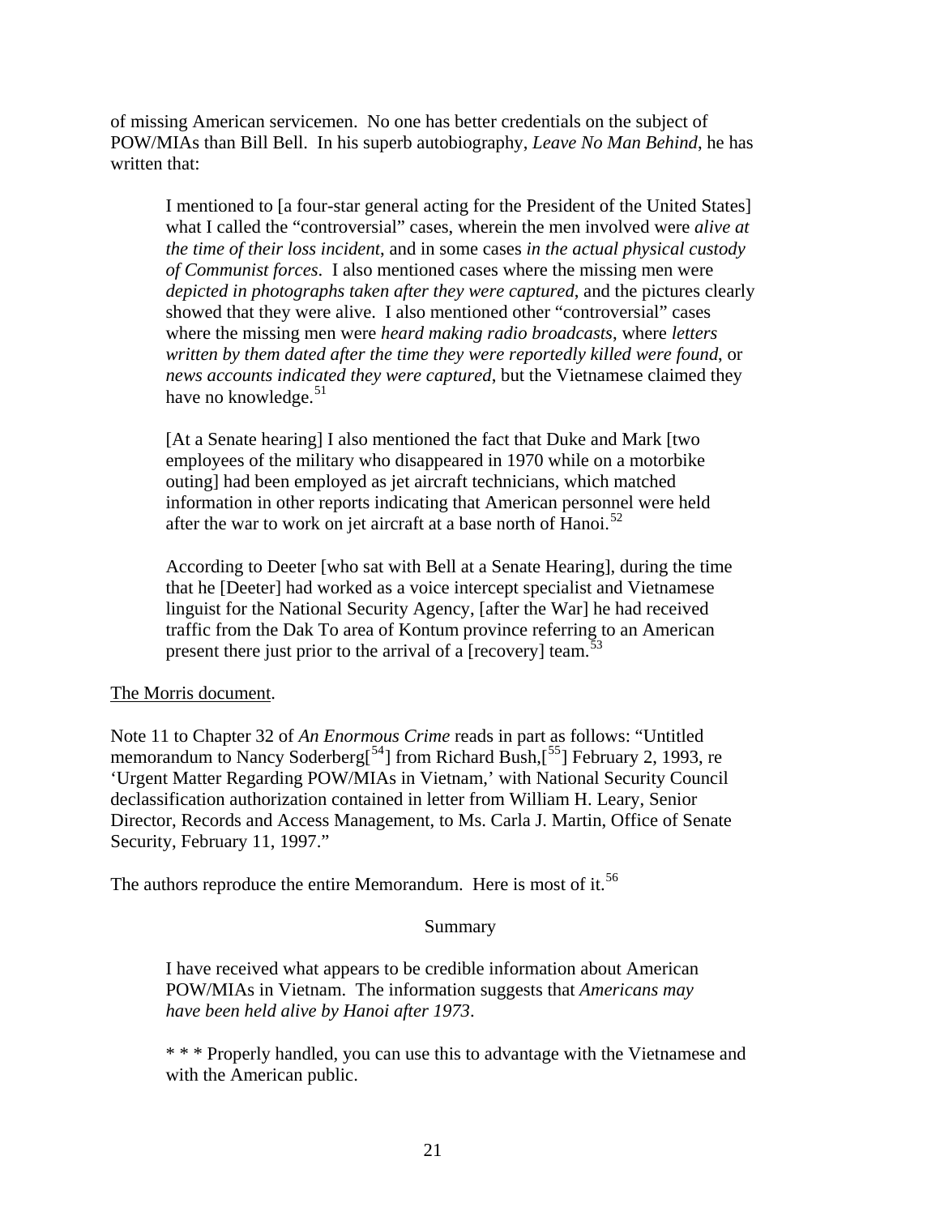of missing American servicemen. No one has better credentials on the subject of POW/MIAs than Bill Bell. In his superb autobiography, *Leave No Man Behind*, he has written that:

> I mentioned to [a four-star general acting for the President of the United States] what I called the "controversial" cases, wherein the men involved were *alive at the time of their loss incident*, and in some cases *in the actual physical custody of Communist forces*. I also mentioned cases where the missing men were *depicted in photographs taken after they were captured*, and the pictures clearly showed that they were alive. I also mentioned other "controversial" cases where the missing men were *heard making radio broadcasts*, where *letters written by them dated after the time they were reportedly killed were found*, or *news accounts indicated they were captured*, but the Vietnamese claimed they have no knowledge.[51]
>
> [At a Senate hearing] I also mentioned the fact that Duke and Mark [two employees of the military who disappeared in 1970 while on a motorbike outing] had been employed as jet aircraft technicians, which matched information in other reports indicating that American personnel were held after the war to work on jet aircraft at a base north of Hanoi.[52]
>
> According to Deeter [who sat with Bell at a Senate Hearing], during the time that he [Deeter] had worked as a voice intercept specialist and Vietnamese linguist for the National Security Agency, [after the War] he had received traffic from the Dak To area of Kontum province referring to an American present there just prior to the arrival of a [recovery] team.[53]

<u>The Morris document</u>.

Note 11 to Chapter 32 of *An Enormous Crime* reads in part as follows: "Untitled memorandum to Nancy Soderberg[[54]] from Richard Bush,[[55]] February 2, 1993, re 'Urgent Matter Regarding POW/MIAs in Vietnam,' with National Security Council declassification authorization contained in letter from William H. Leary, Senior Director, Records and Access Management, to Ms. Carla J. Martin, Office of Senate Security, February 11, 1997."

The authors reproduce the entire Memorandum. Here is most of it.[56]

> Summary
>
> I have received what appears to be credible information about American POW/MIAs in Vietnam. The information suggests that *Americans may have been held alive by Hanoi after 1973*.
>
> * * * Properly handled, you can use this to advantage with the Vietnamese and with the American public.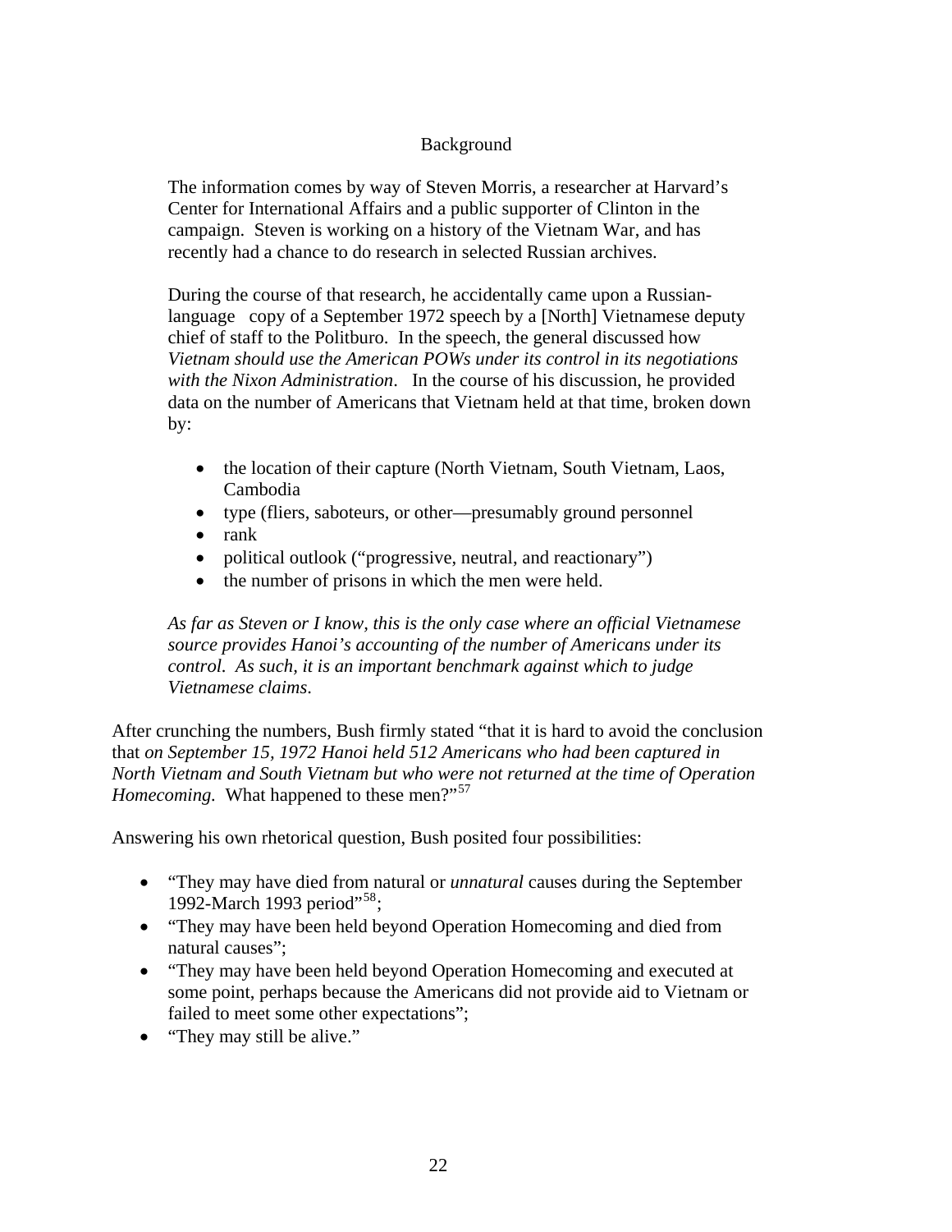Background

> The information comes by way of Steven Morris, a researcher at Harvard's Center for International Affairs and a public supporter of Clinton in the campaign. Steven is working on a history of the Vietnam War, and has recently had a chance to do research in selected Russian archives.
>
> During the course of that research, he accidentally came upon a Russian-language copy of a September 1972 speech by a [North] Vietnamese deputy chief of staff to the Politburo. In the speech, the general discussed how *Vietnam should use the American POWs under its control in its negotiations with the Nixon Administration*. In the course of his discussion, he provided data on the number of Americans that Vietnam held at that time, broken down by:
>
> - the location of their capture (North Vietnam, South Vietnam, Laos, Cambodia
> - type (fliers, saboteurs, or other—presumably ground personnel
> - rank
> - political outlook ("progressive, neutral, and reactionary")
> - the number of prisons in which the men were held.
>
> *As far as Steven or I know, this is the only case where an official Vietnamese source provides Hanoi's accounting of the number of Americans under its control. As such, it is an important benchmark against which to judge Vietnamese claims.*

After crunching the numbers, Bush firmly stated "that it is hard to avoid the conclusion that *on September 15, 1972 Hanoi held 512 Americans who had been captured in North Vietnam and South Vietnam but who were not returned at the time of Operation Homecoming.* What happened to these men?"[57]

Answering his own rhetorical question, Bush posited four possibilities:

- "They may have died from natural or *unnatural* causes during the September 1992-March 1993 period"[58];
- "They may have been held beyond Operation Homecoming and died from natural causes";
- "They may have been held beyond Operation Homecoming and executed at some point, perhaps because the Americans did not provide aid to Vietnam or failed to meet some other expectations";
- "They may still be alive."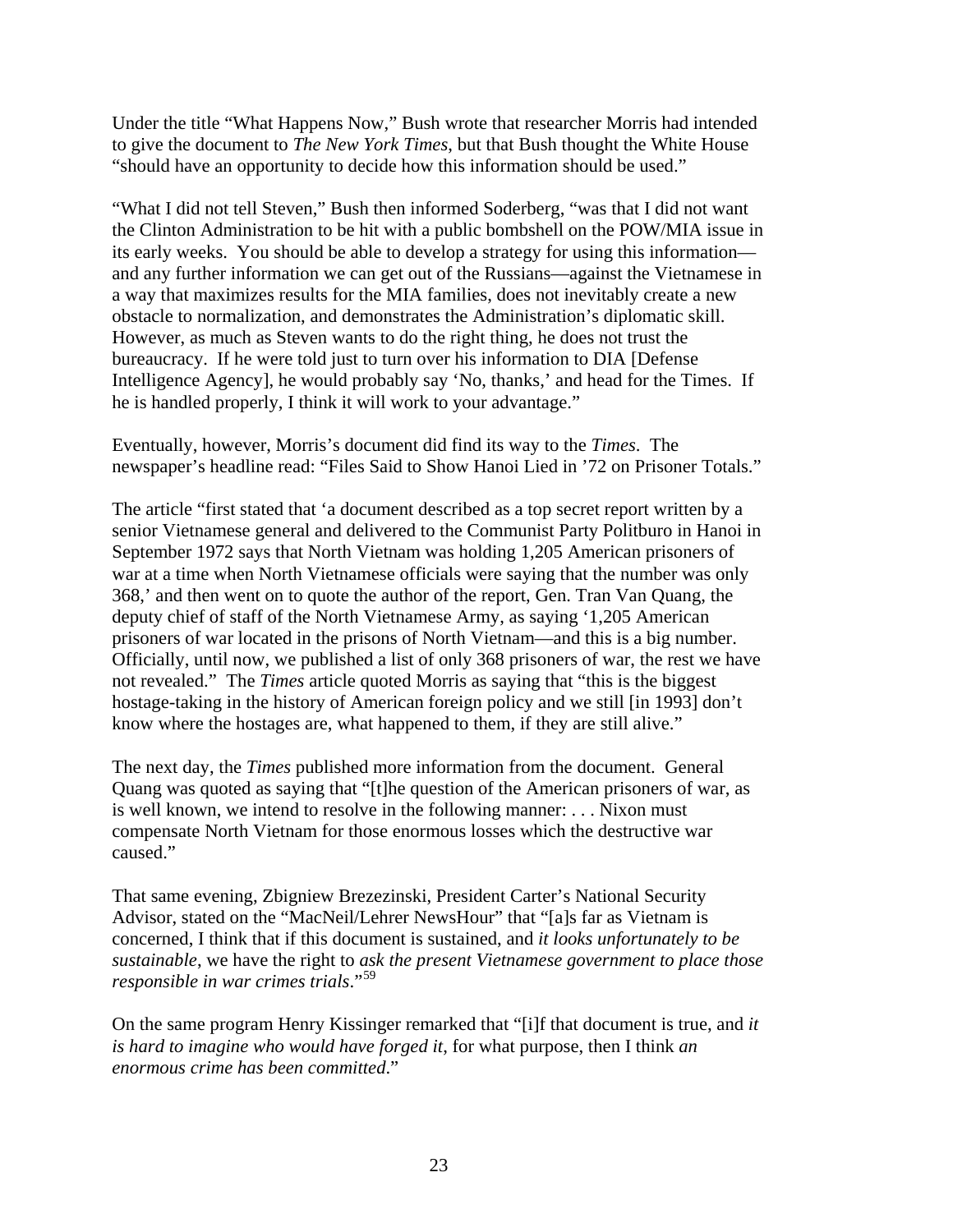Under the title "What Happens Now," Bush wrote that researcher Morris had intended to give the document to *The New York Times*, but that Bush thought the White House "should have an opportunity to decide how this information should be used."

"What I did not tell Steven," Bush then informed Soderberg, "was that I did not want the Clinton Administration to be hit with a public bombshell on the POW/MIA issue in its early weeks. You should be able to develop a strategy for using this information—and any further information we can get out of the Russians—against the Vietnamese in a way that maximizes results for the MIA families, does not inevitably create a new obstacle to normalization, and demonstrates the Administration's diplomatic skill. However, as much as Steven wants to do the right thing, he does not trust the bureaucracy. If he were told just to turn over his information to DIA [Defense Intelligence Agency], he would probably say 'No, thanks,' and head for the Times. If he is handled properly, I think it will work to your advantage."

Eventually, however, Morris's document did find its way to the *Times*. The newspaper's headline read: "Files Said to Show Hanoi Lied in '72 on Prisoner Totals."

The article "first stated that 'a document described as a top secret report written by a senior Vietnamese general and delivered to the Communist Party Politburo in Hanoi in September 1972 says that North Vietnam was holding 1,205 American prisoners of war at a time when North Vietnamese officials were saying that the number was only 368,' and then went on to quote the author of the report, Gen. Tran Van Quang, the deputy chief of staff of the North Vietnamese Army, as saying '1,205 American prisoners of war located in the prisons of North Vietnam—and this is a big number. Officially, until now, we published a list of only 368 prisoners of war, the rest we have not revealed." The *Times* article quoted Morris as saying that "this is the biggest hostage-taking in the history of American foreign policy and we still [in 1993] don't know where the hostages are, what happened to them, if they are still alive."

The next day, the *Times* published more information from the document. General Quang was quoted as saying that "[t]he question of the American prisoners of war, as is well known, we intend to resolve in the following manner: . . . Nixon must compensate North Vietnam for those enormous losses which the destructive war caused."

That same evening, Zbigniew Brezezinski, President Carter's National Security Advisor, stated on the "MacNeil/Lehrer NewsHour" that "[a]s far as Vietnam is concerned, I think that if this document is sustained, and *it looks unfortunately to be sustainable*, we have the right to *ask the present Vietnamese government to place those responsible in war crimes trials*."[59]

On the same program Henry Kissinger remarked that "[i]f that document is true, and *it is hard to imagine who would have forged it*, for what purpose, then I think *an enormous crime has been committed*."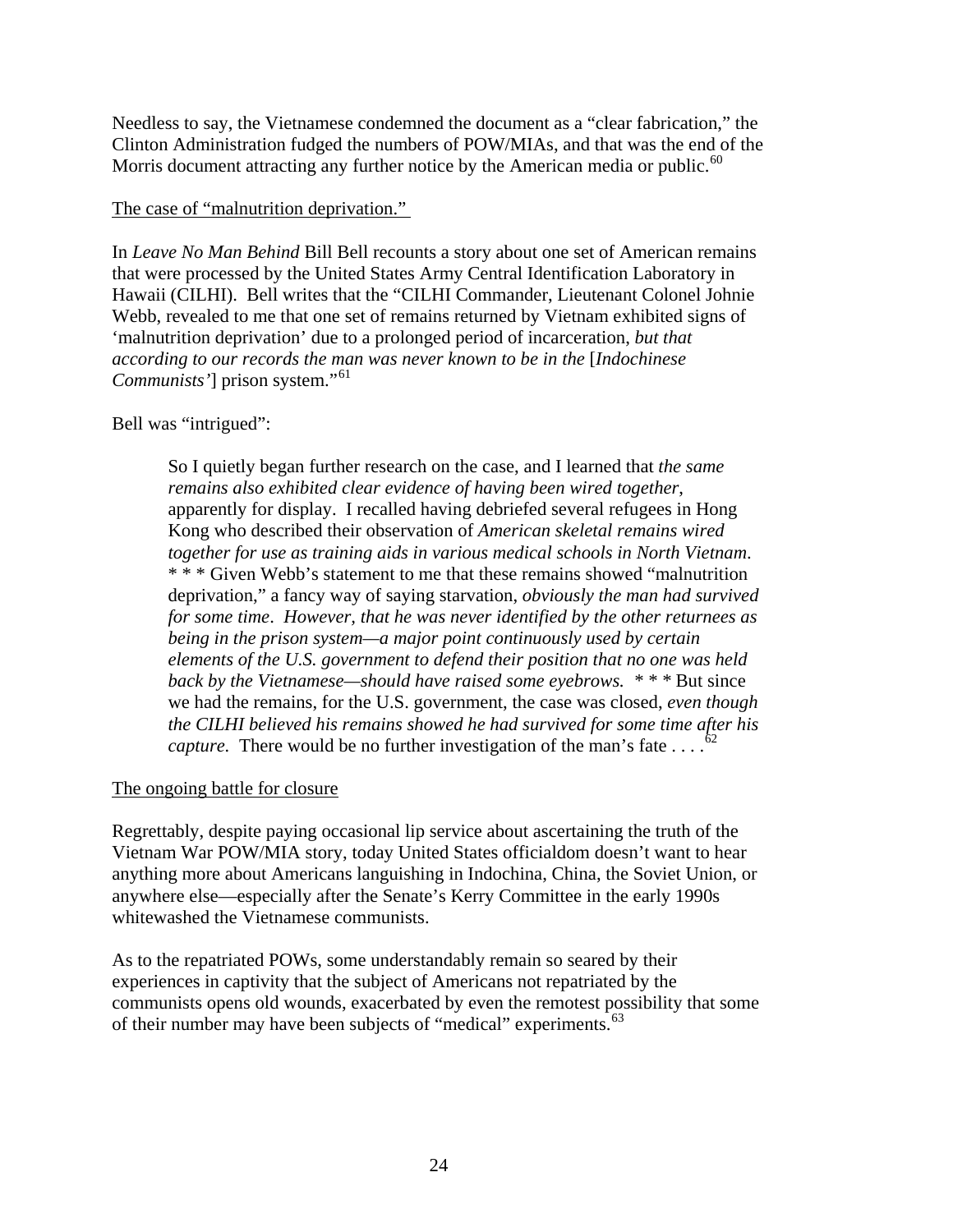Needless to say, the Vietnamese condemned the document as a "clear fabrication," the Clinton Administration fudged the numbers of POW/MIAs, and that was the end of the Morris document attracting any further notice by the American media or public.[60]

<u>The case of "malnutrition deprivation."</u>

In *Leave No Man Behind* Bill Bell recounts a story about one set of American remains that were processed by the United States Army Central Identification Laboratory in Hawaii (CILHI). Bell writes that the "CILHI Commander, Lieutenant Colonel Johnie Webb, revealed to me that one set of remains returned by Vietnam exhibited signs of 'malnutrition deprivation' due to a prolonged period of incarceration, *but that according to our records the man was never known to be in the* [*Indochinese Communists'*] prison system."[61]

Bell was "intrigued":

> So I quietly began further research on the case, and I learned that *the same remains also exhibited clear evidence of having been wired together*, apparently for display. I recalled having debriefed several refugees in Hong Kong who described their observation of *American skeletal remains wired together for use as training aids in various medical schools in North Vietnam*. * * * Given Webb's statement to me that these remains showed "malnutrition deprivation," a fancy way of saying starvation, *obviously the man had survived for some time*. *However, that he was never identified by the other returnees as being in the prison system—a major point continuously used by certain elements of the U.S. government to defend their position that no one was held back by the Vietnamese—should have raised some eyebrows.* * * * But since we had the remains, for the U.S. government, the case was closed, *even though the CILHI believed his remains showed he had survived for some time after his capture*. There would be no further investigation of the man's fate . . . .[62]

<u>The ongoing battle for closure</u>

Regrettably, despite paying occasional lip service about ascertaining the truth of the Vietnam War POW/MIA story, today United States officialdom doesn't want to hear anything more about Americans languishing in Indochina, China, the Soviet Union, or anywhere else—especially after the Senate's Kerry Committee in the early 1990s whitewashed the Vietnamese communists.

As to the repatriated POWs, some understandably remain so seared by their experiences in captivity that the subject of Americans not repatriated by the communists opens old wounds, exacerbated by even the remotest possibility that some of their number may have been subjects of "medical" experiments.[63]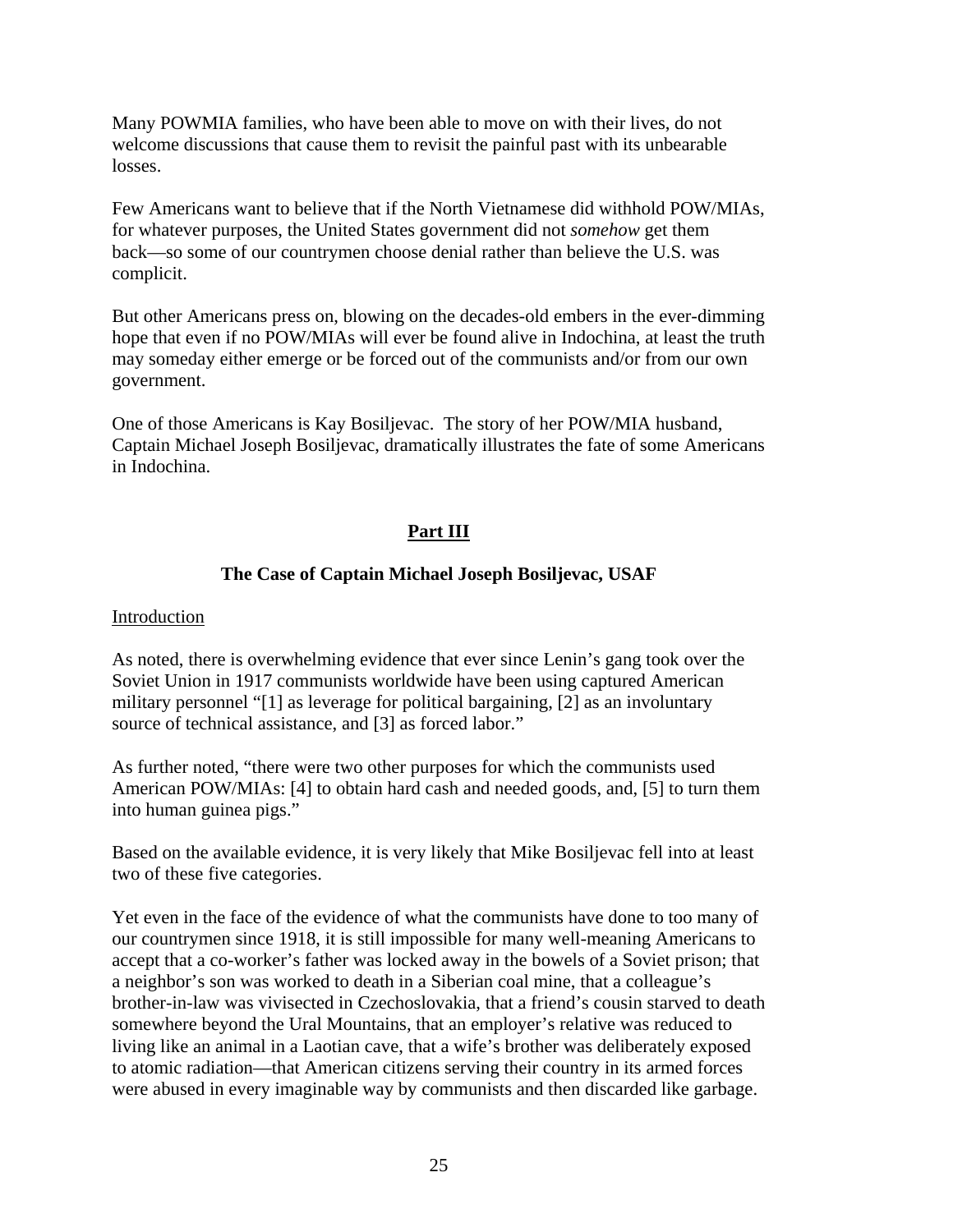Many POWMIA families, who have been able to move on with their lives, do not welcome discussions that cause them to revisit the painful past with its unbearable losses.

Few Americans want to believe that if the North Vietnamese did withhold POW/MIAs, for whatever purposes, the United States government did not *somehow* get them back—so some of our countrymen choose denial rather than believe the U.S. was complicit.

But other Americans press on, blowing on the decades-old embers in the ever-dimming hope that even if no POW/MIAs will ever be found alive in Indochina, at least the truth may someday either emerge or be forced out of the communists and/or from our own government.

One of those Americans is Kay Bosiljevac. The story of her POW/MIA husband, Captain Michael Joseph Bosiljevac, dramatically illustrates the fate of some Americans in Indochina.

## Part III

### The Case of Captain Michael Joseph Bosiljevac, USAF

Introduction

As noted, there is overwhelming evidence that ever since Lenin's gang took over the Soviet Union in 1917 communists worldwide have been using captured American military personnel "[1] as leverage for political bargaining, [2] as an involuntary source of technical assistance, and [3] as forced labor."

As further noted, "there were two other purposes for which the communists used American POW/MIAs: [4] to obtain hard cash and needed goods, and, [5] to turn them into human guinea pigs."

Based on the available evidence, it is very likely that Mike Bosiljevac fell into at least two of these five categories.

Yet even in the face of the evidence of what the communists have done to too many of our countrymen since 1918, it is still impossible for many well-meaning Americans to accept that a co-worker's father was locked away in the bowels of a Soviet prison; that a neighbor's son was worked to death in a Siberian coal mine, that a colleague's brother-in-law was vivisected in Czechoslovakia, that a friend's cousin starved to death somewhere beyond the Ural Mountains, that an employer's relative was reduced to living like an animal in a Laotian cave, that a wife's brother was deliberately exposed to atomic radiation—that American citizens serving their country in its armed forces were abused in every imaginable way by communists and then discarded like garbage.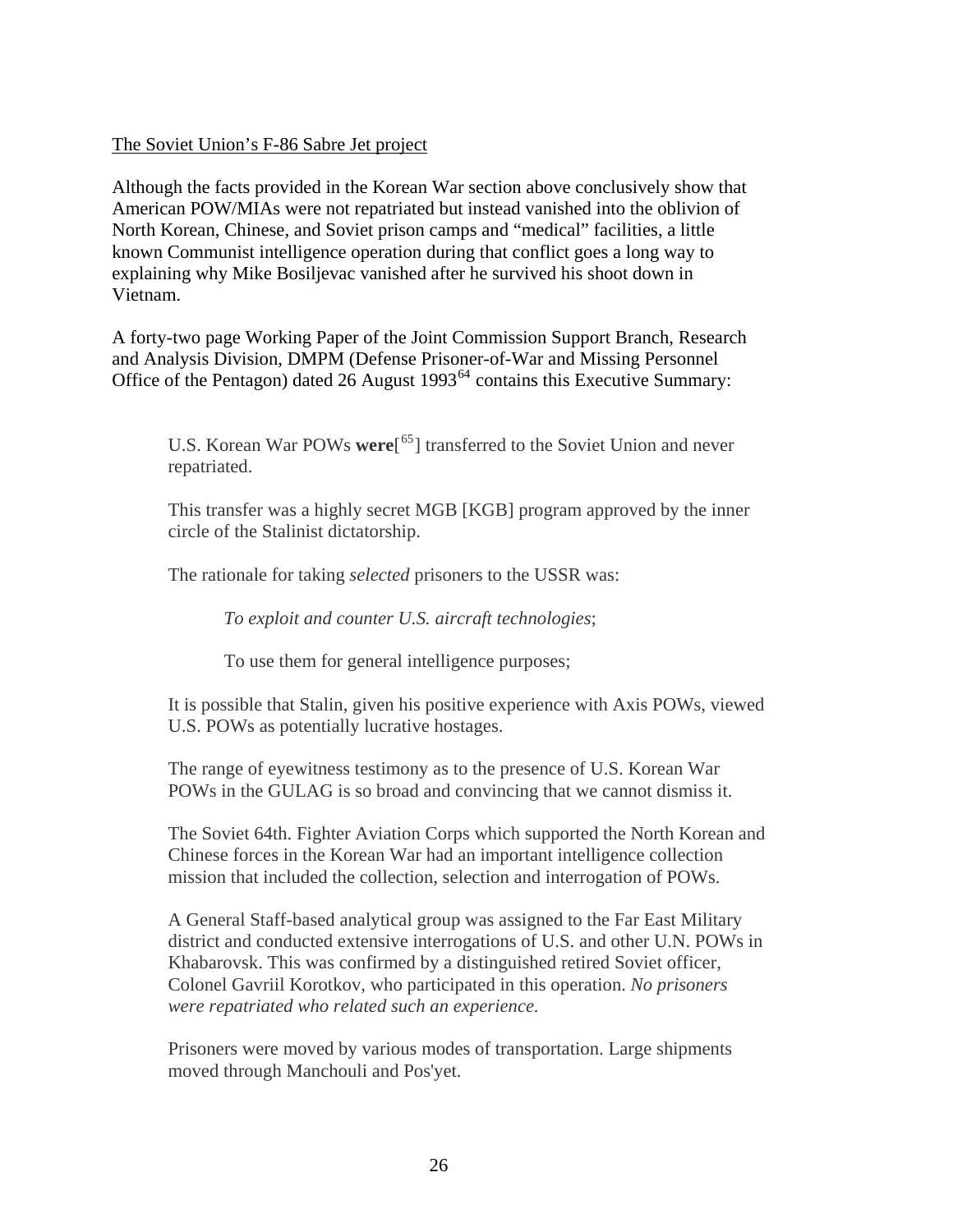## The Soviet Union's F-86 Sabre Jet project

Although the facts provided in the Korean War section above conclusively show that American POW/MIAs were not repatriated but instead vanished into the oblivion of North Korean, Chinese, and Soviet prison camps and "medical" facilities, a little known Communist intelligence operation during that conflict goes a long way to explaining why Mike Bosiljevac vanished after he survived his shoot down in Vietnam.

A forty-two page Working Paper of the Joint Commission Support Branch, Research and Analysis Division, DMPM (Defense Prisoner-of-War and Missing Personnel Office of the Pentagon) dated 26 August 1993[64] contains this Executive Summary:

> U.S. Korean War POWs **were**[[65]] transferred to the Soviet Union and never repatriated.
>
> This transfer was a highly secret MGB [KGB] program approved by the inner circle of the Stalinist dictatorship.
>
> The rationale for taking *selected* prisoners to the USSR was:
>
> > *To exploit and counter U.S. aircraft technologies*;
> >
> > To use them for general intelligence purposes;
>
> It is possible that Stalin, given his positive experience with Axis POWs, viewed U.S. POWs as potentially lucrative hostages.
>
> The range of eyewitness testimony as to the presence of U.S. Korean War POWs in the GULAG is so broad and convincing that we cannot dismiss it.
>
> The Soviet 64th. Fighter Aviation Corps which supported the North Korean and Chinese forces in the Korean War had an important intelligence collection mission that included the collection, selection and interrogation of POWs.
>
> A General Staff-based analytical group was assigned to the Far East Military district and conducted extensive interrogations of U.S. and other U.N. POWs in Khabarovsk. This was confirmed by a distinguished retired Soviet officer, Colonel Gavriil Korotkov, who participated in this operation. *No prisoners were repatriated who related such an experience.*
>
> Prisoners were moved by various modes of transportation. Large shipments moved through Manchouli and Pos'yet.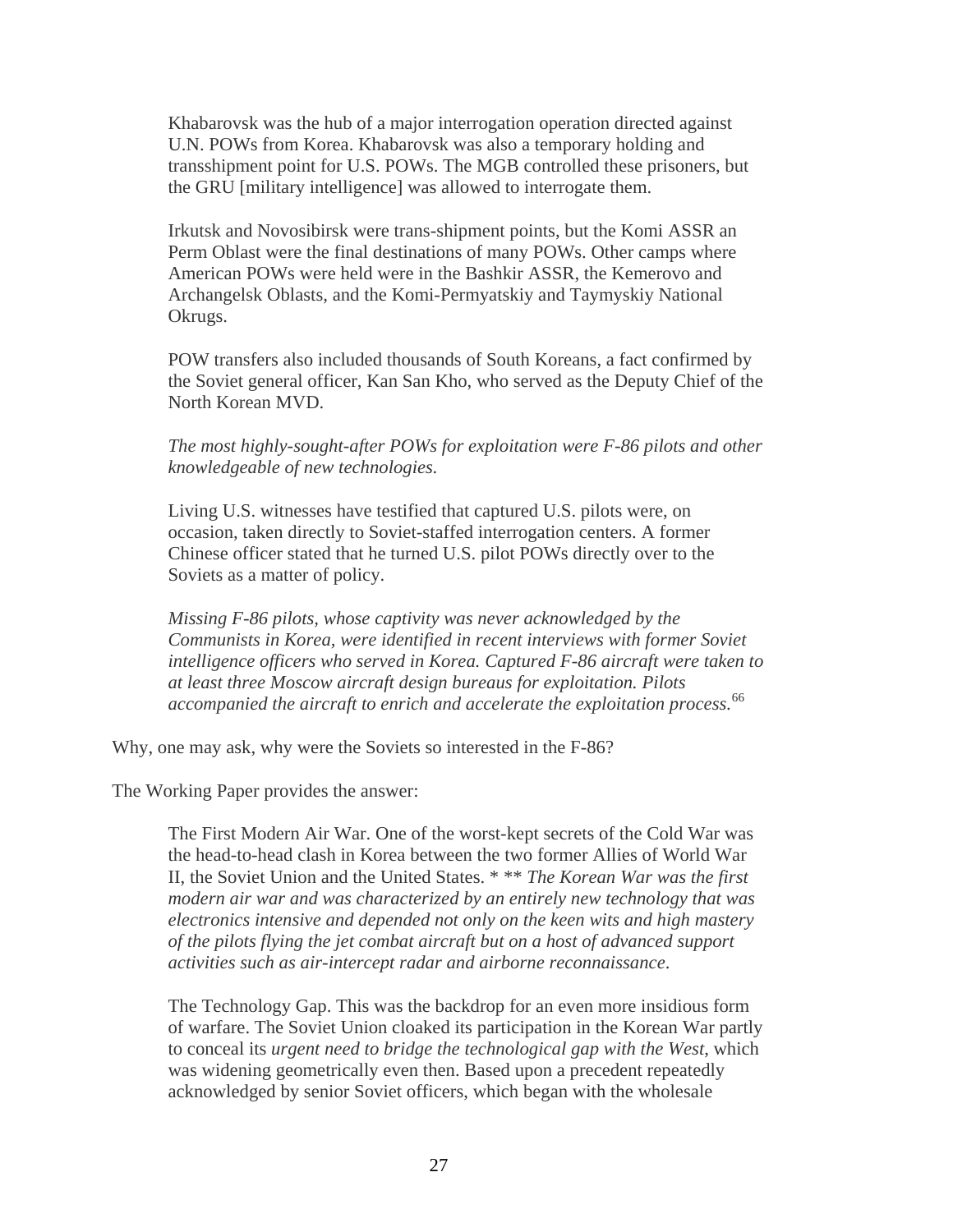> Khabarovsk was the hub of a major interrogation operation directed against U.N. POWs from Korea. Khabarovsk was also a temporary holding and transshipment point for U.S. POWs. The MGB controlled these prisoners, but the GRU [military intelligence] was allowed to interrogate them.
>
> Irkutsk and Novosibirsk were trans-shipment points, but the Komi ASSR an Perm Oblast were the final destinations of many POWs. Other camps where American POWs were held were in the Bashkir ASSR, the Kemerovo and Archangelsk Oblasts, and the Komi-Permyatskiy and Taymyskiy National Okrugs.
>
> POW transfers also included thousands of South Koreans, a fact confirmed by the Soviet general officer, Kan San Kho, who served as the Deputy Chief of the North Korean MVD.
>
> *The most highly-sought-after POWs for exploitation were F-86 pilots and other knowledgeable of new technologies.*
>
> Living U.S. witnesses have testified that captured U.S. pilots were, on occasion, taken directly to Soviet-staffed interrogation centers. A former Chinese officer stated that he turned U.S. pilot POWs directly over to the Soviets as a matter of policy.
>
> *Missing F-86 pilots, whose captivity was never acknowledged by the Communists in Korea, were identified in recent interviews with former Soviet intelligence officers who served in Korea. Captured F-86 aircraft were taken to at least three Moscow aircraft design bureaus for exploitation. Pilots accompanied the aircraft to enrich and accelerate the exploitation process.*[66]

Why, one may ask, why were the Soviets so interested in the F-86?

The Working Paper provides the answer:

> The First Modern Air War. One of the worst-kept secrets of the Cold War was the head-to-head clash in Korea between the two former Allies of World War II, the Soviet Union and the United States. * ** *The Korean War was the first modern air war and was characterized by an entirely new technology that was electronics intensive and depended not only on the keen wits and high mastery of the pilots flying the jet combat aircraft but on a host of advanced support activities such as air-intercept radar and airborne reconnaissance*.
>
> The Technology Gap. This was the backdrop for an even more insidious form of warfare. The Soviet Union cloaked its participation in the Korean War partly to conceal its *urgent need to bridge the technological gap with the West*, which was widening geometrically even then. Based upon a precedent repeatedly acknowledged by senior Soviet officers, which began with the wholesale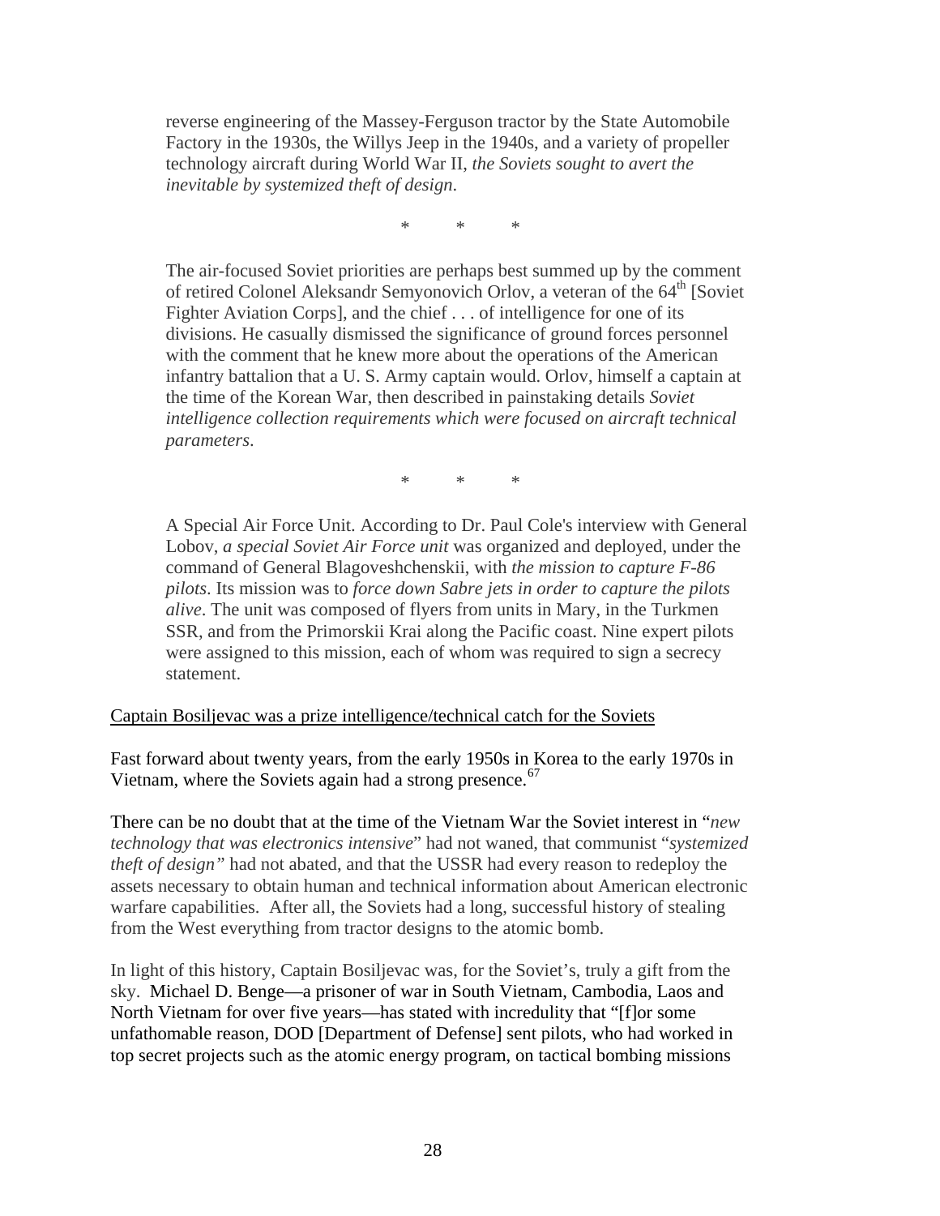> reverse engineering of the Massey-Ferguson tractor by the State Automobile Factory in the 1930s, the Willys Jeep in the 1940s, and a variety of propeller technology aircraft during World War II, *the Soviets sought to avert the inevitable by systemized theft of design*.
>
> \* \* \*
>
> The air-focused Soviet priorities are perhaps best summed up by the comment of retired Colonel Aleksandr Semyonovich Orlov, a veteran of the 64th [Soviet Fighter Aviation Corps], and the chief . . . of intelligence for one of its divisions. He casually dismissed the significance of ground forces personnel with the comment that he knew more about the operations of the American infantry battalion that a U. S. Army captain would. Orlov, himself a captain at the time of the Korean War, then described in painstaking details *Soviet intelligence collection requirements which were focused on aircraft technical parameters*.
>
> \* \* \*
>
> A Special Air Force Unit. According to Dr. Paul Cole's interview with General Lobov, *a special Soviet Air Force unit* was organized and deployed, under the command of General Blagoveshchenskii, with *the mission to capture F-86 pilots*. Its mission was to *force down Sabre jets in order to capture the pilots alive*. The unit was composed of flyers from units in Mary, in the Turkmen SSR, and from the Primorskii Krai along the Pacific coast. Nine expert pilots were assigned to this mission, each of whom was required to sign a secrecy statement.

<u>Captain Bosiljevac was a prize intelligence/technical catch for the Soviets</u>

Fast forward about twenty years, from the early 1950s in Korea to the early 1970s in Vietnam, where the Soviets again had a strong presence.[67]

There can be no doubt that at the time of the Vietnam War the Soviet interest in "*new technology that was electronics intensive*" had not waned, that communist "*systemized theft of design"* had not abated, and that the USSR had every reason to redeploy the assets necessary to obtain human and technical information about American electronic warfare capabilities. After all, the Soviets had a long, successful history of stealing from the West everything from tractor designs to the atomic bomb.

In light of this history, Captain Bosiljevac was, for the Soviet's, truly a gift from the sky. Michael D. Benge—a prisoner of war in South Vietnam, Cambodia, Laos and North Vietnam for over five years—has stated with incredulity that "[f]or some unfathomable reason, DOD [Department of Defense] sent pilots, who had worked in top secret projects such as the atomic energy program, on tactical bombing missions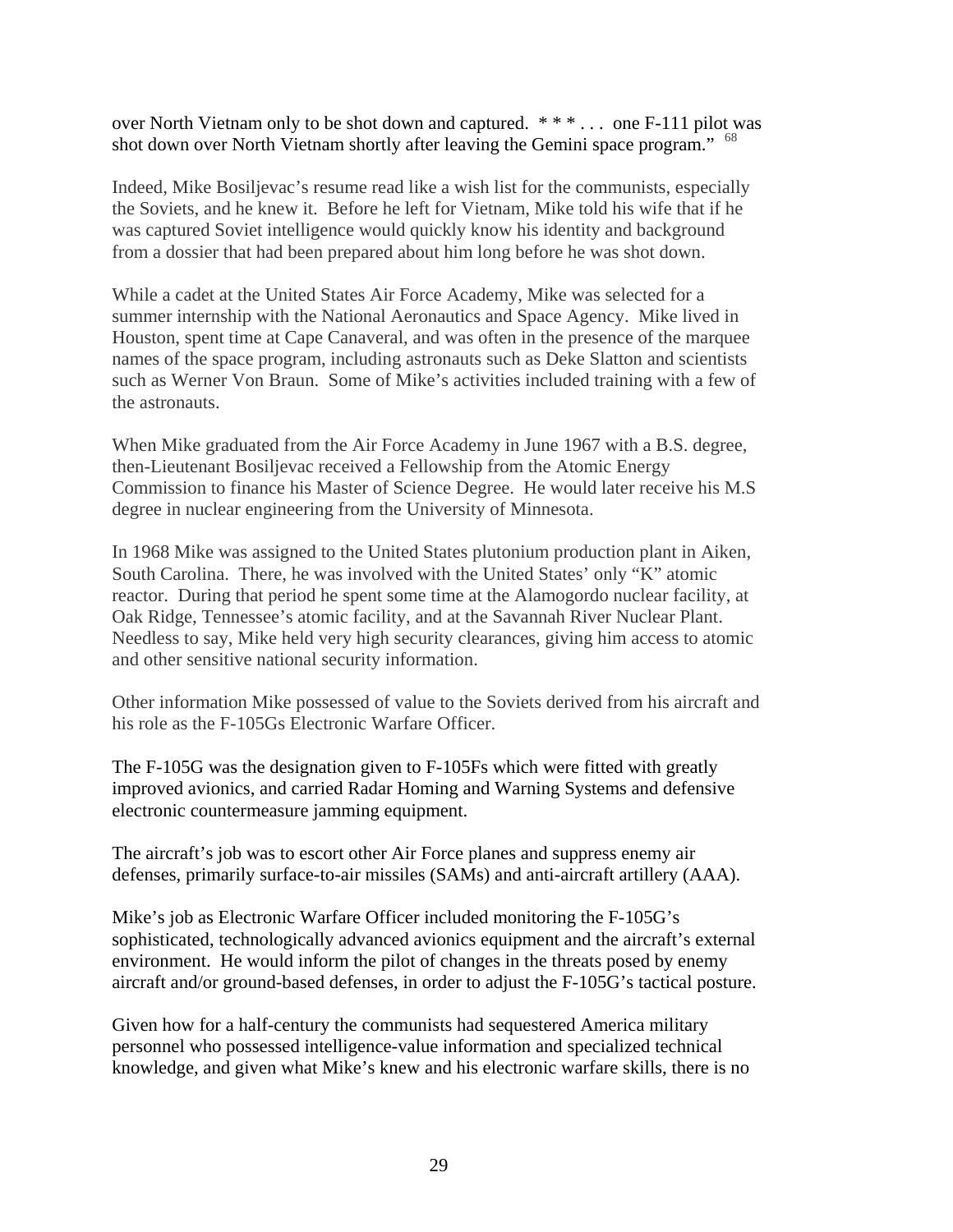over North Vietnam only to be shot down and captured. * * * . . . one F-111 pilot was shot down over North Vietnam shortly after leaving the Gemini space program." [68]

Indeed, Mike Bosiljevac's resume read like a wish list for the communists, especially the Soviets, and he knew it. Before he left for Vietnam, Mike told his wife that if he was captured Soviet intelligence would quickly know his identity and background from a dossier that had been prepared about him long before he was shot down.

While a cadet at the United States Air Force Academy, Mike was selected for a summer internship with the National Aeronautics and Space Agency. Mike lived in Houston, spent time at Cape Canaveral, and was often in the presence of the marquee names of the space program, including astronauts such as Deke Slatton and scientists such as Werner Von Braun. Some of Mike's activities included training with a few of the astronauts.

When Mike graduated from the Air Force Academy in June 1967 with a B.S. degree, then-Lieutenant Bosiljevac received a Fellowship from the Atomic Energy Commission to finance his Master of Science Degree. He would later receive his M.S degree in nuclear engineering from the University of Minnesota.

In 1968 Mike was assigned to the United States plutonium production plant in Aiken, South Carolina. There, he was involved with the United States' only "K" atomic reactor. During that period he spent some time at the Alamogordo nuclear facility, at Oak Ridge, Tennessee's atomic facility, and at the Savannah River Nuclear Plant. Needless to say, Mike held very high security clearances, giving him access to atomic and other sensitive national security information.

Other information Mike possessed of value to the Soviets derived from his aircraft and his role as the F-105Gs Electronic Warfare Officer.

The F-105G was the designation given to F-105Fs which were fitted with greatly improved avionics, and carried Radar Homing and Warning Systems and defensive electronic countermeasure jamming equipment.

The aircraft's job was to escort other Air Force planes and suppress enemy air defenses, primarily surface-to-air missiles (SAMs) and anti-aircraft artillery (AAA).

Mike's job as Electronic Warfare Officer included monitoring the F-105G's sophisticated, technologically advanced avionics equipment and the aircraft's external environment. He would inform the pilot of changes in the threats posed by enemy aircraft and/or ground-based defenses, in order to adjust the F-105G's tactical posture.

Given how for a half-century the communists had sequestered America military personnel who possessed intelligence-value information and specialized technical knowledge, and given what Mike's knew and his electronic warfare skills, there is no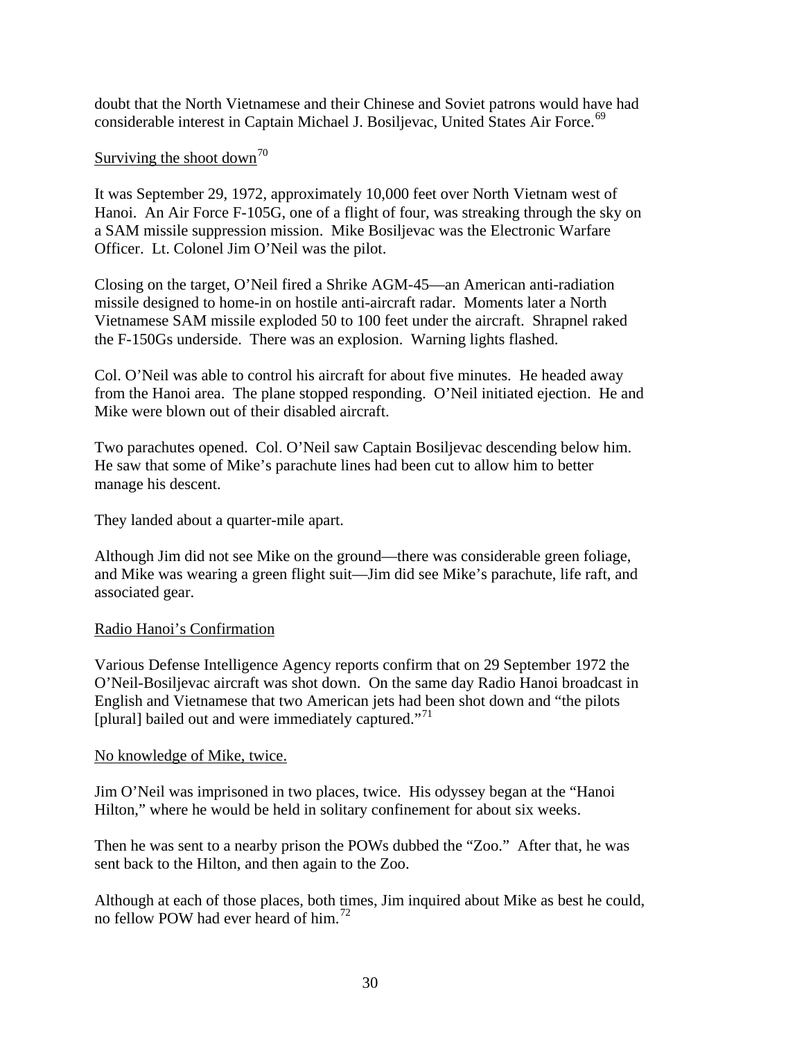doubt that the North Vietnamese and their Chinese and Soviet patrons would have had considerable interest in Captain Michael J. Bosiljevac, United States Air Force.[69]

Surviving the shoot down[70]

It was September 29, 1972, approximately 10,000 feet over North Vietnam west of Hanoi. An Air Force F-105G, one of a flight of four, was streaking through the sky on a SAM missile suppression mission. Mike Bosiljevac was the Electronic Warfare Officer. Lt. Colonel Jim O'Neil was the pilot.

Closing on the target, O'Neil fired a Shrike AGM-45—an American anti-radiation missile designed to home-in on hostile anti-aircraft radar. Moments later a North Vietnamese SAM missile exploded 50 to 100 feet under the aircraft. Shrapnel raked the F-150Gs underside. There was an explosion. Warning lights flashed.

Col. O'Neil was able to control his aircraft for about five minutes. He headed away from the Hanoi area. The plane stopped responding. O'Neil initiated ejection. He and Mike were blown out of their disabled aircraft.

Two parachutes opened. Col. O'Neil saw Captain Bosiljevac descending below him. He saw that some of Mike's parachute lines had been cut to allow him to better manage his descent.

They landed about a quarter-mile apart.

Although Jim did not see Mike on the ground—there was considerable green foliage, and Mike was wearing a green flight suit—Jim did see Mike's parachute, life raft, and associated gear.

Radio Hanoi's Confirmation

Various Defense Intelligence Agency reports confirm that on 29 September 1972 the O'Neil-Bosiljevac aircraft was shot down. On the same day Radio Hanoi broadcast in English and Vietnamese that two American jets had been shot down and "the pilots [plural] bailed out and were immediately captured."[71]

No knowledge of Mike, twice.

Jim O'Neil was imprisoned in two places, twice. His odyssey began at the "Hanoi Hilton," where he would be held in solitary confinement for about six weeks.

Then he was sent to a nearby prison the POWs dubbed the "Zoo." After that, he was sent back to the Hilton, and then again to the Zoo.

Although at each of those places, both times, Jim inquired about Mike as best he could, no fellow POW had ever heard of him.[72]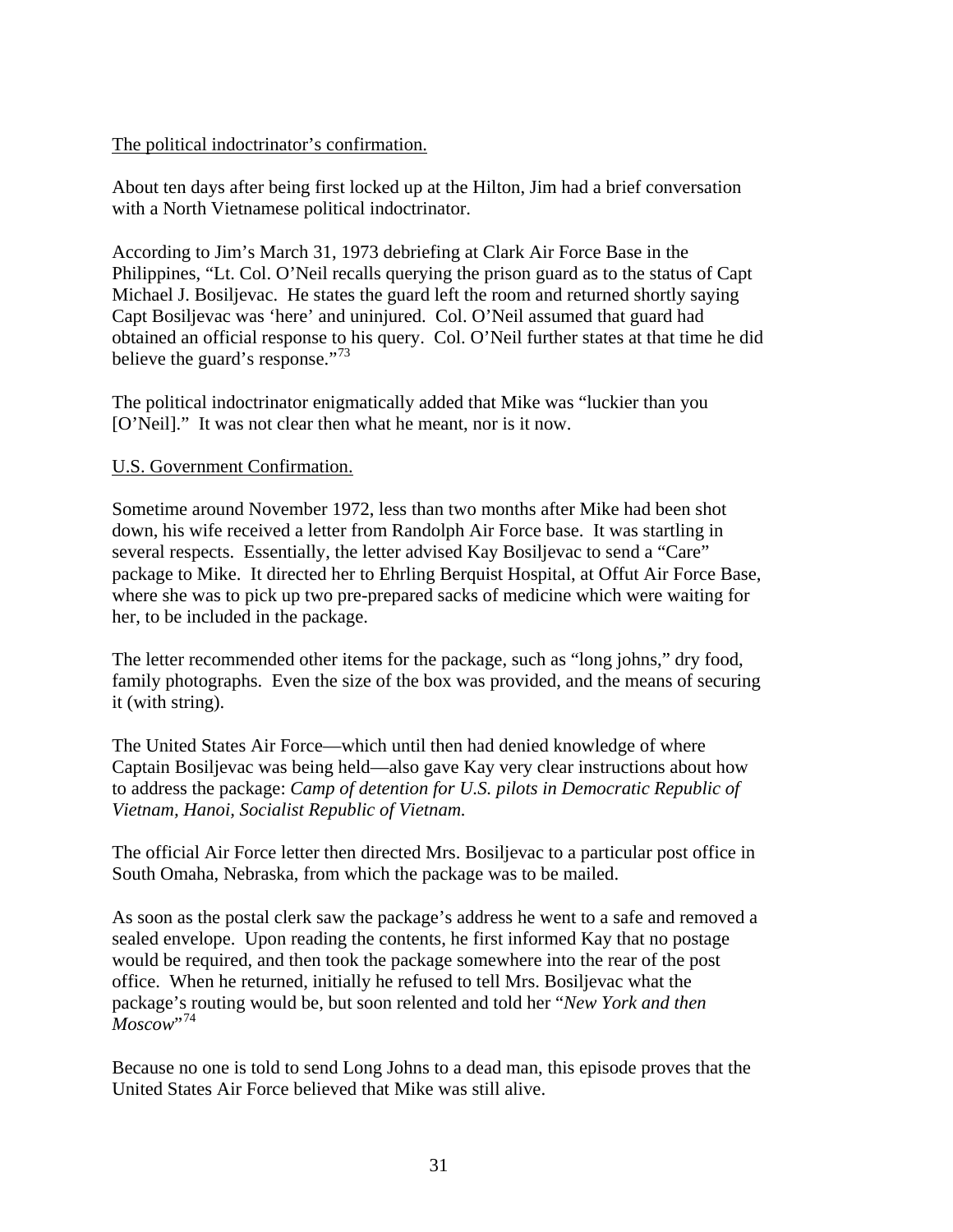<u>The political indoctrinator's confirmation.</u>

About ten days after being first locked up at the Hilton, Jim had a brief conversation with a North Vietnamese political indoctrinator.

According to Jim's March 31, 1973 debriefing at Clark Air Force Base in the Philippines, "Lt. Col. O'Neil recalls querying the prison guard as to the status of Capt Michael J. Bosiljevac. He states the guard left the room and returned shortly saying Capt Bosiljevac was 'here' and uninjured. Col. O'Neil assumed that guard had obtained an official response to his query. Col. O'Neil further states at that time he did believe the guard's response."[73]

The political indoctrinator enigmatically added that Mike was "luckier than you [O'Neil]." It was not clear then what he meant, nor is it now.

<u>U.S. Government Confirmation.</u>

Sometime around November 1972, less than two months after Mike had been shot down, his wife received a letter from Randolph Air Force base. It was startling in several respects. Essentially, the letter advised Kay Bosiljevac to send a "Care" package to Mike. It directed her to Ehrling Berquist Hospital, at Offut Air Force Base, where she was to pick up two pre-prepared sacks of medicine which were waiting for her, to be included in the package.

The letter recommended other items for the package, such as "long johns," dry food, family photographs. Even the size of the box was provided, and the means of securing it (with string).

The United States Air Force—which until then had denied knowledge of where Captain Bosiljevac was being held—also gave Kay very clear instructions about how to address the package: *Camp of detention for U.S. pilots in Democratic Republic of Vietnam, Hanoi, Socialist Republic of Vietnam.*

The official Air Force letter then directed Mrs. Bosiljevac to a particular post office in South Omaha, Nebraska, from which the package was to be mailed.

As soon as the postal clerk saw the package's address he went to a safe and removed a sealed envelope. Upon reading the contents, he first informed Kay that no postage would be required, and then took the package somewhere into the rear of the post office. When he returned, initially he refused to tell Mrs. Bosiljevac what the package's routing would be, but soon relented and told her "*New York and then Moscow*"[74]

Because no one is told to send Long Johns to a dead man, this episode proves that the United States Air Force believed that Mike was still alive.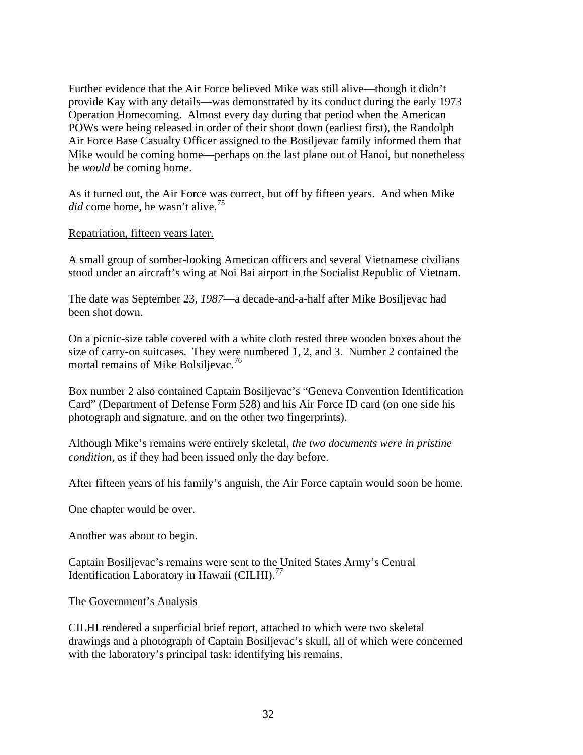Further evidence that the Air Force believed Mike was still alive—though it didn't provide Kay with any details—was demonstrated by its conduct during the early 1973 Operation Homecoming. Almost every day during that period when the American POWs were being released in order of their shoot down (earliest first), the Randolph Air Force Base Casualty Officer assigned to the Bosiljevac family informed them that Mike would be coming home—perhaps on the last plane out of Hanoi, but nonetheless he *would* be coming home.

As it turned out, the Air Force was correct, but off by fifteen years. And when Mike *did* come home, he wasn't alive.[75]

Repatriation, fifteen years later.

A small group of somber-looking American officers and several Vietnamese civilians stood under an aircraft's wing at Noi Bai airport in the Socialist Republic of Vietnam.

The date was September 23, *1987*—a decade-and-a-half after Mike Bosiljevac had been shot down.

On a picnic-size table covered with a white cloth rested three wooden boxes about the size of carry-on suitcases. They were numbered 1, 2, and 3. Number 2 contained the mortal remains of Mike Bolsiljevac.[76]

Box number 2 also contained Captain Bosiljevac's "Geneva Convention Identification Card" (Department of Defense Form 528) and his Air Force ID card (on one side his photograph and signature, and on the other two fingerprints).

Although Mike's remains were entirely skeletal, *the two documents were in pristine condition*, as if they had been issued only the day before.

After fifteen years of his family's anguish, the Air Force captain would soon be home.

One chapter would be over.

Another was about to begin.

Captain Bosiljevac's remains were sent to the United States Army's Central Identification Laboratory in Hawaii (CILHI).[77]

The Government's Analysis

CILHI rendered a superficial brief report, attached to which were two skeletal drawings and a photograph of Captain Bosiljevac's skull, all of which were concerned with the laboratory's principal task: identifying his remains.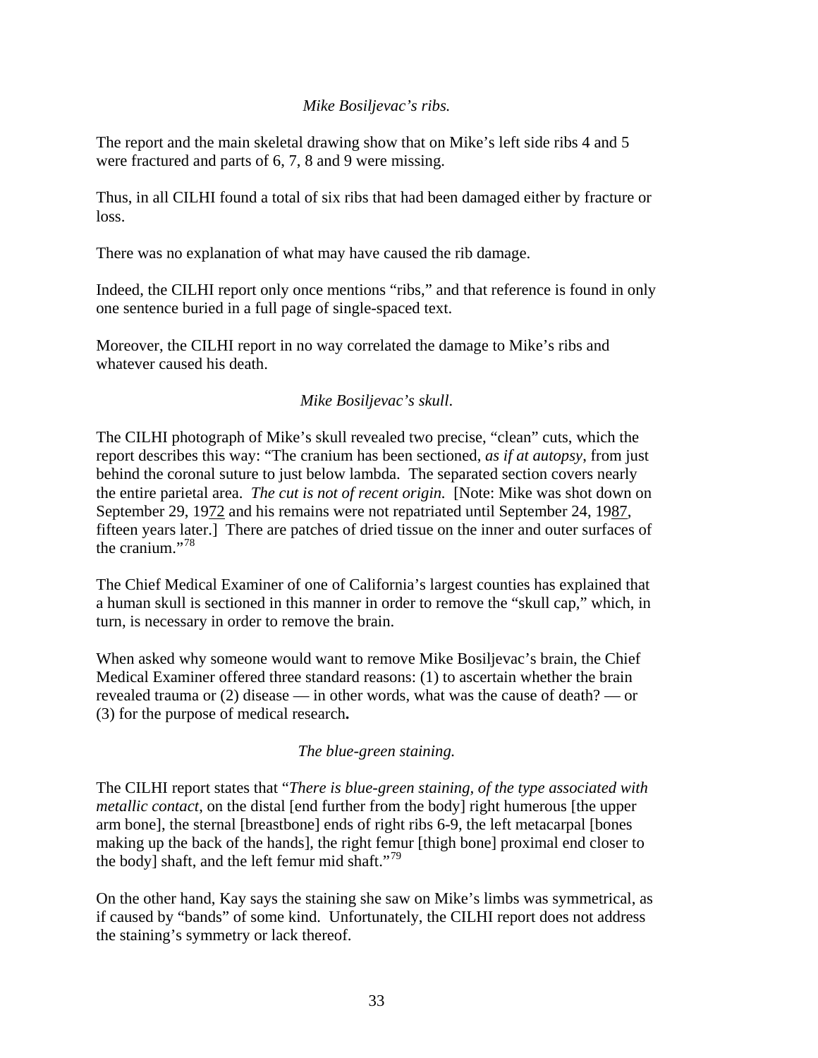*Mike Bosiljevac's ribs.*

The report and the main skeletal drawing show that on Mike's left side ribs 4 and 5 were fractured and parts of 6, 7, 8 and 9 were missing.

Thus, in all CILHI found a total of six ribs that had been damaged either by fracture or loss.

There was no explanation of what may have caused the rib damage.

Indeed, the CILHI report only once mentions "ribs," and that reference is found in only one sentence buried in a full page of single-spaced text.

Moreover, the CILHI report in no way correlated the damage to Mike's ribs and whatever caused his death.

*Mike Bosiljevac's skull.*

The CILHI photograph of Mike's skull revealed two precise, "clean" cuts, which the report describes this way: "The cranium has been sectioned, *as if at autopsy*, from just behind the coronal suture to just below lambda. The separated section covers nearly the entire parietal area. *The cut is not of recent origin.* [Note: Mike was shot down on September 29, 19<u>72</u> and his remains were not repatriated until September 24, 19<u>87</u>, fifteen years later.] There are patches of dried tissue on the inner and outer surfaces of the cranium."[78]

The Chief Medical Examiner of one of California's largest counties has explained that a human skull is sectioned in this manner in order to remove the "skull cap," which, in turn, is necessary in order to remove the brain.

When asked why someone would want to remove Mike Bosiljevac's brain, the Chief Medical Examiner offered three standard reasons: (1) to ascertain whether the brain revealed trauma or (2) disease — in other words, what was the cause of death? — or (3) for the purpose of medical research**.**

*The blue-green staining.*

The CILHI report states that "*There is blue-green staining, of the type associated with metallic contact*, on the distal [end further from the body] right humerous [the upper arm bone], the sternal [breastbone] ends of right ribs 6-9, the left metacarpal [bones making up the back of the hands], the right femur [thigh bone] proximal end closer to the body] shaft, and the left femur mid shaft."[79]

On the other hand, Kay says the staining she saw on Mike's limbs was symmetrical, as if caused by "bands" of some kind. Unfortunately, the CILHI report does not address the staining's symmetry or lack thereof.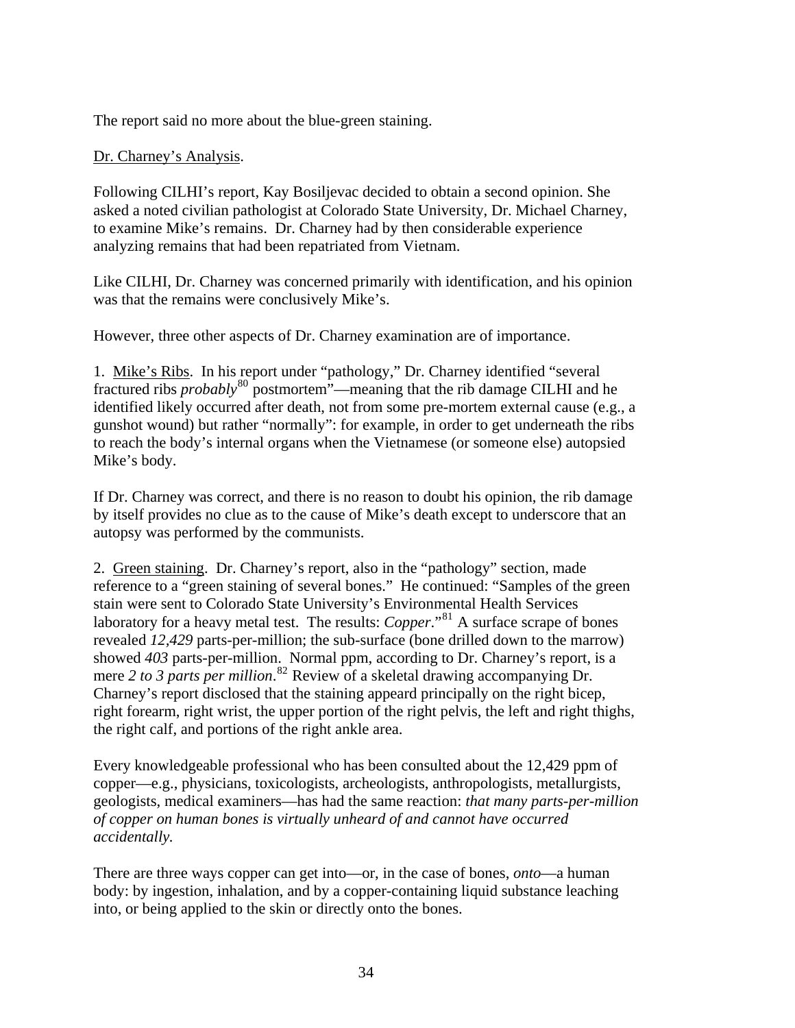The report said no more about the blue-green staining.

Dr. Charney's Analysis.

Following CILHI's report, Kay Bosiljevac decided to obtain a second opinion. She asked a noted civilian pathologist at Colorado State University, Dr. Michael Charney, to examine Mike's remains. Dr. Charney had by then considerable experience analyzing remains that had been repatriated from Vietnam.

Like CILHI, Dr. Charney was concerned primarily with identification, and his opinion was that the remains were conclusively Mike's.

However, three other aspects of Dr. Charney examination are of importance.

1. Mike's Ribs. In his report under "pathology," Dr. Charney identified "several fractured ribs *probably*[80] postmortem"—meaning that the rib damage CILHI and he identified likely occurred after death, not from some pre-mortem external cause (e.g., a gunshot wound) but rather "normally": for example, in order to get underneath the ribs to reach the body's internal organs when the Vietnamese (or someone else) autopsied Mike's body.

If Dr. Charney was correct, and there is no reason to doubt his opinion, the rib damage by itself provides no clue as to the cause of Mike's death except to underscore that an autopsy was performed by the communists.

2. Green staining. Dr. Charney's report, also in the "pathology" section, made reference to a "green staining of several bones." He continued: "Samples of the green stain were sent to Colorado State University's Environmental Health Services laboratory for a heavy metal test. The results: *Copper*."[81] A surface scrape of bones revealed *12,429* parts-per-million; the sub-surface (bone drilled down to the marrow) showed *403* parts-per-million. Normal ppm, according to Dr. Charney's report, is a mere *2 to 3 parts per million*.[82] Review of a skeletal drawing accompanying Dr. Charney's report disclosed that the staining appeard principally on the right bicep, right forearm, right wrist, the upper portion of the right pelvis, the left and right thighs, the right calf, and portions of the right ankle area.

Every knowledgeable professional who has been consulted about the 12,429 ppm of copper—e.g., physicians, toxicologists, archeologists, anthropologists, metallurgists, geologists, medical examiners—has had the same reaction: *that many parts-per-million of copper on human bones is virtually unheard of and cannot have occurred accidentally.*

There are three ways copper can get into—or, in the case of bones, *onto*—a human body: by ingestion, inhalation, and by a copper-containing liquid substance leaching into, or being applied to the skin or directly onto the bones.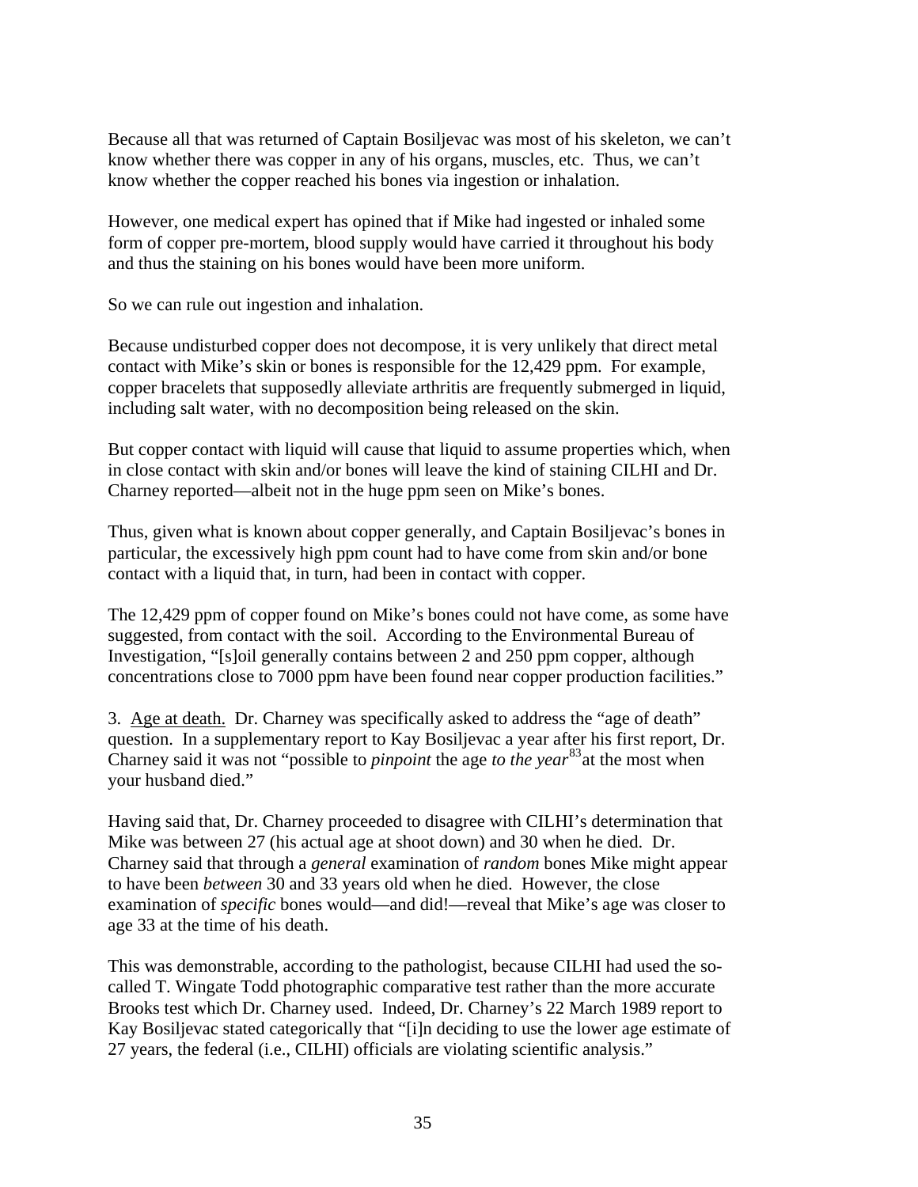Because all that was returned of Captain Bosiljevac was most of his skeleton, we can't know whether there was copper in any of his organs, muscles, etc. Thus, we can't know whether the copper reached his bones via ingestion or inhalation.

However, one medical expert has opined that if Mike had ingested or inhaled some form of copper pre-mortem, blood supply would have carried it throughout his body and thus the staining on his bones would have been more uniform.

So we can rule out ingestion and inhalation.

Because undisturbed copper does not decompose, it is very unlikely that direct metal contact with Mike's skin or bones is responsible for the 12,429 ppm. For example, copper bracelets that supposedly alleviate arthritis are frequently submerged in liquid, including salt water, with no decomposition being released on the skin.

But copper contact with liquid will cause that liquid to assume properties which, when in close contact with skin and/or bones will leave the kind of staining CILHI and Dr. Charney reported—albeit not in the huge ppm seen on Mike's bones.

Thus, given what is known about copper generally, and Captain Bosiljevac's bones in particular, the excessively high ppm count had to have come from skin and/or bone contact with a liquid that, in turn, had been in contact with copper.

The 12,429 ppm of copper found on Mike's bones could not have come, as some have suggested, from contact with the soil. According to the Environmental Bureau of Investigation, "[s]oil generally contains between 2 and 250 ppm copper, although concentrations close to 7000 ppm have been found near copper production facilities."

3. Age at death. Dr. Charney was specifically asked to address the "age of death" question. In a supplementary report to Kay Bosiljevac a year after his first report, Dr. Charney said it was not "possible to *pinpoint* the age *to the year*[83] at the most when your husband died."

Having said that, Dr. Charney proceeded to disagree with CILHI's determination that Mike was between 27 (his actual age at shoot down) and 30 when he died. Dr. Charney said that through a *general* examination of *random* bones Mike might appear to have been *between* 30 and 33 years old when he died. However, the close examination of *specific* bones would—and did!—reveal that Mike's age was closer to age 33 at the time of his death.

This was demonstrable, according to the pathologist, because CILHI had used the so-called T. Wingate Todd photographic comparative test rather than the more accurate Brooks test which Dr. Charney used. Indeed, Dr. Charney's 22 March 1989 report to Kay Bosiljevac stated categorically that "[i]n deciding to use the lower age estimate of 27 years, the federal (i.e., CILHI) officials are violating scientific analysis."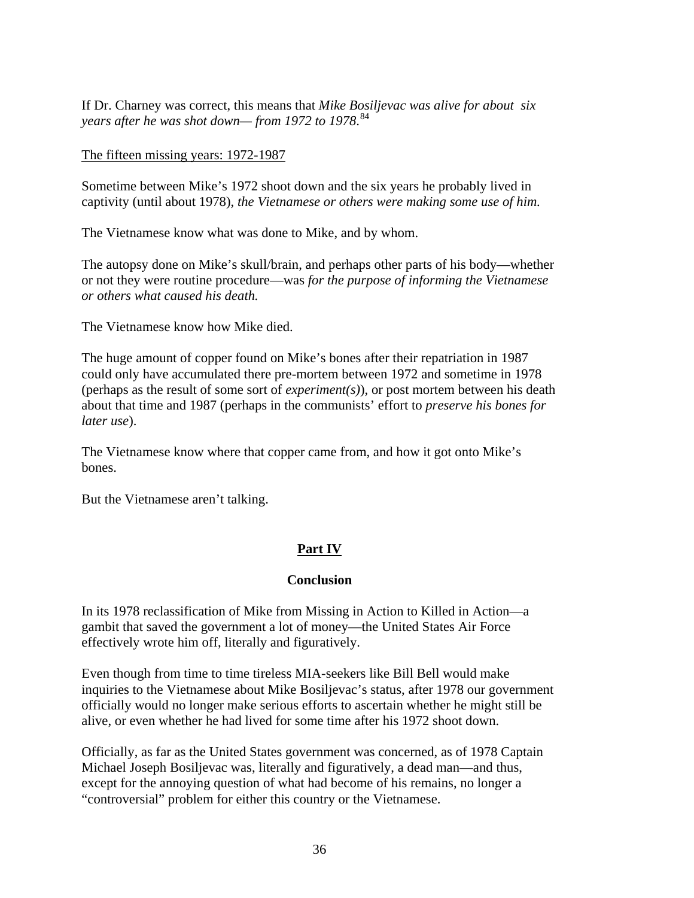If Dr. Charney was correct, this means that *Mike Bosiljevac was alive for about six years after he was shot down— from 1972 to 1978.*[84]

<u>The fifteen missing years: 1972-1987</u>

Sometime between Mike's 1972 shoot down and the six years he probably lived in captivity (until about 1978), *the Vietnamese or others were making some use of him.*

The Vietnamese know what was done to Mike, and by whom.

The autopsy done on Mike's skull/brain, and perhaps other parts of his body—whether or not they were routine procedure—was *for the purpose of informing the Vietnamese or others what caused his death.*

The Vietnamese know how Mike died.

The huge amount of copper found on Mike's bones after their repatriation in 1987 could only have accumulated there pre-mortem between 1972 and sometime in 1978 (perhaps as the result of some sort of *experiment(s)*), or post mortem between his death about that time and 1987 (perhaps in the communists' effort to *preserve his bones for later use*).

The Vietnamese know where that copper came from, and how it got onto Mike's bones.

But the Vietnamese aren't talking.

## <u>Part IV</u>

### Conclusion

In its 1978 reclassification of Mike from Missing in Action to Killed in Action—a gambit that saved the government a lot of money—the United States Air Force effectively wrote him off, literally and figuratively.

Even though from time to time tireless MIA-seekers like Bill Bell would make inquiries to the Vietnamese about Mike Bosiljevac's status, after 1978 our government officially would no longer make serious efforts to ascertain whether he might still be alive, or even whether he had lived for some time after his 1972 shoot down.

Officially, as far as the United States government was concerned, as of 1978 Captain Michael Joseph Bosiljevac was, literally and figuratively, a dead man—and thus, except for the annoying question of what had become of his remains, no longer a "controversial" problem for either this country or the Vietnamese.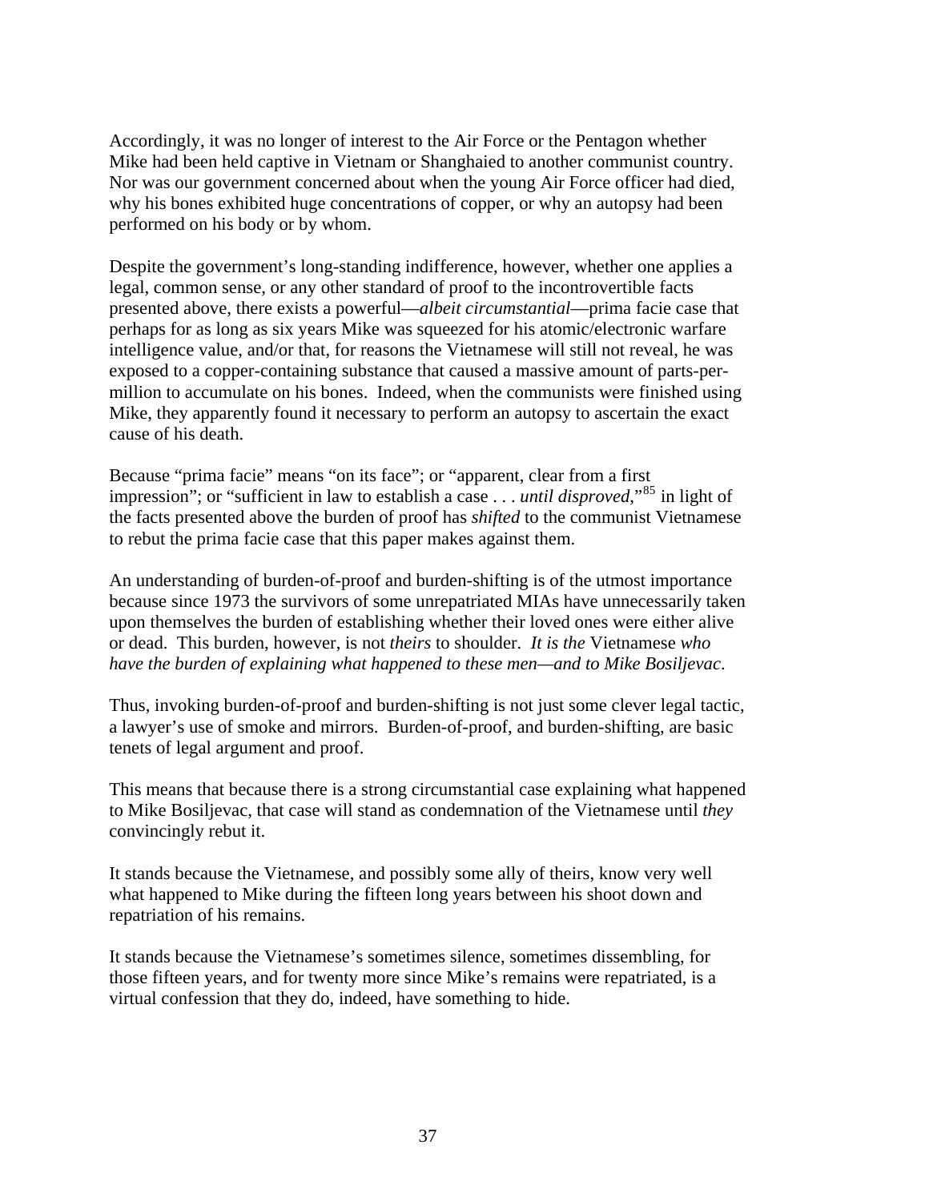Accordingly, it was no longer of interest to the Air Force or the Pentagon whether Mike had been held captive in Vietnam or Shanghaied to another communist country. Nor was our government concerned about when the young Air Force officer had died, why his bones exhibited huge concentrations of copper, or why an autopsy had been performed on his body or by whom.

Despite the government's long-standing indifference, however, whether one applies a legal, common sense, or any other standard of proof to the incontrovertible facts presented above, there exists a powerful—*albeit circumstantial*—prima facie case that perhaps for as long as six years Mike was squeezed for his atomic/electronic warfare intelligence value, and/or that, for reasons the Vietnamese will still not reveal, he was exposed to a copper-containing substance that caused a massive amount of parts-per-million to accumulate on his bones. Indeed, when the communists were finished using Mike, they apparently found it necessary to perform an autopsy to ascertain the exact cause of his death.

Because "prima facie" means "on its face"; or "apparent, clear from a first impression"; or "sufficient in law to establish a case . . . *until disproved*,"[85] in light of the facts presented above the burden of proof has *shifted* to the communist Vietnamese to rebut the prima facie case that this paper makes against them.

An understanding of burden-of-proof and burden-shifting is of the utmost importance because since 1973 the survivors of some unrepatriated MIAs have unnecessarily taken upon themselves the burden of establishing whether their loved ones were either alive or dead. This burden, however, is not *theirs* to shoulder. *It is the* Vietnamese *who have the burden of explaining what happened to these men—and to Mike Bosiljevac*.

Thus, invoking burden-of-proof and burden-shifting is not just some clever legal tactic, a lawyer's use of smoke and mirrors. Burden-of-proof, and burden-shifting, are basic tenets of legal argument and proof.

This means that because there is a strong circumstantial case explaining what happened to Mike Bosiljevac, that case will stand as condemnation of the Vietnamese until *they* convincingly rebut it.

It stands because the Vietnamese, and possibly some ally of theirs, know very well what happened to Mike during the fifteen long years between his shoot down and repatriation of his remains.

It stands because the Vietnamese's sometimes silence, sometimes dissembling, for those fifteen years, and for twenty more since Mike's remains were repatriated, is a virtual confession that they do, indeed, have something to hide.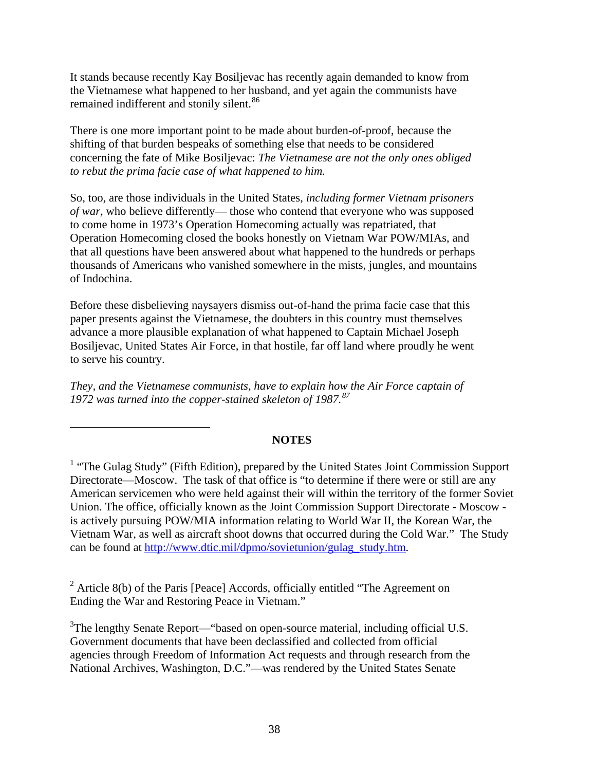It stands because recently Kay Bosiljevac has recently again demanded to know from the Vietnamese what happened to her husband, and yet again the communists have remained indifferent and stonily silent.[86]

There is one more important point to be made about burden-of-proof, because the shifting of that burden bespeaks of something else that needs to be considered concerning the fate of Mike Bosiljevac: *The Vietnamese are not the only ones obliged to rebut the prima facie case of what happened to him.*

So, too, are those individuals in the United States, *including former Vietnam prisoners of war*, who believe differently— those who contend that everyone who was supposed to come home in 1973's Operation Homecoming actually was repatriated, that Operation Homecoming closed the books honestly on Vietnam War POW/MIAs, and that all questions have been answered about what happened to the hundreds or perhaps thousands of Americans who vanished somewhere in the mists, jungles, and mountains of Indochina.

Before these disbelieving naysayers dismiss out-of-hand the prima facie case that this paper presents against the Vietnamese, the doubters in this country must themselves advance a more plausible explanation of what happened to Captain Michael Joseph Bosiljevac, United States Air Force, in that hostile, far off land where proudly he went to serve his country.

*They, and the Vietnamese communists, have to explain how the Air Force captain of 1972 was turned into the copper-stained skeleton of 1987.*[87]

---

**NOTES**

[1] "The Gulag Study" (Fifth Edition), prepared by the United States Joint Commission Support Directorate—Moscow. The task of that office is "to determine if there were or still are any American servicemen who were held against their will within the territory of the former Soviet Union. The office, officially known as the Joint Commission Support Directorate - Moscow - is actively pursuing POW/MIA information relating to World War II, the Korean War, the Vietnam War, as well as aircraft shoot downs that occurred during the Cold War." The Study can be found at http://www.dtic.mil/dpmo/sovietunion/gulag_study.htm.

[2] Article 8(b) of the Paris [Peace] Accords, officially entitled "The Agreement on Ending the War and Restoring Peace in Vietnam."

[3]The lengthy Senate Report—"based on open-source material, including official U.S. Government documents that have been declassified and collected from official agencies through Freedom of Information Act requests and through research from the National Archives, Washington, D.C."—was rendered by the United States Senate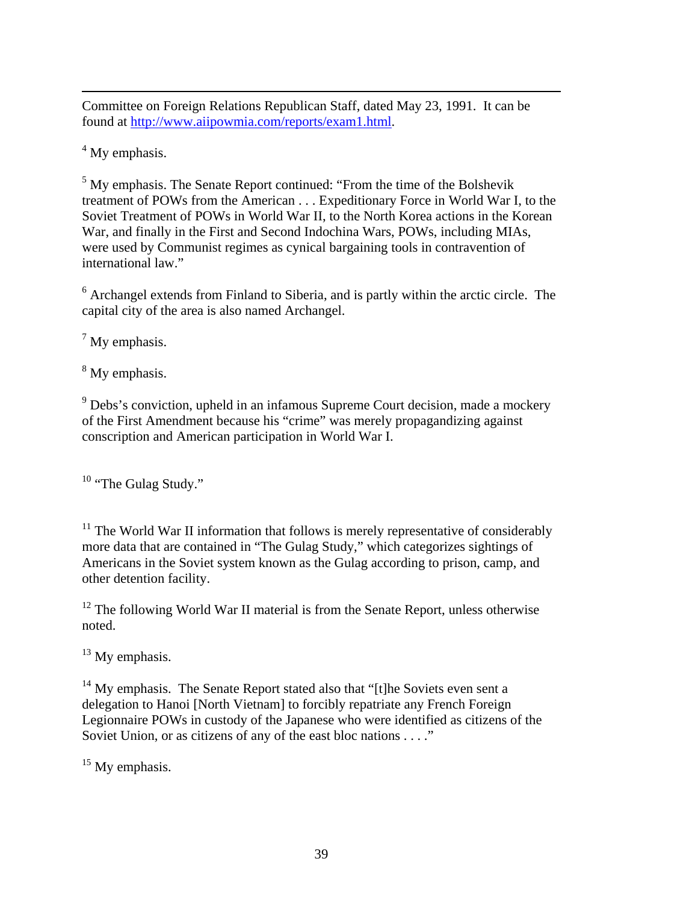Committee on Foreign Relations Republican Staff, dated May 23, 1991. It can be found at http://www.aiipowmia.com/reports/exam1.html.

[4] My emphasis.

[5] My emphasis. The Senate Report continued: "From the time of the Bolshevik treatment of POWs from the American . . . Expeditionary Force in World War I, to the Soviet Treatment of POWs in World War II, to the North Korea actions in the Korean War, and finally in the First and Second Indochina Wars, POWs, including MIAs, were used by Communist regimes as cynical bargaining tools in contravention of international law."

[6] Archangel extends from Finland to Siberia, and is partly within the arctic circle. The capital city of the area is also named Archangel.

[7] My emphasis.

[8] My emphasis.

[9] Debs's conviction, upheld in an infamous Supreme Court decision, made a mockery of the First Amendment because his "crime" was merely propagandizing against conscription and American participation in World War I.

[10] "The Gulag Study."

[11] The World War II information that follows is merely representative of considerably more data that are contained in "The Gulag Study," which categorizes sightings of Americans in the Soviet system known as the Gulag according to prison, camp, and other detention facility.

[12] The following World War II material is from the Senate Report, unless otherwise noted.

[13] My emphasis.

[14] My emphasis. The Senate Report stated also that "[t]he Soviets even sent a delegation to Hanoi [North Vietnam] to forcibly repatriate any French Foreign Legionnaire POWs in custody of the Japanese who were identified as citizens of the Soviet Union, or as citizens of any of the east bloc nations . . . ."

[15] My emphasis.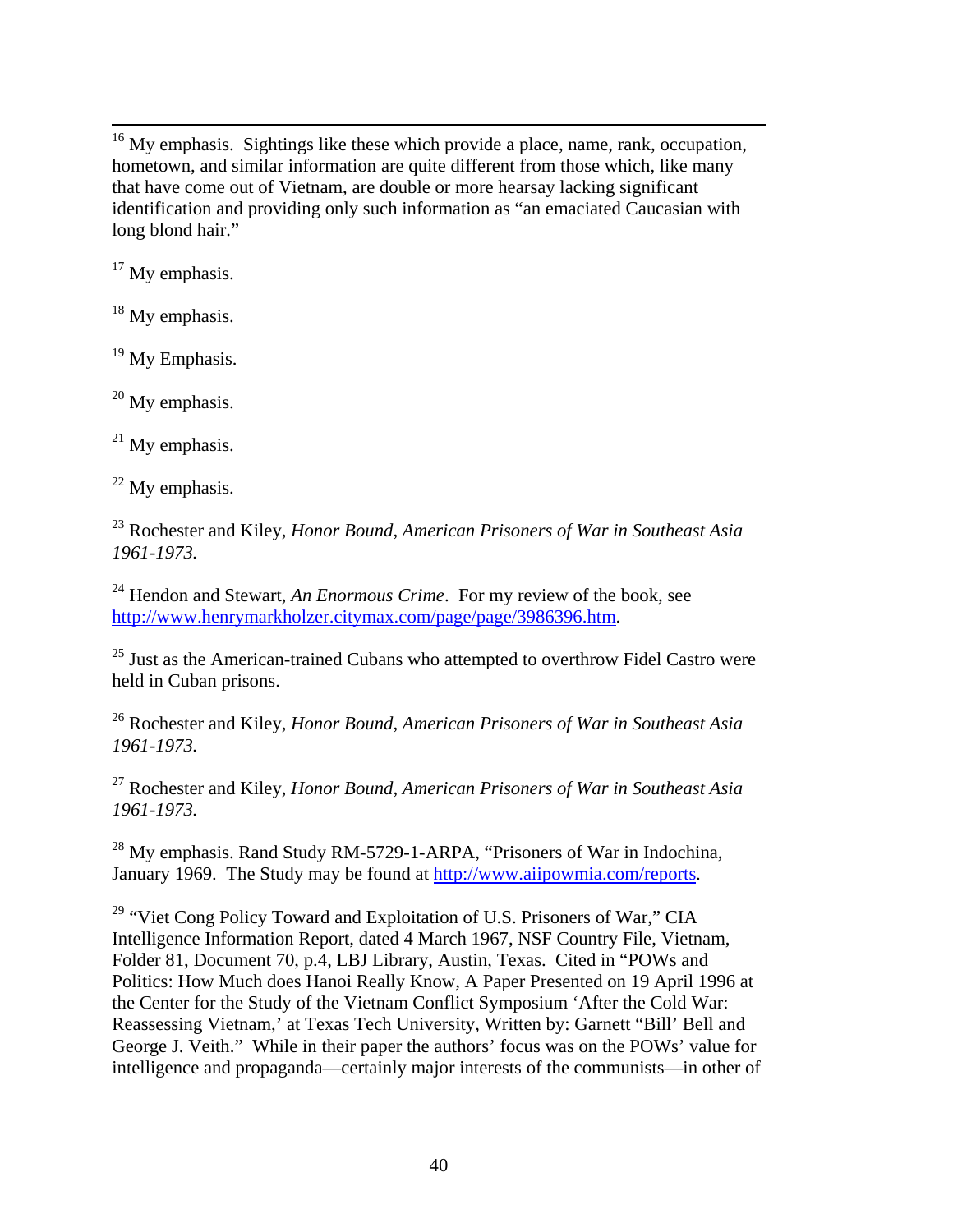---

[16] My emphasis. Sightings like these which provide a place, name, rank, occupation, hometown, and similar information are quite different from those which, like many that have come out of Vietnam, are double or more hearsay lacking significant identification and providing only such information as "an emaciated Caucasian with long blond hair."

[17] My emphasis.

[18] My emphasis.

[19] My Emphasis.

[20] My emphasis.

[21] My emphasis.

[22] My emphasis.

[23] Rochester and Kiley, *Honor Bound, American Prisoners of War in Southeast Asia 1961-1973.*

[24] Hendon and Stewart, *An Enormous Crime*. For my review of the book, see [http://www.henrymarkholzer.citymax.com/page/page/3986396.htm](http://www.henrymarkholzer.citymax.com/page/page/3986396.htm).

[25] Just as the American-trained Cubans who attempted to overthrow Fidel Castro were held in Cuban prisons.

[26] Rochester and Kiley, *Honor Bound, American Prisoners of War in Southeast Asia 1961-1973.*

[27] Rochester and Kiley, *Honor Bound, American Prisoners of War in Southeast Asia 1961-1973.*

[28] My emphasis. Rand Study RM-5729-1-ARPA, "Prisoners of War in Indochina, January 1969. The Study may be found at [http://www.aiipowmia.com/reports](http://www.aiipowmia.com/reports).

[29] "Viet Cong Policy Toward and Exploitation of U.S. Prisoners of War," CIA Intelligence Information Report, dated 4 March 1967, NSF Country File, Vietnam, Folder 81, Document 70, p.4, LBJ Library, Austin, Texas. Cited in "POWs and Politics: How Much does Hanoi Really Know, A Paper Presented on 19 April 1996 at the Center for the Study of the Vietnam Conflict Symposium 'After the Cold War: Reassessing Vietnam,' at Texas Tech University, Written by: Garnett "Bill' Bell and George J. Veith." While in their paper the authors' focus was on the POWs' value for intelligence and propaganda—certainly major interests of the communists—in other of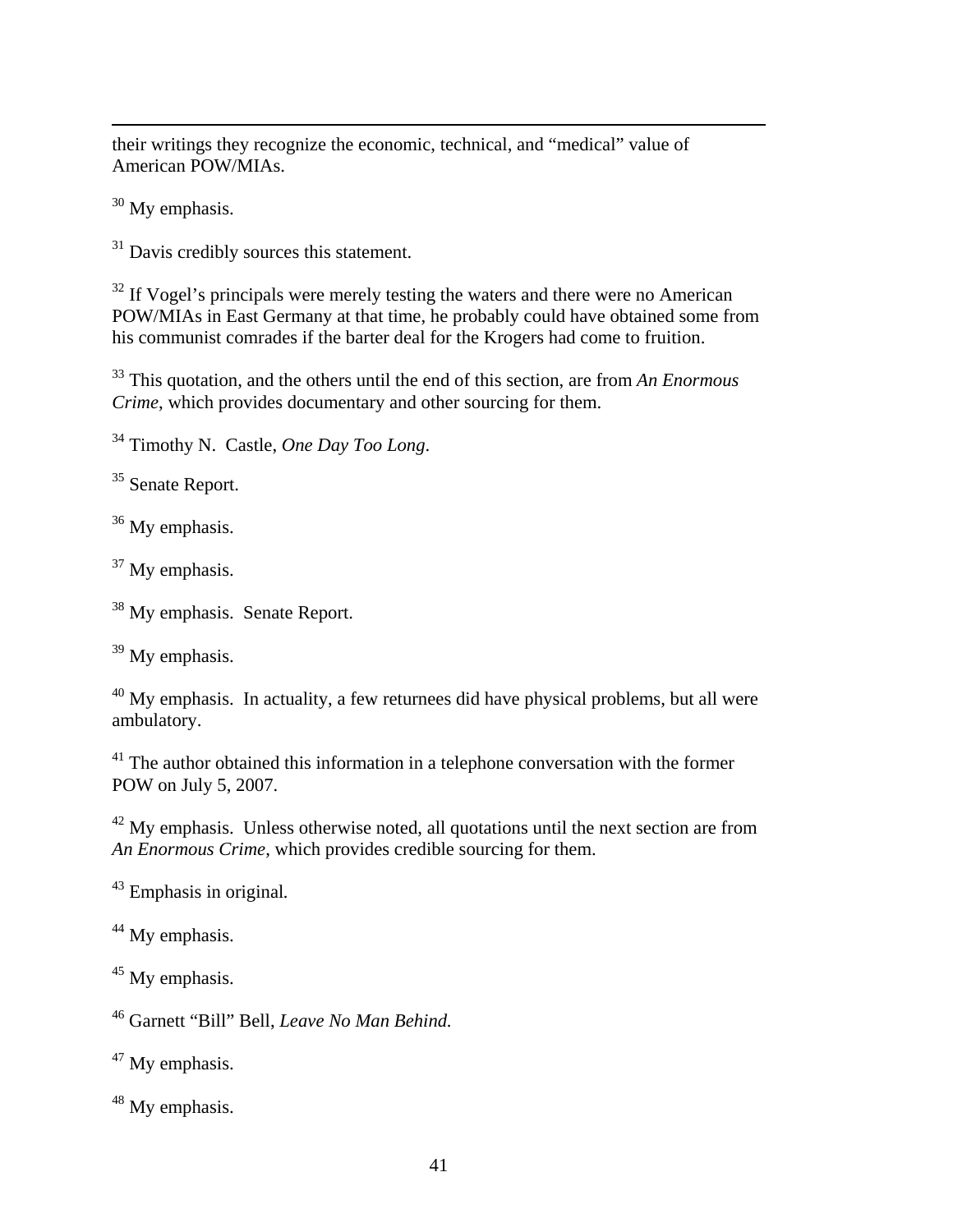their writings they recognize the economic, technical, and "medical" value of American POW/MIAs.

[30] My emphasis.

[31] Davis credibly sources this statement.

[32] If Vogel's principals were merely testing the waters and there were no American POW/MIAs in East Germany at that time, he probably could have obtained some from his communist comrades if the barter deal for the Krogers had come to fruition.

[33] This quotation, and the others until the end of this section, are from *An Enormous Crime*, which provides documentary and other sourcing for them.

[34] Timothy N. Castle, *One Day Too Long*.

[35] Senate Report.

[36] My emphasis.

[37] My emphasis.

[38] My emphasis. Senate Report.

[39] My emphasis.

[40] My emphasis. In actuality, a few returnees did have physical problems, but all were ambulatory.

[41] The author obtained this information in a telephone conversation with the former POW on July 5, 2007.

[42] My emphasis. Unless otherwise noted, all quotations until the next section are from *An Enormous Crime*, which provides credible sourcing for them.

[43] Emphasis in original.

[44] My emphasis.

[45] My emphasis.

[46] Garnett "Bill" Bell, *Leave No Man Behind.*

[47] My emphasis.

[48] My emphasis.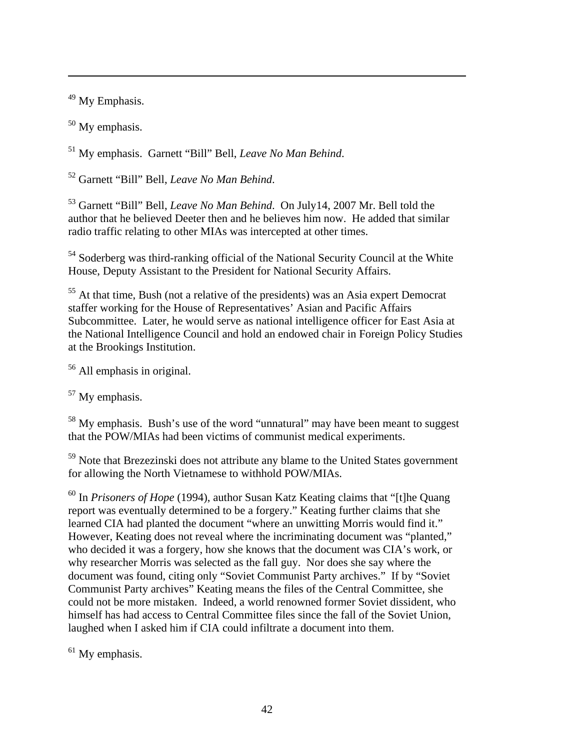[49] My Emphasis.

[50] My emphasis.

[51] My emphasis. Garnett "Bill" Bell, *Leave No Man Behind*.

[52] Garnett "Bill" Bell, *Leave No Man Behind*.

[53] Garnett "Bill" Bell, *Leave No Man Behind*. On July14, 2007 Mr. Bell told the author that he believed Deeter then and he believes him now. He added that similar radio traffic relating to other MIAs was intercepted at other times.

[54] Soderberg was third-ranking official of the National Security Council at the White House, Deputy Assistant to the President for National Security Affairs.

[55] At that time, Bush (not a relative of the presidents) was an Asia expert Democrat staffer working for the House of Representatives' Asian and Pacific Affairs Subcommittee. Later, he would serve as national intelligence officer for East Asia at the National Intelligence Council and hold an endowed chair in Foreign Policy Studies at the Brookings Institution.

[56] All emphasis in original.

[57] My emphasis.

[58] My emphasis. Bush's use of the word "unnatural" may have been meant to suggest that the POW/MIAs had been victims of communist medical experiments.

[59] Note that Brezezinski does not attribute any blame to the United States government for allowing the North Vietnamese to withhold POW/MIAs.

[60] In *Prisoners of Hope* (1994), author Susan Katz Keating claims that "[t]he Quang report was eventually determined to be a forgery." Keating further claims that she learned CIA had planted the document "where an unwitting Morris would find it." However, Keating does not reveal where the incriminating document was "planted," who decided it was a forgery, how she knows that the document was CIA's work, or why researcher Morris was selected as the fall guy. Nor does she say where the document was found, citing only "Soviet Communist Party archives." If by "Soviet Communist Party archives" Keating means the files of the Central Committee, she could not be more mistaken. Indeed, a world renowned former Soviet dissident, who himself has had access to Central Committee files since the fall of the Soviet Union, laughed when I asked him if CIA could infiltrate a document into them.

[61] My emphasis.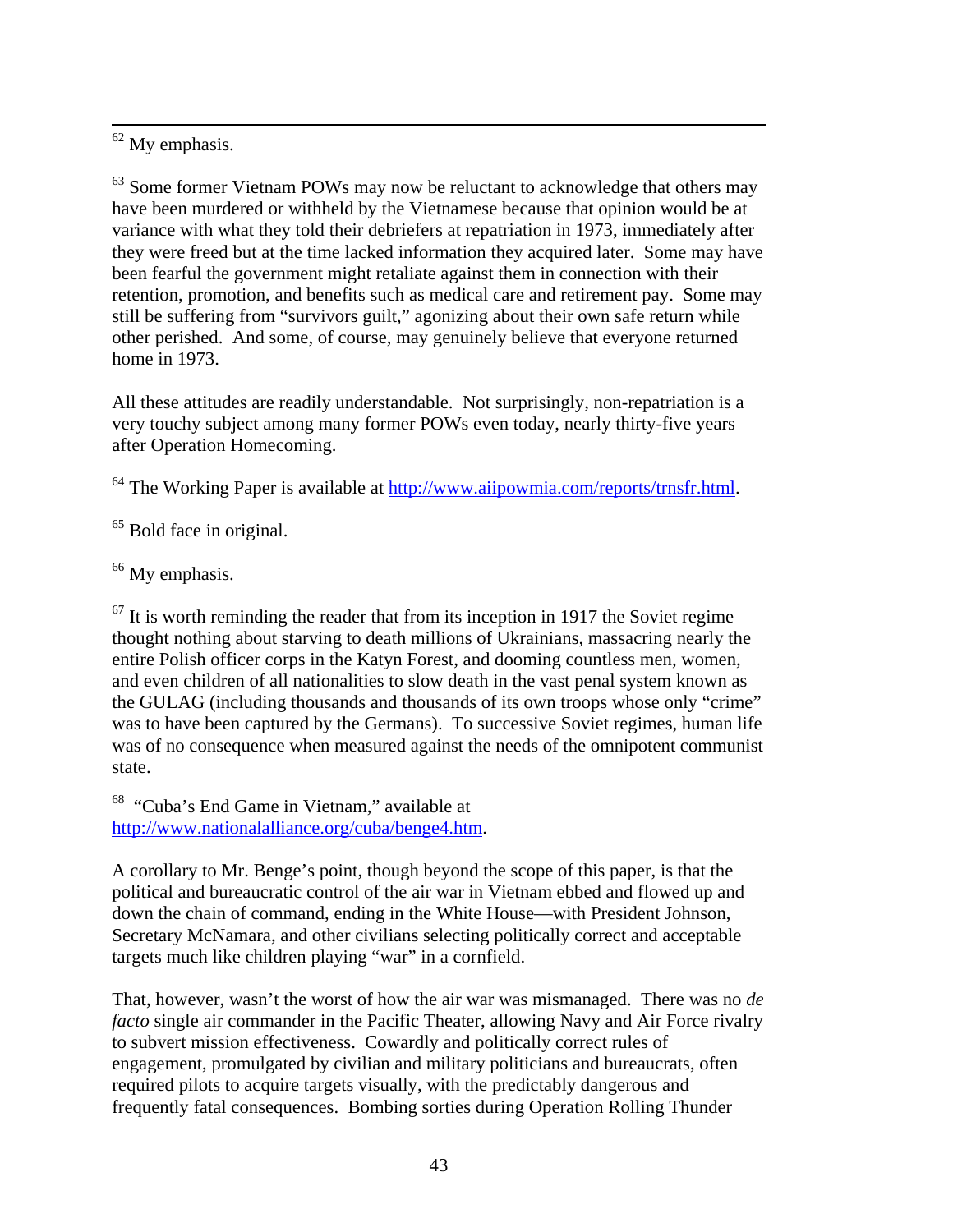---

[62] My emphasis.

[63] Some former Vietnam POWs may now be reluctant to acknowledge that others may have been murdered or withheld by the Vietnamese because that opinion would be at variance with what they told their debriefers at repatriation in 1973, immediately after they were freed but at the time lacked information they acquired later. Some may have been fearful the government might retaliate against them in connection with their retention, promotion, and benefits such as medical care and retirement pay. Some may still be suffering from "survivors guilt," agonizing about their own safe return while other perished. And some, of course, may genuinely believe that everyone returned home in 1973.

All these attitudes are readily understandable. Not surprisingly, non-repatriation is a very touchy subject among many former POWs even today, nearly thirty-five years after Operation Homecoming.

[64] The Working Paper is available at http://www.aiipowmia.com/reports/trnsfr.html.

[65] Bold face in original.

[66] My emphasis.

[67] It is worth reminding the reader that from its inception in 1917 the Soviet regime thought nothing about starving to death millions of Ukrainians, massacring nearly the entire Polish officer corps in the Katyn Forest, and dooming countless men, women, and even children of all nationalities to slow death in the vast penal system known as the GULAG (including thousands and thousands of its own troops whose only "crime" was to have been captured by the Germans). To successive Soviet regimes, human life was of no consequence when measured against the needs of the omnipotent communist state.

[68] "Cuba's End Game in Vietnam," available at http://www.nationalalliance.org/cuba/benge4.htm.

A corollary to Mr. Benge's point, though beyond the scope of this paper, is that the political and bureaucratic control of the air war in Vietnam ebbed and flowed up and down the chain of command, ending in the White House—with President Johnson, Secretary McNamara, and other civilians selecting politically correct and acceptable targets much like children playing "war" in a cornfield.

That, however, wasn't the worst of how the air war was mismanaged. There was no *de facto* single air commander in the Pacific Theater, allowing Navy and Air Force rivalry to subvert mission effectiveness. Cowardly and politically correct rules of engagement, promulgated by civilian and military politicians and bureaucrats, often required pilots to acquire targets visually, with the predictably dangerous and frequently fatal consequences. Bombing sorties during Operation Rolling Thunder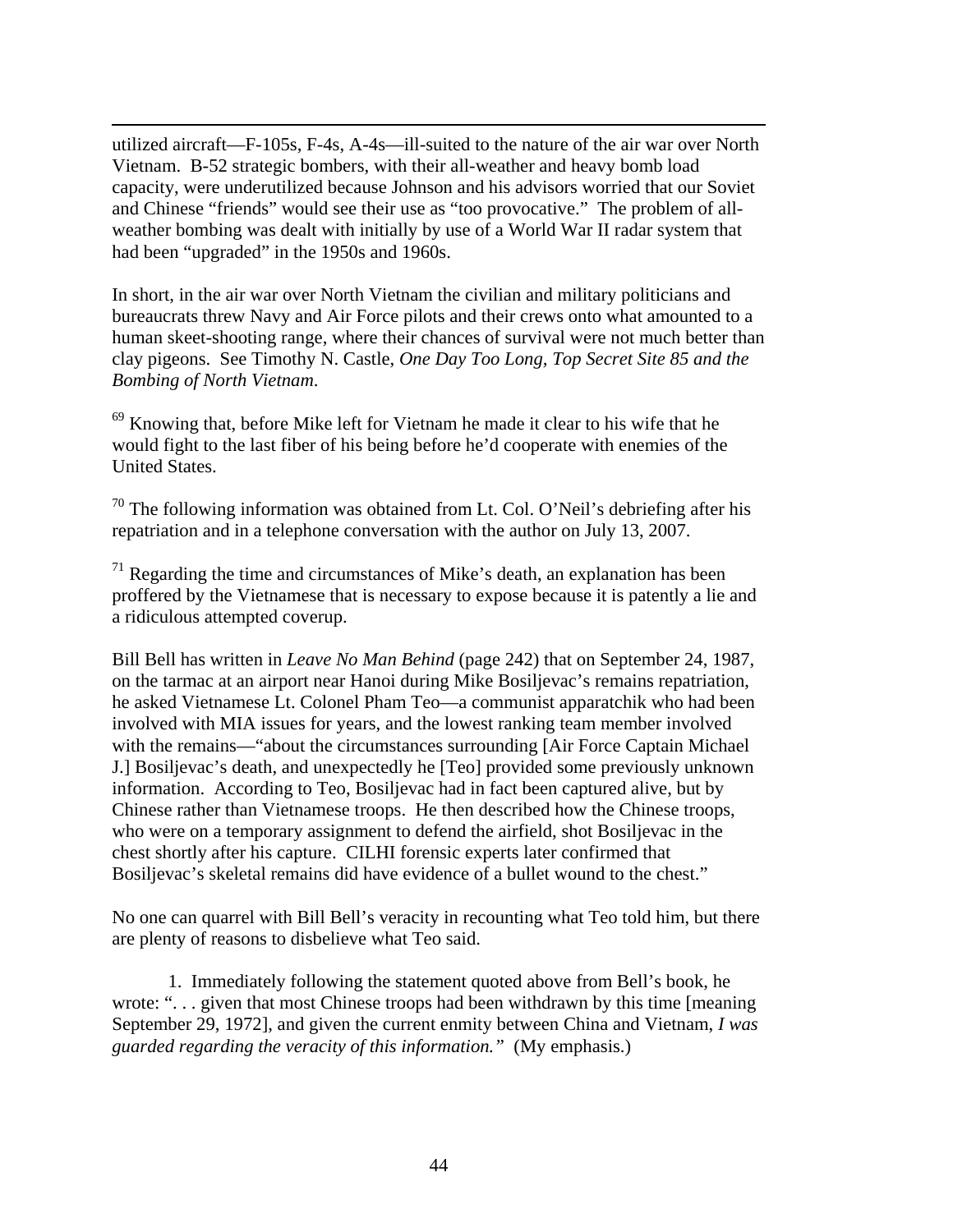utilized aircraft—F-105s, F-4s, A-4s—ill-suited to the nature of the air war over North Vietnam. B-52 strategic bombers, with their all-weather and heavy bomb load capacity, were underutilized because Johnson and his advisors worried that our Soviet and Chinese "friends" would see their use as "too provocative." The problem of all-weather bombing was dealt with initially by use of a World War II radar system that had been "upgraded" in the 1950s and 1960s.

In short, in the air war over North Vietnam the civilian and military politicians and bureaucrats threw Navy and Air Force pilots and their crews onto what amounted to a human skeet-shooting range, where their chances of survival were not much better than clay pigeons. See Timothy N. Castle, *One Day Too Long, Top Secret Site 85 and the Bombing of North Vietnam*.

[69] Knowing that, before Mike left for Vietnam he made it clear to his wife that he would fight to the last fiber of his being before he'd cooperate with enemies of the United States.

[70] The following information was obtained from Lt. Col. O'Neil's debriefing after his repatriation and in a telephone conversation with the author on July 13, 2007.

[71] Regarding the time and circumstances of Mike's death, an explanation has been proffered by the Vietnamese that is necessary to expose because it is patently a lie and a ridiculous attempted coverup.

Bill Bell has written in *Leave No Man Behind* (page 242) that on September 24, 1987, on the tarmac at an airport near Hanoi during Mike Bosiljevac's remains repatriation, he asked Vietnamese Lt. Colonel Pham Teo—a communist apparatchik who had been involved with MIA issues for years, and the lowest ranking team member involved with the remains—"about the circumstances surrounding [Air Force Captain Michael J.] Bosiljevac's death, and unexpectedly he [Teo] provided some previously unknown information. According to Teo, Bosiljevac had in fact been captured alive, but by Chinese rather than Vietnamese troops. He then described how the Chinese troops, who were on a temporary assignment to defend the airfield, shot Bosiljevac in the chest shortly after his capture. CILHI forensic experts later confirmed that Bosiljevac's skeletal remains did have evidence of a bullet wound to the chest."

No one can quarrel with Bill Bell's veracity in recounting what Teo told him, but there are plenty of reasons to disbelieve what Teo said.

1. Immediately following the statement quoted above from Bell's book, he wrote: ". . . given that most Chinese troops had been withdrawn by this time [meaning September 29, 1972], and given the current enmity between China and Vietnam, *I was guarded regarding the veracity of this information."* (My emphasis.)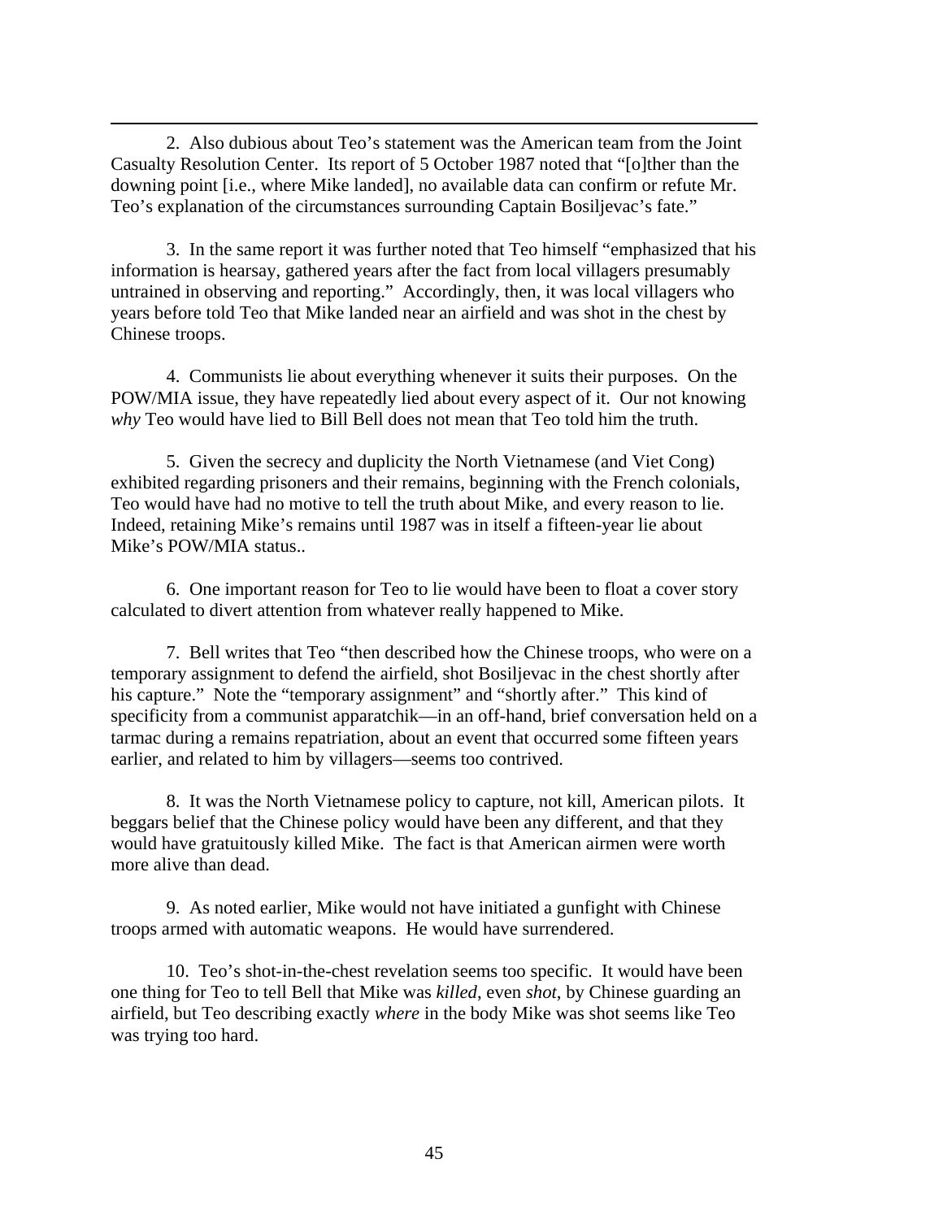2. Also dubious about Teo's statement was the American team from the Joint Casualty Resolution Center. Its report of 5 October 1987 noted that "[o]ther than the downing point [i.e., where Mike landed], no available data can confirm or refute Mr. Teo's explanation of the circumstances surrounding Captain Bosiljevac's fate."

3. In the same report it was further noted that Teo himself "emphasized that his information is hearsay, gathered years after the fact from local villagers presumably untrained in observing and reporting." Accordingly, then, it was local villagers who years before told Teo that Mike landed near an airfield and was shot in the chest by Chinese troops.

4. Communists lie about everything whenever it suits their purposes. On the POW/MIA issue, they have repeatedly lied about every aspect of it. Our not knowing *why* Teo would have lied to Bill Bell does not mean that Teo told him the truth.

5. Given the secrecy and duplicity the North Vietnamese (and Viet Cong) exhibited regarding prisoners and their remains, beginning with the French colonials, Teo would have had no motive to tell the truth about Mike, and every reason to lie. Indeed, retaining Mike's remains until 1987 was in itself a fifteen-year lie about Mike's POW/MIA status..

6. One important reason for Teo to lie would have been to float a cover story calculated to divert attention from whatever really happened to Mike.

7. Bell writes that Teo "then described how the Chinese troops, who were on a temporary assignment to defend the airfield, shot Bosiljevac in the chest shortly after his capture." Note the "temporary assignment" and "shortly after." This kind of specificity from a communist apparatchik—in an off-hand, brief conversation held on a tarmac during a remains repatriation, about an event that occurred some fifteen years earlier, and related to him by villagers—seems too contrived.

8. It was the North Vietnamese policy to capture, not kill, American pilots. It beggars belief that the Chinese policy would have been any different, and that they would have gratuitously killed Mike. The fact is that American airmen were worth more alive than dead.

9. As noted earlier, Mike would not have initiated a gunfight with Chinese troops armed with automatic weapons. He would have surrendered.

10. Teo's shot-in-the-chest revelation seems too specific. It would have been one thing for Teo to tell Bell that Mike was *killed*, even *shot*, by Chinese guarding an airfield, but Teo describing exactly *where* in the body Mike was shot seems like Teo was trying too hard.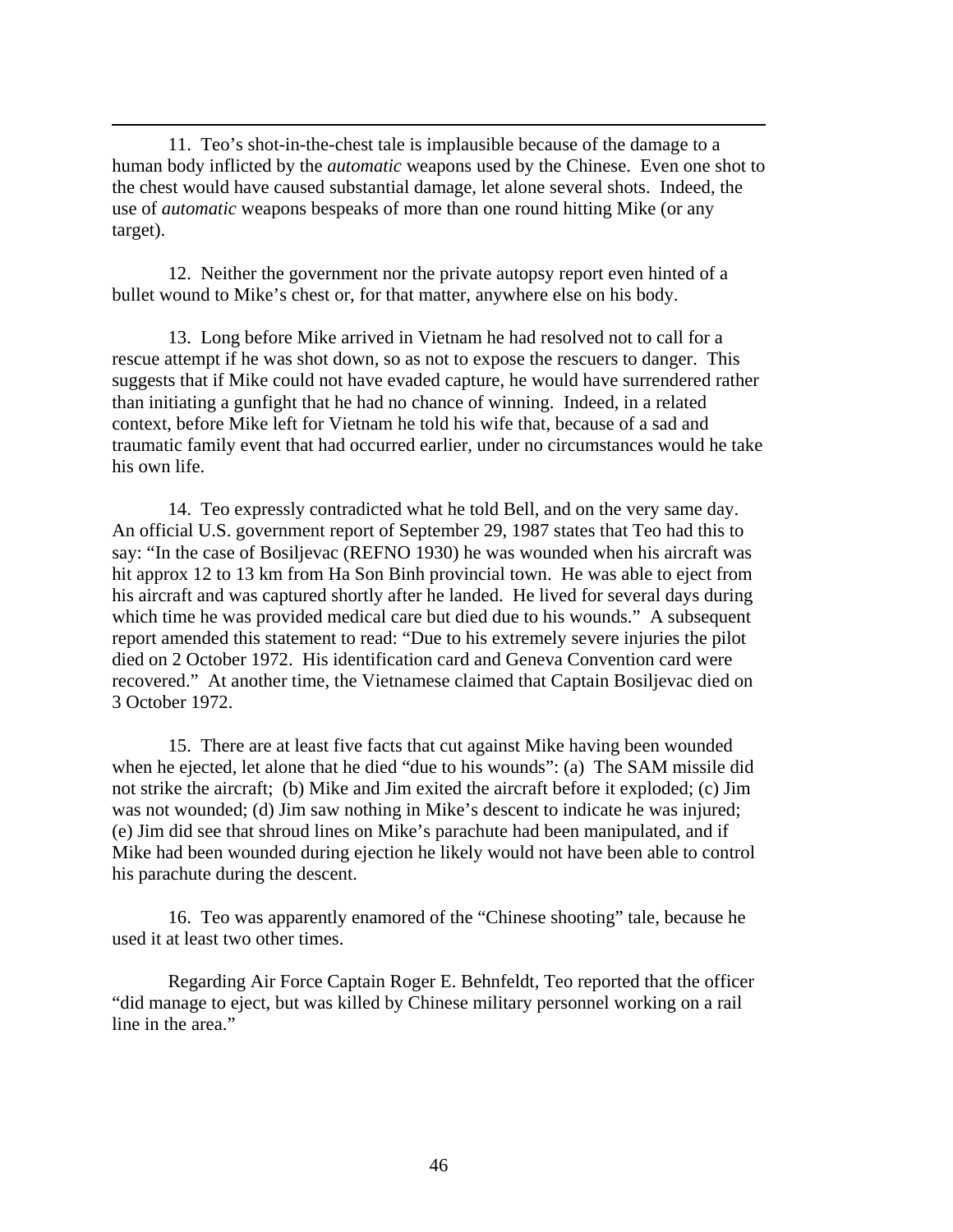11. Teo's shot-in-the-chest tale is implausible because of the damage to a human body inflicted by the *automatic* weapons used by the Chinese. Even one shot to the chest would have caused substantial damage, let alone several shots. Indeed, the use of *automatic* weapons bespeaks of more than one round hitting Mike (or any target).

12. Neither the government nor the private autopsy report even hinted of a bullet wound to Mike's chest or, for that matter, anywhere else on his body.

13. Long before Mike arrived in Vietnam he had resolved not to call for a rescue attempt if he was shot down, so as not to expose the rescuers to danger. This suggests that if Mike could not have evaded capture, he would have surrendered rather than initiating a gunfight that he had no chance of winning. Indeed, in a related context, before Mike left for Vietnam he told his wife that, because of a sad and traumatic family event that had occurred earlier, under no circumstances would he take his own life.

14. Teo expressly contradicted what he told Bell, and on the very same day. An official U.S. government report of September 29, 1987 states that Teo had this to say: "In the case of Bosiljevac (REFNO 1930) he was wounded when his aircraft was hit approx 12 to 13 km from Ha Son Binh provincial town. He was able to eject from his aircraft and was captured shortly after he landed. He lived for several days during which time he was provided medical care but died due to his wounds." A subsequent report amended this statement to read: "Due to his extremely severe injuries the pilot died on 2 October 1972. His identification card and Geneva Convention card were recovered." At another time, the Vietnamese claimed that Captain Bosiljevac died on 3 October 1972.

15. There are at least five facts that cut against Mike having been wounded when he ejected, let alone that he died "due to his wounds": (a) The SAM missile did not strike the aircraft; (b) Mike and Jim exited the aircraft before it exploded; (c) Jim was not wounded; (d) Jim saw nothing in Mike's descent to indicate he was injured; (e) Jim did see that shroud lines on Mike's parachute had been manipulated, and if Mike had been wounded during ejection he likely would not have been able to control his parachute during the descent.

16. Teo was apparently enamored of the "Chinese shooting" tale, because he used it at least two other times.

Regarding Air Force Captain Roger E. Behnfeldt, Teo reported that the officer "did manage to eject, but was killed by Chinese military personnel working on a rail line in the area."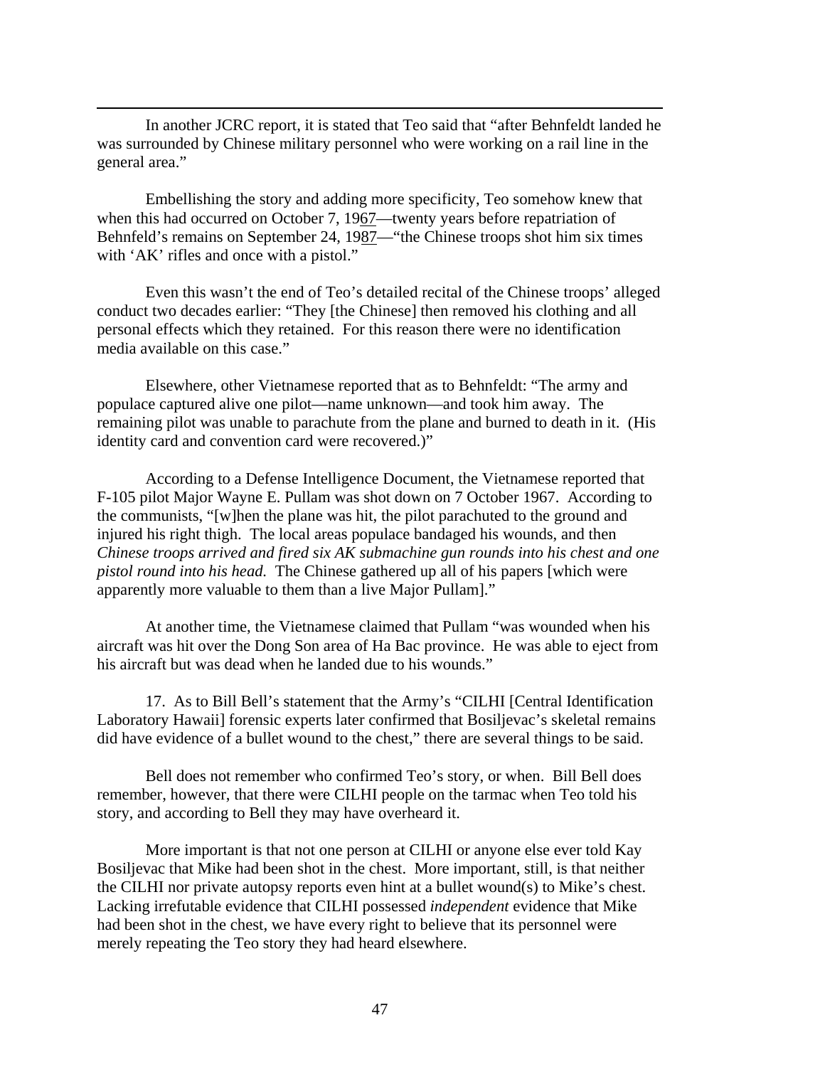In another JCRC report, it is stated that Teo said that "after Behnfeldt landed he was surrounded by Chinese military personnel who were working on a rail line in the general area."

Embellishing the story and adding more specificity, Teo somehow knew that when this had occurred on October 7, 19<u>67</u>—twenty years before repatriation of Behnfeld's remains on September 24, 19<u>87</u>—"the Chinese troops shot him six times with 'AK' rifles and once with a pistol."

Even this wasn't the end of Teo's detailed recital of the Chinese troops' alleged conduct two decades earlier: "They [the Chinese] then removed his clothing and all personal effects which they retained. For this reason there were no identification media available on this case."

Elsewhere, other Vietnamese reported that as to Behnfeldt: "The army and populace captured alive one pilot—name unknown—and took him away. The remaining pilot was unable to parachute from the plane and burned to death in it. (His identity card and convention card were recovered.)"

According to a Defense Intelligence Document, the Vietnamese reported that F-105 pilot Major Wayne E. Pullam was shot down on 7 October 1967. According to the communists, "[w]hen the plane was hit, the pilot parachuted to the ground and injured his right thigh. The local areas populace bandaged his wounds, and then *Chinese troops arrived and fired six AK submachine gun rounds into his chest and one pistol round into his head.* The Chinese gathered up all of his papers [which were apparently more valuable to them than a live Major Pullam]."

At another time, the Vietnamese claimed that Pullam "was wounded when his aircraft was hit over the Dong Son area of Ha Bac province. He was able to eject from his aircraft but was dead when he landed due to his wounds."

17. As to Bill Bell's statement that the Army's "CILHI [Central Identification Laboratory Hawaii] forensic experts later confirmed that Bosiljevac's skeletal remains did have evidence of a bullet wound to the chest," there are several things to be said.

Bell does not remember who confirmed Teo's story, or when. Bill Bell does remember, however, that there were CILHI people on the tarmac when Teo told his story, and according to Bell they may have overheard it.

More important is that not one person at CILHI or anyone else ever told Kay Bosiljevac that Mike had been shot in the chest. More important, still, is that neither the CILHI nor private autopsy reports even hint at a bullet wound(s) to Mike's chest. Lacking irrefutable evidence that CILHI possessed *independent* evidence that Mike had been shot in the chest, we have every right to believe that its personnel were merely repeating the Teo story they had heard elsewhere.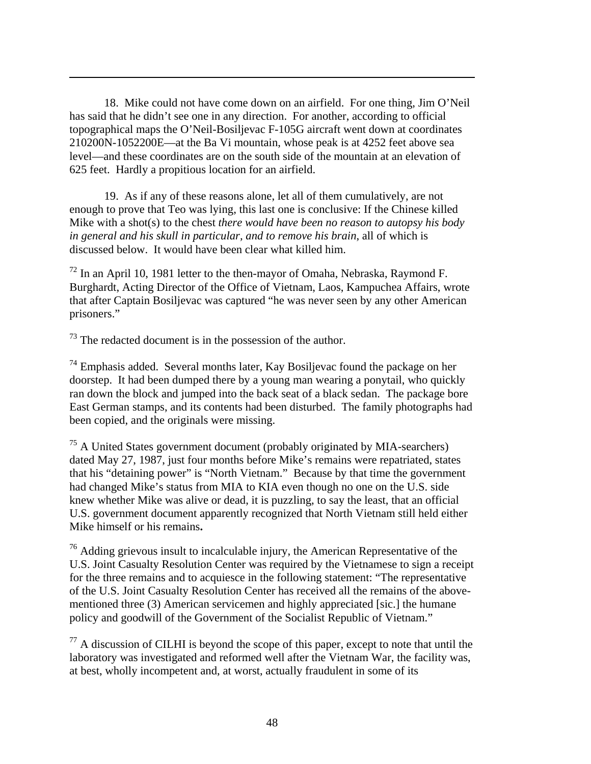18. Mike could not have come down on an airfield. For one thing, Jim O'Neil has said that he didn't see one in any direction. For another, according to official topographical maps the O'Neil-Bosiljevac F-105G aircraft went down at coordinates 210200N-1052200E—at the Ba Vi mountain, whose peak is at 4252 feet above sea level—and these coordinates are on the south side of the mountain at an elevation of 625 feet. Hardly a propitious location for an airfield.

19. As if any of these reasons alone, let all of them cumulatively, are not enough to prove that Teo was lying, this last one is conclusive: If the Chinese killed Mike with a shot(s) to the chest *there would have been no reason to autopsy his body in general and his skull in particular, and to remove his brain*, all of which is discussed below. It would have been clear what killed him.

---

[72] In an April 10, 1981 letter to the then-mayor of Omaha, Nebraska, Raymond F. Burghardt, Acting Director of the Office of Vietnam, Laos, Kampuchea Affairs, wrote that after Captain Bosiljevac was captured "he was never seen by any other American prisoners."

[73] The redacted document is in the possession of the author.

[74] Emphasis added. Several months later, Kay Bosiljevac found the package on her doorstep. It had been dumped there by a young man wearing a ponytail, who quickly ran down the block and jumped into the back seat of a black sedan. The package bore East German stamps, and its contents had been disturbed. The family photographs had been copied, and the originals were missing.

[75] A United States government document (probably originated by MIA-searchers) dated May 27, 1987, just four months before Mike's remains were repatriated, states that his "detaining power" is "North Vietnam." Because by that time the government had changed Mike's status from MIA to KIA even though no one on the U.S. side knew whether Mike was alive or dead, it is puzzling, to say the least, that an official U.S. government document apparently recognized that North Vietnam still held either Mike himself or his remains**.**

[76] Adding grievous insult to incalculable injury, the American Representative of the U.S. Joint Casualty Resolution Center was required by the Vietnamese to sign a receipt for the three remains and to acquiesce in the following statement: "The representative of the U.S. Joint Casualty Resolution Center has received all the remains of the above-mentioned three (3) American servicemen and highly appreciated [sic.] the humane policy and goodwill of the Government of the Socialist Republic of Vietnam."

[77] A discussion of CILHI is beyond the scope of this paper, except to note that until the laboratory was investigated and reformed well after the Vietnam War, the facility was, at best, wholly incompetent and, at worst, actually fraudulent in some of its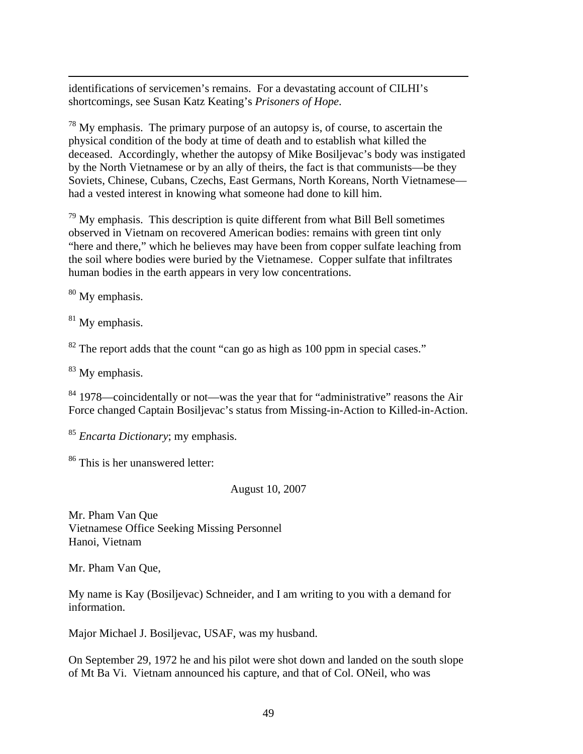identifications of servicemen's remains. For a devastating account of CILHI's shortcomings, see Susan Katz Keating's *Prisoners of Hope*.

[78] My emphasis. The primary purpose of an autopsy is, of course, to ascertain the physical condition of the body at time of death and to establish what killed the deceased. Accordingly, whether the autopsy of Mike Bosiljevac's body was instigated by the North Vietnamese or by an ally of theirs, the fact is that communists—be they Soviets, Chinese, Cubans, Czechs, East Germans, North Koreans, North Vietnamese—had a vested interest in knowing what someone had done to kill him.

[79] My emphasis. This description is quite different from what Bill Bell sometimes observed in Vietnam on recovered American bodies: remains with green tint only "here and there," which he believes may have been from copper sulfate leaching from the soil where bodies were buried by the Vietnamese. Copper sulfate that infiltrates human bodies in the earth appears in very low concentrations.

[80] My emphasis.

[81] My emphasis.

[82] The report adds that the count "can go as high as 100 ppm in special cases."

[83] My emphasis.

[84] 1978—coincidentally or not—was the year that for "administrative" reasons the Air Force changed Captain Bosiljevac's status from Missing-in-Action to Killed-in-Action.

[85] *Encarta Dictionary*; my emphasis.

[86] This is her unanswered letter:

August 10, 2007

Mr. Pham Van Que
Vietnamese Office Seeking Missing Personnel
Hanoi, Vietnam

Mr. Pham Van Que,

My name is Kay (Bosiljevac) Schneider, and I am writing to you with a demand for information.

Major Michael J. Bosiljevac, USAF, was my husband.

On September 29, 1972 he and his pilot were shot down and landed on the south slope of Mt Ba Vi. Vietnam announced his capture, and that of Col. ONeil, who was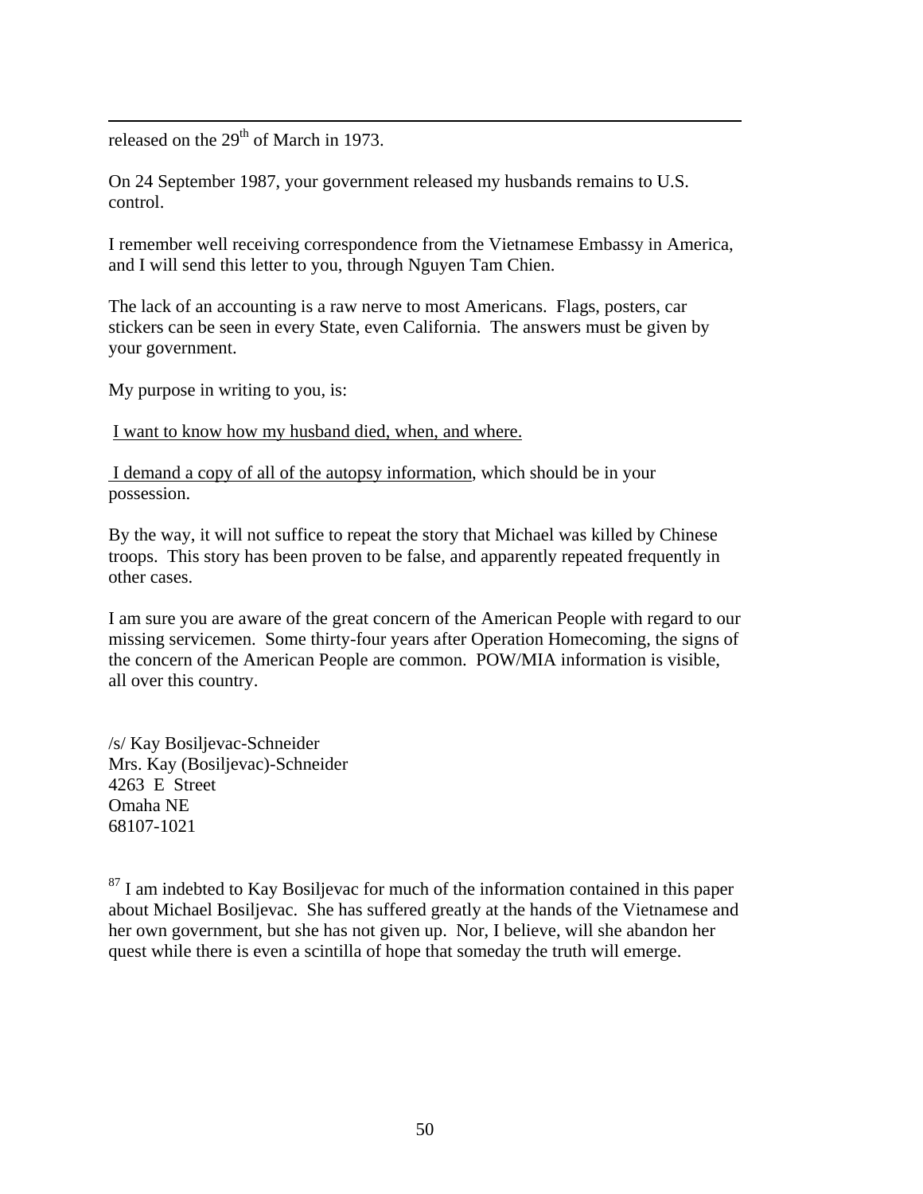released on the 29th of March in 1973.

On 24 September 1987, your government released my husbands remains to U.S. control.

I remember well receiving correspondence from the Vietnamese Embassy in America, and I will send this letter to you, through Nguyen Tam Chien.

The lack of an accounting is a raw nerve to most Americans. Flags, posters, car stickers can be seen in every State, even California. The answers must be given by your government.

My purpose in writing to you, is:

<u>I want to know how my husband died, when, and where.</u>

<u>I demand a copy of all of the autopsy information</u>, which should be in your possession.

By the way, it will not suffice to repeat the story that Michael was killed by Chinese troops. This story has been proven to be false, and apparently repeated frequently in other cases.

I am sure you are aware of the great concern of the American People with regard to our missing servicemen. Some thirty-four years after Operation Homecoming, the signs of the concern of the American People are common. POW/MIA information is visible, all over this country.

/s/ Kay Bosiljevac-Schneider
Mrs. Kay (Bosiljevac)-Schneider
4263 E Street
Omaha NE
68107-1021

[87] I am indebted to Kay Bosiljevac for much of the information contained in this paper about Michael Bosiljevac. She has suffered greatly at the hands of the Vietnamese and her own government, but she has not given up. Nor, I believe, will she abandon her quest while there is even a scintilla of hope that someday the truth will emerge.